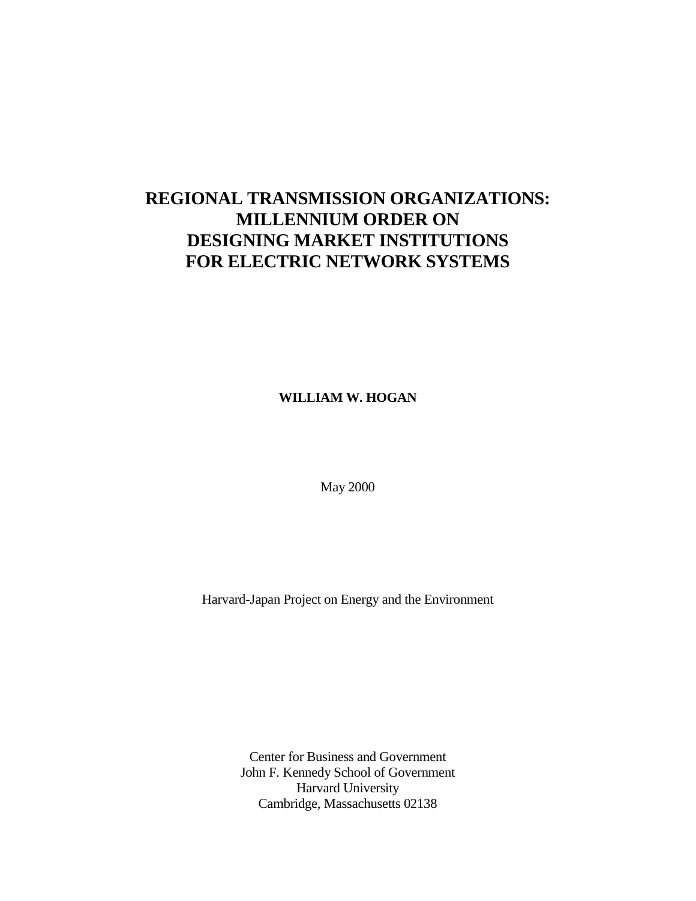# REGIONAL TRANSMISSION ORGANIZATIONS: MILLENNIUM ORDER ON DESIGNING MARKET INSTITUTIONS FOR ELECTRIC NETWORK SYSTEMS

**WILLIAM W. HOGAN**

May 2000

Harvard-Japan Project on Energy and the Environment

Center for Business and Government
John F. Kennedy School of Government
Harvard University
Cambridge, Massachusetts 02138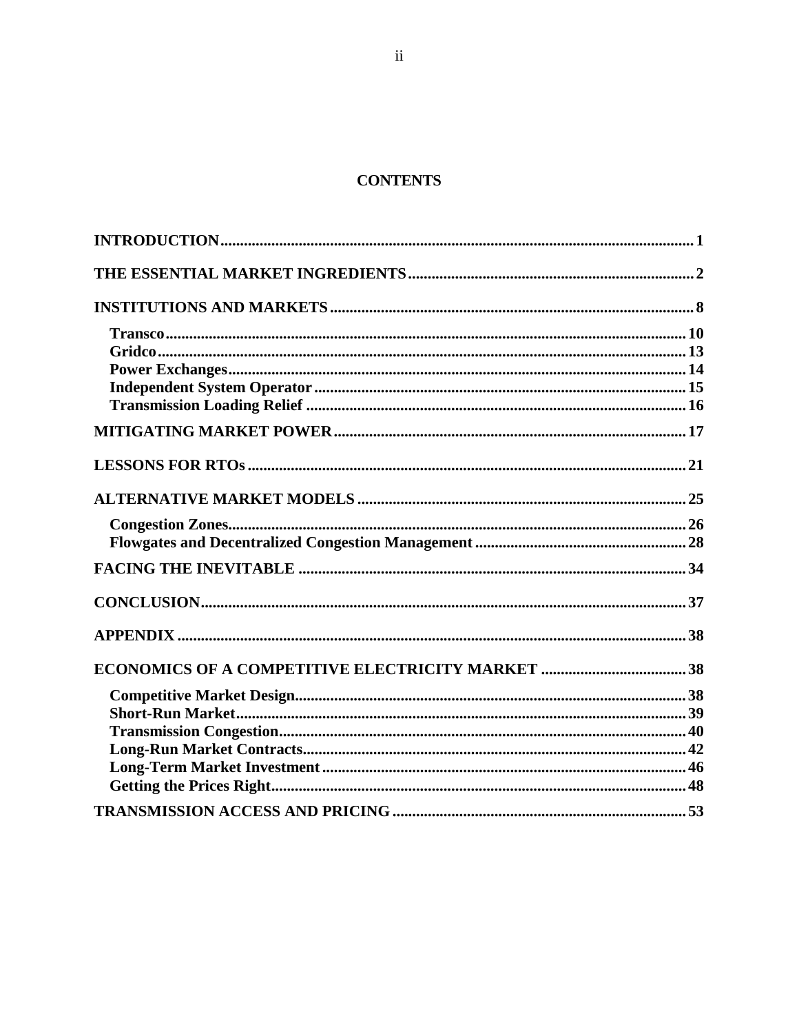## CONTENTS

**INTRODUCTION** ..... 1

**THE ESSENTIAL MARKET INGREDIENTS** ..... 2

**INSTITUTIONS AND MARKETS** ..... 8

- **Transco** ..... 10
- **Gridco** ..... 13
- **Power Exchanges** ..... 14
- **Independent System Operator** ..... 15
- **Transmission Loading Relief** ..... 16

**MITIGATING MARKET POWER** ..... 17

**LESSONS FOR RTOs** ..... 21

**ALTERNATIVE MARKET MODELS** ..... 25

- **Congestion Zones** ..... 26
- **Flowgates and Decentralized Congestion Management** ..... 28

**FACING THE INEVITABLE** ..... 34

**CONCLUSION** ..... 37

**APPENDIX** ..... 38

**ECONOMICS OF A COMPETITIVE ELECTRICITY MARKET** ..... 38

- **Competitive Market Design** ..... 38
- **Short-Run Market** ..... 39
- **Transmission Congestion** ..... 40
- **Long-Run Market Contracts** ..... 42
- **Long-Term Market Investment** ..... 46
- **Getting the Prices Right** ..... 48

**TRANSMISSION ACCESS AND PRICING** ..... 53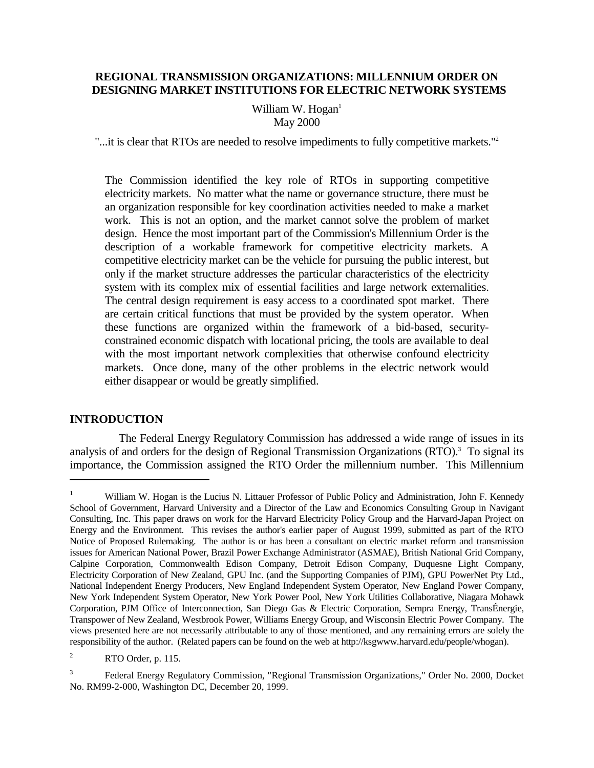**REGIONAL TRANSMISSION ORGANIZATIONS: MILLENNIUM ORDER ON DESIGNING MARKET INSTITUTIONS FOR ELECTRIC NETWORK SYSTEMS**

William W. Hogan[1]
May 2000

"...it is clear that RTOs are needed to resolve impediments to fully competitive markets."[2]

> The Commission identified the key role of RTOs in supporting competitive electricity markets. No matter what the name or governance structure, there must be an organization responsible for key coordination activities needed to make a market work. This is not an option, and the market cannot solve the problem of market design. Hence the most important part of the Commission's Millennium Order is the description of a workable framework for competitive electricity markets. A competitive electricity market can be the vehicle for pursuing the public interest, but only if the market structure addresses the particular characteristics of the electricity system with its complex mix of essential facilities and large network externalities. The central design requirement is easy access to a coordinated spot market. There are certain critical functions that must be provided by the system operator. When these functions are organized within the framework of a bid-based, security-constrained economic dispatch with locational pricing, the tools are available to deal with the most important network complexities that otherwise confound electricity markets. Once done, many of the other problems in the electric network would either disappear or would be greatly simplified.

## INTRODUCTION

The Federal Energy Regulatory Commission has addressed a wide range of issues in its analysis of and orders for the design of Regional Transmission Organizations (RTO).[3] To signal its importance, the Commission assigned the RTO Order the millennium number. This Millennium

---

[1] William W. Hogan is the Lucius N. Littauer Professor of Public Policy and Administration, John F. Kennedy School of Government, Harvard University and a Director of the Law and Economics Consulting Group in Navigant Consulting, Inc. This paper draws on work for the Harvard Electricity Policy Group and the Harvard-Japan Project on Energy and the Environment. This revises the author's earlier paper of August 1999, submitted as part of the RTO Notice of Proposed Rulemaking. The author is or has been a consultant on electric market reform and transmission issues for American National Power, Brazil Power Exchange Administrator (ASMAE), British National Grid Company, Calpine Corporation, Commonwealth Edison Company, Detroit Edison Company, Duquesne Light Company, Electricity Corporation of New Zealand, GPU Inc. (and the Supporting Companies of PJM), GPU PowerNet Pty Ltd., National Independent Energy Producers, New England Independent System Operator, New England Power Company, New York Independent System Operator, New York Power Pool, New York Utilities Collaborative, Niagara Mohawk Corporation, PJM Office of Interconnection, San Diego Gas & Electric Corporation, Sempra Energy, TransÉnergie, Transpower of New Zealand, Westbrook Power, Williams Energy Group, and Wisconsin Electric Power Company. The views presented here are not necessarily attributable to any of those mentioned, and any remaining errors are solely the responsibility of the author. (Related papers can be found on the web at http://ksgwww.harvard.edu/people/whogan).

[2] RTO Order, p. 115.

[3] Federal Energy Regulatory Commission, "Regional Transmission Organizations," Order No. 2000, Docket No. RM99-2-000, Washington DC, December 20, 1999.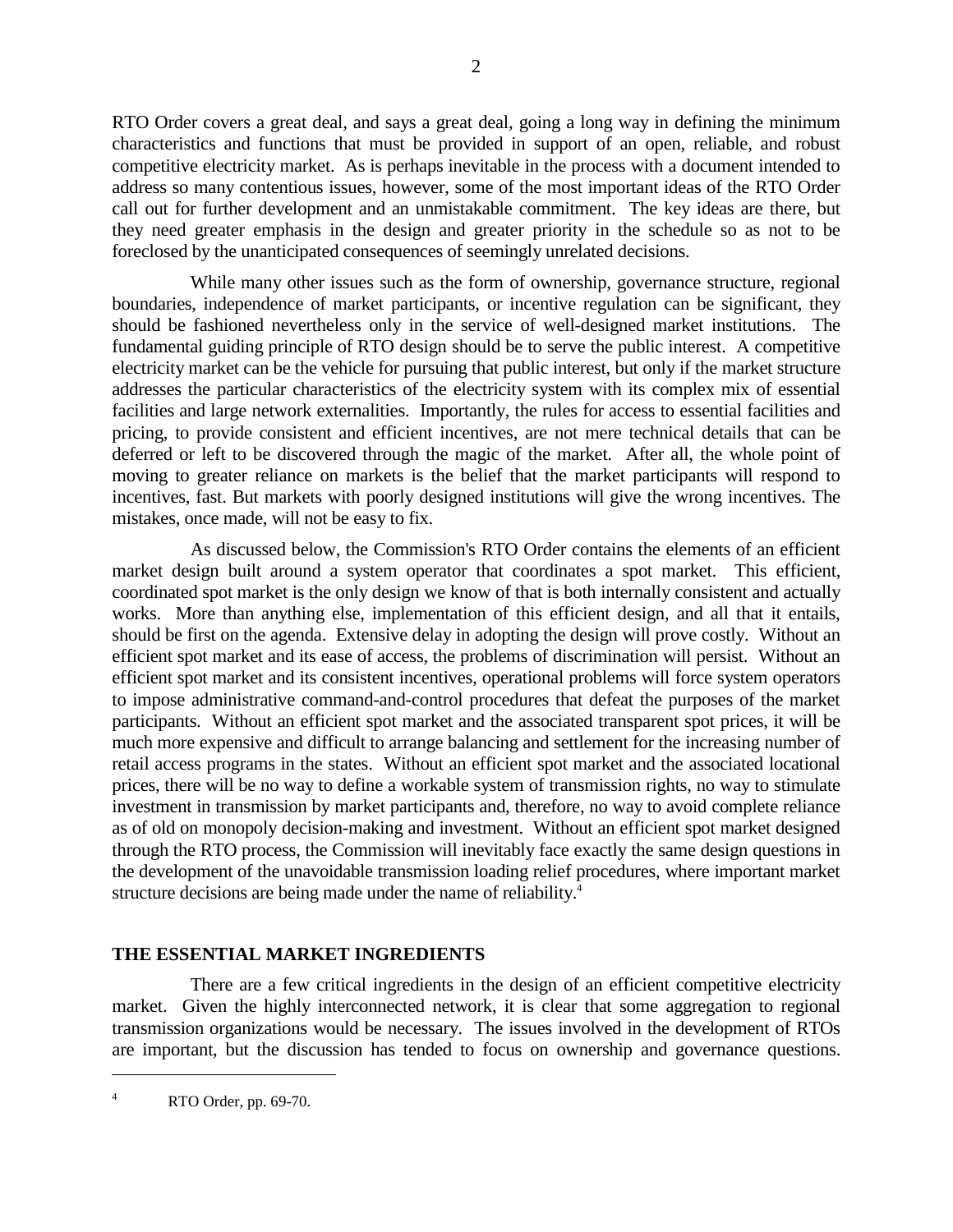RTO Order covers a great deal, and says a great deal, going a long way in defining the minimum characteristics and functions that must be provided in support of an open, reliable, and robust competitive electricity market. As is perhaps inevitable in the process with a document intended to address so many contentious issues, however, some of the most important ideas of the RTO Order call out for further development and an unmistakable commitment. The key ideas are there, but they need greater emphasis in the design and greater priority in the schedule so as not to be foreclosed by the unanticipated consequences of seemingly unrelated decisions.

While many other issues such as the form of ownership, governance structure, regional boundaries, independence of market participants, or incentive regulation can be significant, they should be fashioned nevertheless only in the service of well-designed market institutions. The fundamental guiding principle of RTO design should be to serve the public interest. A competitive electricity market can be the vehicle for pursuing that public interest, but only if the market structure addresses the particular characteristics of the electricity system with its complex mix of essential facilities and large network externalities. Importantly, the rules for access to essential facilities and pricing, to provide consistent and efficient incentives, are not mere technical details that can be deferred or left to be discovered through the magic of the market. After all, the whole point of moving to greater reliance on markets is the belief that the market participants will respond to incentives, fast. But markets with poorly designed institutions will give the wrong incentives. The mistakes, once made, will not be easy to fix.

As discussed below, the Commission's RTO Order contains the elements of an efficient market design built around a system operator that coordinates a spot market. This efficient, coordinated spot market is the only design we know of that is both internally consistent and actually works. More than anything else, implementation of this efficient design, and all that it entails, should be first on the agenda. Extensive delay in adopting the design will prove costly. Without an efficient spot market and its ease of access, the problems of discrimination will persist. Without an efficient spot market and its consistent incentives, operational problems will force system operators to impose administrative command-and-control procedures that defeat the purposes of the market participants. Without an efficient spot market and the associated transparent spot prices, it will be much more expensive and difficult to arrange balancing and settlement for the increasing number of retail access programs in the states. Without an efficient spot market and the associated locational prices, there will be no way to define a workable system of transmission rights, no way to stimulate investment in transmission by market participants and, therefore, no way to avoid complete reliance as of old on monopoly decision-making and investment. Without an efficient spot market designed through the RTO process, the Commission will inevitably face exactly the same design questions in the development of the unavoidable transmission loading relief procedures, where important market structure decisions are being made under the name of reliability.[4]

## THE ESSENTIAL MARKET INGREDIENTS

There are a few critical ingredients in the design of an efficient competitive electricity market. Given the highly interconnected network, it is clear that some aggregation to regional transmission organizations would be necessary. The issues involved in the development of RTOs are important, but the discussion has tended to focus on ownership and governance questions.

---

[4] RTO Order, pp. 69-70.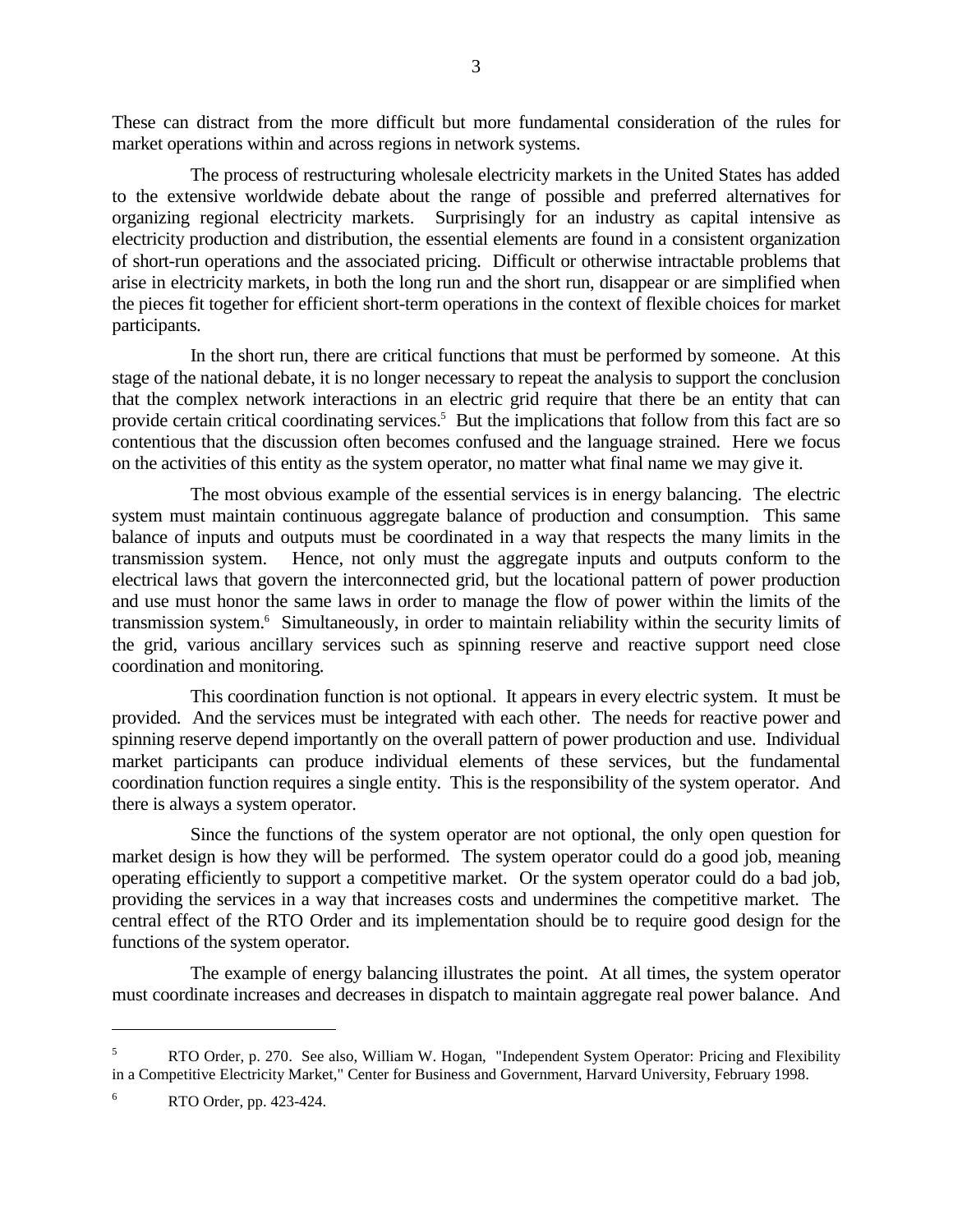These can distract from the more difficult but more fundamental consideration of the rules for market operations within and across regions in network systems.

The process of restructuring wholesale electricity markets in the United States has added to the extensive worldwide debate about the range of possible and preferred alternatives for organizing regional electricity markets. Surprisingly for an industry as capital intensive as electricity production and distribution, the essential elements are found in a consistent organization of short-run operations and the associated pricing. Difficult or otherwise intractable problems that arise in electricity markets, in both the long run and the short run, disappear or are simplified when the pieces fit together for efficient short-term operations in the context of flexible choices for market participants.

In the short run, there are critical functions that must be performed by someone. At this stage of the national debate, it is no longer necessary to repeat the analysis to support the conclusion that the complex network interactions in an electric grid require that there be an entity that can provide certain critical coordinating services.[5] But the implications that follow from this fact are so contentious that the discussion often becomes confused and the language strained. Here we focus on the activities of this entity as the system operator, no matter what final name we may give it.

The most obvious example of the essential services is in energy balancing. The electric system must maintain continuous aggregate balance of production and consumption. This same balance of inputs and outputs must be coordinated in a way that respects the many limits in the transmission system. Hence, not only must the aggregate inputs and outputs conform to the electrical laws that govern the interconnected grid, but the locational pattern of power production and use must honor the same laws in order to manage the flow of power within the limits of the transmission system.[6] Simultaneously, in order to maintain reliability within the security limits of the grid, various ancillary services such as spinning reserve and reactive support need close coordination and monitoring.

This coordination function is not optional. It appears in every electric system. It must be provided. And the services must be integrated with each other. The needs for reactive power and spinning reserve depend importantly on the overall pattern of power production and use. Individual market participants can produce individual elements of these services, but the fundamental coordination function requires a single entity. This is the responsibility of the system operator. And there is always a system operator.

Since the functions of the system operator are not optional, the only open question for market design is how they will be performed. The system operator could do a good job, meaning operating efficiently to support a competitive market. Or the system operator could do a bad job, providing the services in a way that increases costs and undermines the competitive market. The central effect of the RTO Order and its implementation should be to require good design for the functions of the system operator.

The example of energy balancing illustrates the point. At all times, the system operator must coordinate increases and decreases in dispatch to maintain aggregate real power balance. And

---

[5] RTO Order, p. 270. See also, William W. Hogan, "Independent System Operator: Pricing and Flexibility in a Competitive Electricity Market," Center for Business and Government, Harvard University, February 1998.

[6] RTO Order, pp. 423-424.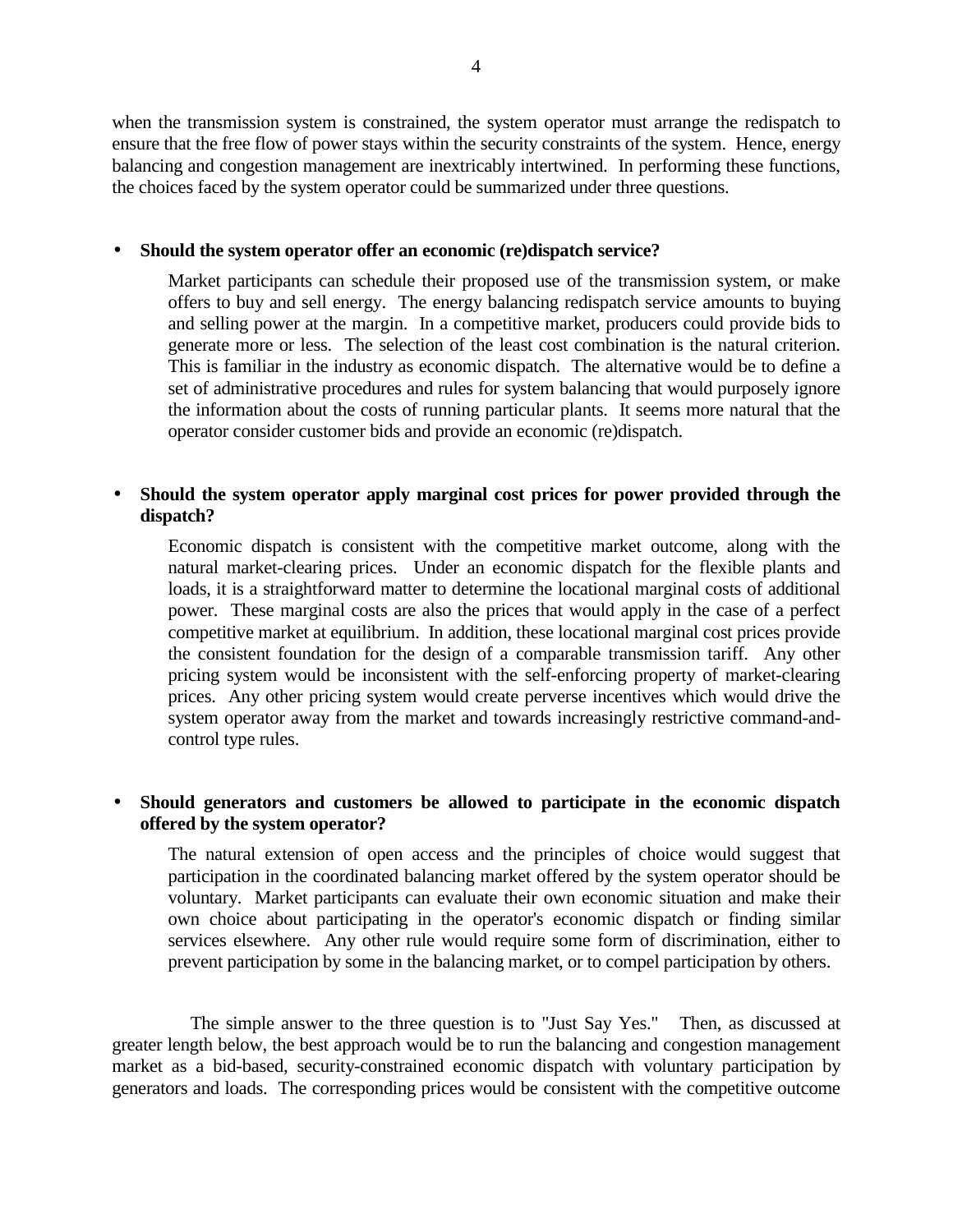when the transmission system is constrained, the system operator must arrange the redispatch to ensure that the free flow of power stays within the security constraints of the system. Hence, energy balancing and congestion management are inextricably intertwined. In performing these functions, the choices faced by the system operator could be summarized under three questions.

- **Should the system operator offer an economic (re)dispatch service?**

  Market participants can schedule their proposed use of the transmission system, or make offers to buy and sell energy. The energy balancing redispatch service amounts to buying and selling power at the margin. In a competitive market, producers could provide bids to generate more or less. The selection of the least cost combination is the natural criterion. This is familiar in the industry as economic dispatch. The alternative would be to define a set of administrative procedures and rules for system balancing that would purposely ignore the information about the costs of running particular plants. It seems more natural that the operator consider customer bids and provide an economic (re)dispatch.

- **Should the system operator apply marginal cost prices for power provided through the dispatch?**

  Economic dispatch is consistent with the competitive market outcome, along with the natural market-clearing prices. Under an economic dispatch for the flexible plants and loads, it is a straightforward matter to determine the locational marginal costs of additional power. These marginal costs are also the prices that would apply in the case of a perfect competitive market at equilibrium. In addition, these locational marginal cost prices provide the consistent foundation for the design of a comparable transmission tariff. Any other pricing system would be inconsistent with the self-enforcing property of market-clearing prices. Any other pricing system would create perverse incentives which would drive the system operator away from the market and towards increasingly restrictive command-and-control type rules.

- **Should generators and customers be allowed to participate in the economic dispatch offered by the system operator?**

  The natural extension of open access and the principles of choice would suggest that participation in the coordinated balancing market offered by the system operator should be voluntary. Market participants can evaluate their own economic situation and make their own choice about participating in the operator's economic dispatch or finding similar services elsewhere. Any other rule would require some form of discrimination, either to prevent participation by some in the balancing market, or to compel participation by others.

The simple answer to the three question is to "Just Say Yes." Then, as discussed at greater length below, the best approach would be to run the balancing and congestion management market as a bid-based, security-constrained economic dispatch with voluntary participation by generators and loads. The corresponding prices would be consistent with the competitive outcome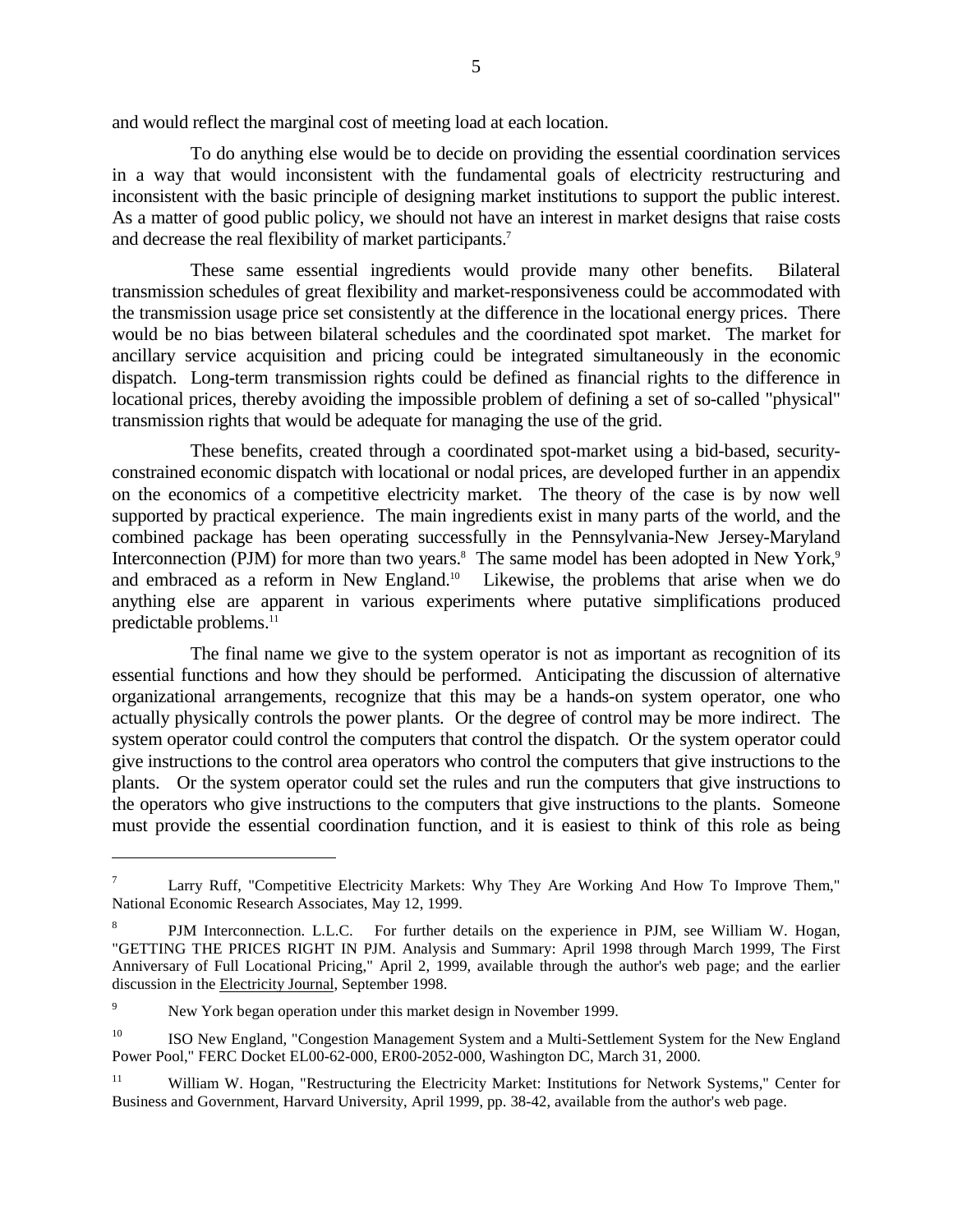and would reflect the marginal cost of meeting load at each location.

To do anything else would be to decide on providing the essential coordination services in a way that would inconsistent with the fundamental goals of electricity restructuring and inconsistent with the basic principle of designing market institutions to support the public interest. As a matter of good public policy, we should not have an interest in market designs that raise costs and decrease the real flexibility of market participants.[7]

These same essential ingredients would provide many other benefits. Bilateral transmission schedules of great flexibility and market-responsiveness could be accommodated with the transmission usage price set consistently at the difference in the locational energy prices. There would be no bias between bilateral schedules and the coordinated spot market. The market for ancillary service acquisition and pricing could be integrated simultaneously in the economic dispatch. Long-term transmission rights could be defined as financial rights to the difference in locational prices, thereby avoiding the impossible problem of defining a set of so-called "physical" transmission rights that would be adequate for managing the use of the grid.

These benefits, created through a coordinated spot-market using a bid-based, security-constrained economic dispatch with locational or nodal prices, are developed further in an appendix on the economics of a competitive electricity market. The theory of the case is by now well supported by practical experience. The main ingredients exist in many parts of the world, and the combined package has been operating successfully in the Pennsylvania-New Jersey-Maryland Interconnection (PJM) for more than two years.[8] The same model has been adopted in New York,[9] and embraced as a reform in New England.[10] Likewise, the problems that arise when we do anything else are apparent in various experiments where putative simplifications produced predictable problems.[11]

The final name we give to the system operator is not as important as recognition of its essential functions and how they should be performed. Anticipating the discussion of alternative organizational arrangements, recognize that this may be a hands-on system operator, one who actually physically controls the power plants. Or the degree of control may be more indirect. The system operator could control the computers that control the dispatch. Or the system operator could give instructions to the control area operators who control the computers that give instructions to the plants. Or the system operator could set the rules and run the computers that give instructions to the operators who give instructions to the computers that give instructions to the plants. Someone must provide the essential coordination function, and it is easiest to think of this role as being

---

[7] Larry Ruff, "Competitive Electricity Markets: Why They Are Working And How To Improve Them," National Economic Research Associates, May 12, 1999.

[8] PJM Interconnection. L.L.C. For further details on the experience in PJM, see William W. Hogan, "GETTING THE PRICES RIGHT IN PJM. Analysis and Summary: April 1998 through March 1999, The First Anniversary of Full Locational Pricing," April 2, 1999, available through the author's web page; and the earlier discussion in the Electricity Journal, September 1998.

[9] New York began operation under this market design in November 1999.

[10] ISO New England, "Congestion Management System and a Multi-Settlement System for the New England Power Pool," FERC Docket EL00-62-000, ER00-2052-000, Washington DC, March 31, 2000.

[11] William W. Hogan, "Restructuring the Electricity Market: Institutions for Network Systems," Center for Business and Government, Harvard University, April 1999, pp. 38-42, available from the author's web page.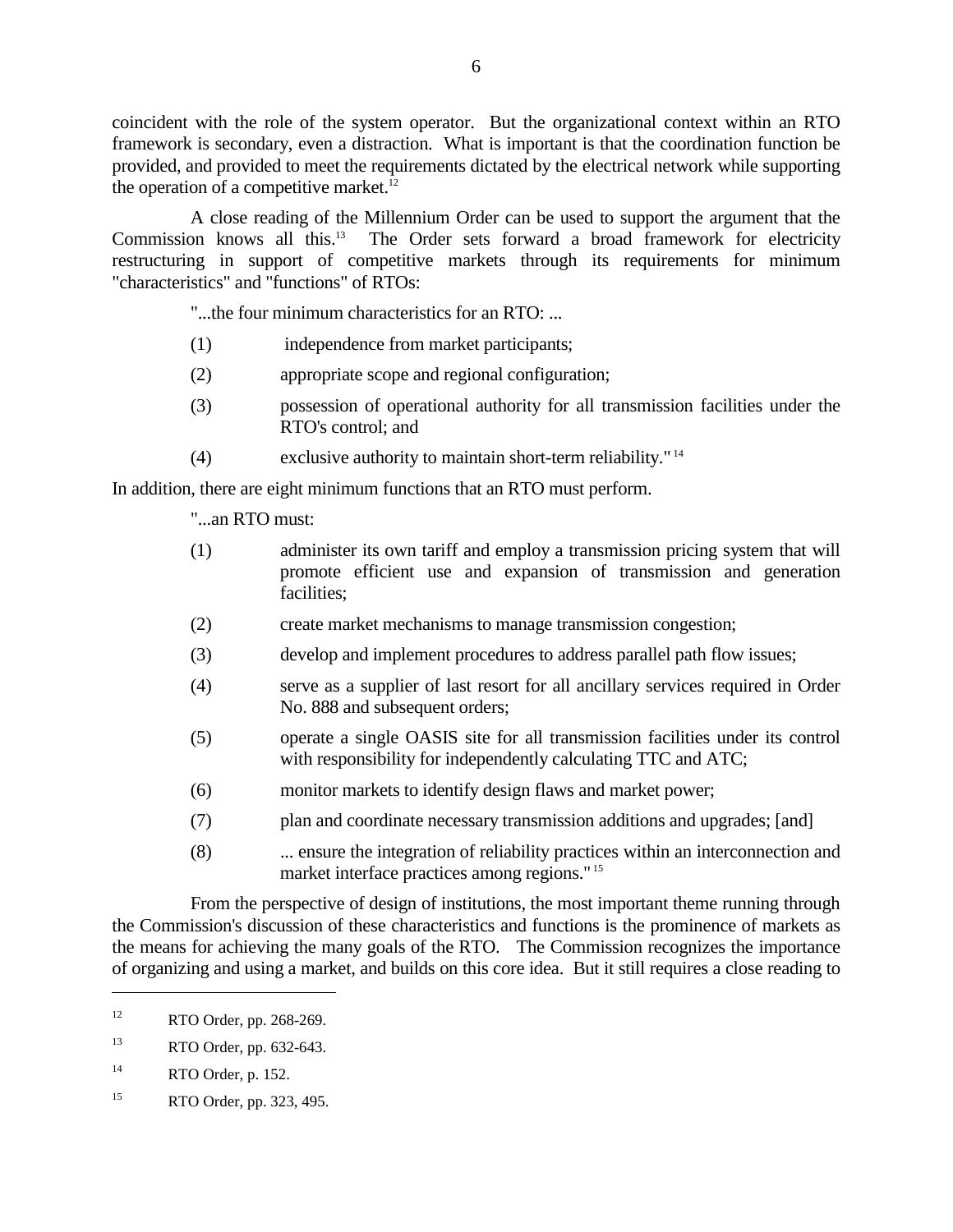coincident with the role of the system operator. But the organizational context within an RTO framework is secondary, even a distraction. What is important is that the coordination function be provided, and provided to meet the requirements dictated by the electrical network while supporting the operation of a competitive market.[12]

A close reading of the Millennium Order can be used to support the argument that the Commission knows all this.[13] The Order sets forward a broad framework for electricity restructuring in support of competitive markets through its requirements for minimum "characteristics" and "functions" of RTOs:

> "...the four minimum characteristics for an RTO: ...
>
> (1) independence from market participants;
>
> (2) appropriate scope and regional configuration;
>
> (3) possession of operational authority for all transmission facilities under the RTO's control; and
>
> (4) exclusive authority to maintain short-term reliability."[14]

In addition, there are eight minimum functions that an RTO must perform.

> "...an RTO must:
>
> (1) administer its own tariff and employ a transmission pricing system that will promote efficient use and expansion of transmission and generation facilities;
>
> (2) create market mechanisms to manage transmission congestion;
>
> (3) develop and implement procedures to address parallel path flow issues;
>
> (4) serve as a supplier of last resort for all ancillary services required in Order No. 888 and subsequent orders;
>
> (5) operate a single OASIS site for all transmission facilities under its control with responsibility for independently calculating TTC and ATC;
>
> (6) monitor markets to identify design flaws and market power;
>
> (7) plan and coordinate necessary transmission additions and upgrades; [and]
>
> (8) ... ensure the integration of reliability practices within an interconnection and market interface practices among regions."[15]

From the perspective of design of institutions, the most important theme running through the Commission's discussion of these characteristics and functions is the prominence of markets as the means for achieving the many goals of the RTO. The Commission recognizes the importance of organizing and using a market, and builds on this core idea. But it still requires a close reading to

---

[12] RTO Order, pp. 268-269.

[13] RTO Order, pp. 632-643.

[14] RTO Order, p. 152.

[15] RTO Order, pp. 323, 495.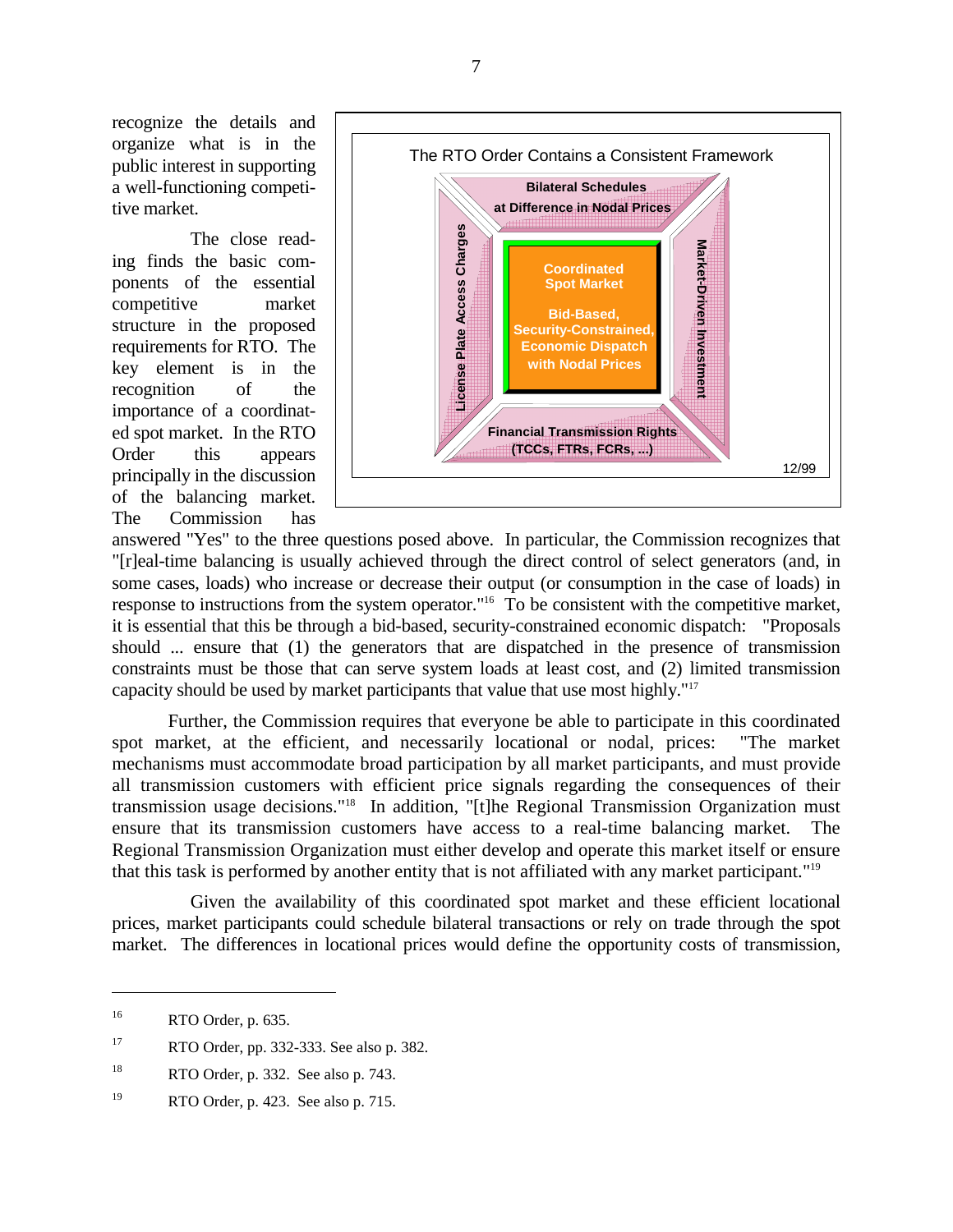recognize the details and organize what is in the public interest in supporting a well-functioning competitive market.

The close reading finds the basic components of the essential competitive market structure in the proposed requirements for RTO. The key element is in the recognition of the importance of a coordinated spot market. In the RTO Order this appears principally in the discussion of the balancing market. The Commission has answered "Yes" to the three questions posed above. In particular, the Commission recognizes that "[r]eal-time balancing is usually achieved through the direct control of select generators (and, in some cases, loads) who increase or decrease their output (or consumption in the case of loads) in response to instructions from the system operator."[16] To be consistent with the competitive market, it is essential that this be through a bid-based, security-constrained economic dispatch: "Proposals should ... ensure that (1) the generators that are dispatched in the presence of transmission constraints must be those that can serve system loads at least cost, and (2) limited transmission capacity should be used by market participants that value that use most highly."[17]

The RTO Order Contains a Consistent Framework

- Bilateral Schedules at Difference in Nodal Prices
- License Plate Access Charges
- Coordinated Spot Market — Bid-Based, Security-Constrained, Economic Dispatch with Nodal Prices
- Market-Driven Investment
- Financial Transmission Rights (TCCs, FTRs, FCRs, ...)

12/99

Further, the Commission requires that everyone be able to participate in this coordinated spot market, at the efficient, and necessarily locational or nodal, prices: "The market mechanisms must accommodate broad participation by all market participants, and must provide all transmission customers with efficient price signals regarding the consequences of their transmission usage decisions."[18] In addition, "[t]he Regional Transmission Organization must ensure that its transmission customers have access to a real-time balancing market. The Regional Transmission Organization must either develop and operate this market itself or ensure that this task is performed by another entity that is not affiliated with any market participant."[19]

Given the availability of this coordinated spot market and these efficient locational prices, market participants could schedule bilateral transactions or rely on trade through the spot market. The differences in locational prices would define the opportunity costs of transmission,

---

[16] RTO Order, p. 635.

[17] RTO Order, pp. 332-333. See also p. 382.

[18] RTO Order, p. 332. See also p. 743.

[19] RTO Order, p. 423. See also p. 715.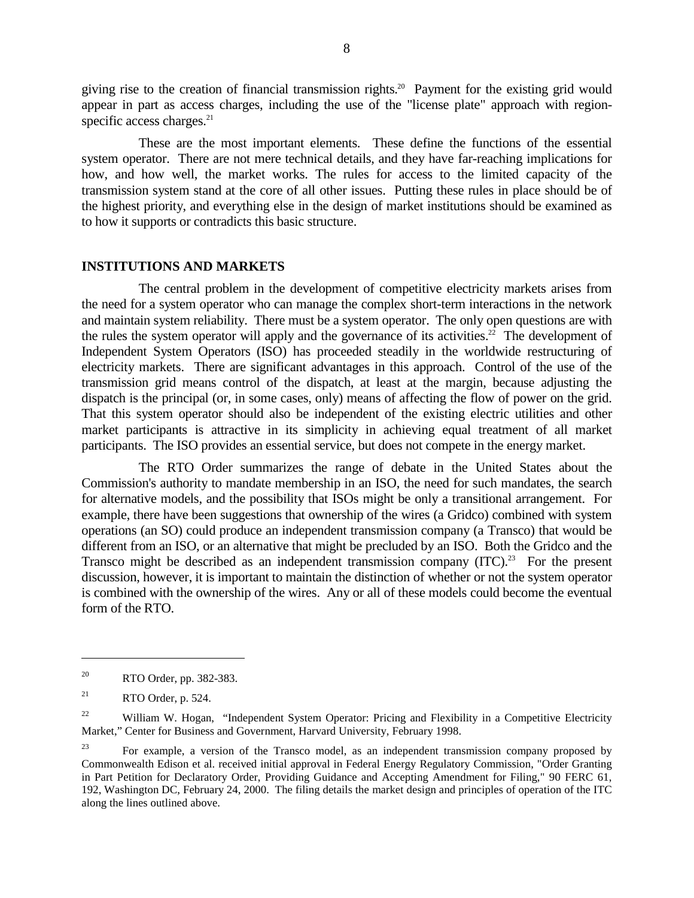giving rise to the creation of financial transmission rights.[20] Payment for the existing grid would appear in part as access charges, including the use of the "license plate" approach with region-specific access charges.[21]

These are the most important elements. These define the functions of the essential system operator. There are not mere technical details, and they have far-reaching implications for how, and how well, the market works. The rules for access to the limited capacity of the transmission system stand at the core of all other issues. Putting these rules in place should be of the highest priority, and everything else in the design of market institutions should be examined as to how it supports or contradicts this basic structure.

## INSTITUTIONS AND MARKETS

The central problem in the development of competitive electricity markets arises from the need for a system operator who can manage the complex short-term interactions in the network and maintain system reliability. There must be a system operator. The only open questions are with the rules the system operator will apply and the governance of its activities.[22] The development of Independent System Operators (ISO) has proceeded steadily in the worldwide restructuring of electricity markets. There are significant advantages in this approach. Control of the use of the transmission grid means control of the dispatch, at least at the margin, because adjusting the dispatch is the principal (or, in some cases, only) means of affecting the flow of power on the grid. That this system operator should also be independent of the existing electric utilities and other market participants is attractive in its simplicity in achieving equal treatment of all market participants. The ISO provides an essential service, but does not compete in the energy market.

The RTO Order summarizes the range of debate in the United States about the Commission's authority to mandate membership in an ISO, the need for such mandates, the search for alternative models, and the possibility that ISOs might be only a transitional arrangement. For example, there have been suggestions that ownership of the wires (a Gridco) combined with system operations (an SO) could produce an independent transmission company (a Transco) that would be different from an ISO, or an alternative that might be precluded by an ISO. Both the Gridco and the Transco might be described as an independent transmission company (ITC).[23] For the present discussion, however, it is important to maintain the distinction of whether or not the system operator is combined with the ownership of the wires. Any or all of these models could become the eventual form of the RTO.

---

[20] RTO Order, pp. 382-383.

[21] RTO Order, p. 524.

[22] William W. Hogan, "Independent System Operator: Pricing and Flexibility in a Competitive Electricity Market," Center for Business and Government, Harvard University, February 1998.

[23] For example, a version of the Transco model, as an independent transmission company proposed by Commonwealth Edison et al. received initial approval in Federal Energy Regulatory Commission, "Order Granting in Part Petition for Declaratory Order, Providing Guidance and Accepting Amendment for Filing," 90 FERC 61, 192, Washington DC, February 24, 2000. The filing details the market design and principles of operation of the ITC along the lines outlined above.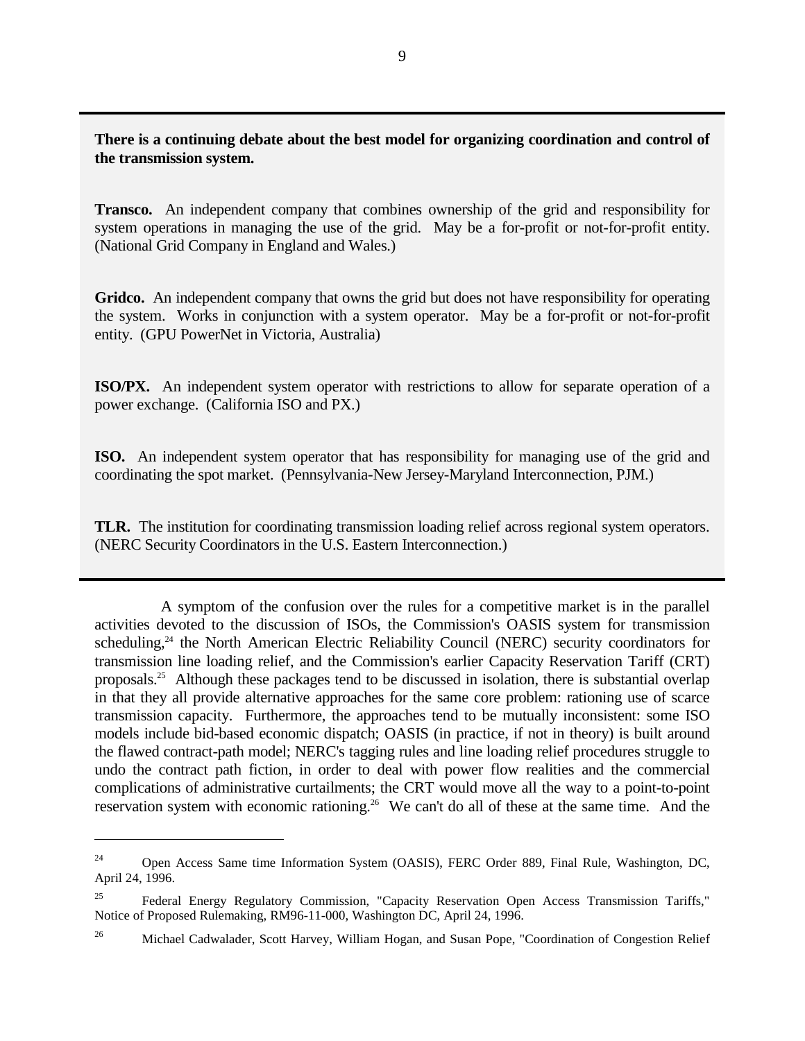**There is a continuing debate about the best model for organizing coordination and control of the transmission system.**

**Transco.** An independent company that combines ownership of the grid and responsibility for system operations in managing the use of the grid. May be a for-profit or not-for-profit entity. (National Grid Company in England and Wales.)

**Gridco.** An independent company that owns the grid but does not have responsibility for operating the system. Works in conjunction with a system operator. May be a for-profit or not-for-profit entity. (GPU PowerNet in Victoria, Australia)

**ISO/PX.** An independent system operator with restrictions to allow for separate operation of a power exchange. (California ISO and PX.)

**ISO.** An independent system operator that has responsibility for managing use of the grid and coordinating the spot market. (Pennsylvania-New Jersey-Maryland Interconnection, PJM.)

**TLR.** The institution for coordinating transmission loading relief across regional system operators. (NERC Security Coordinators in the U.S. Eastern Interconnection.)

A symptom of the confusion over the rules for a competitive market is in the parallel activities devoted to the discussion of ISOs, the Commission's OASIS system for transmission scheduling,[24] the North American Electric Reliability Council (NERC) security coordinators for transmission line loading relief, and the Commission's earlier Capacity Reservation Tariff (CRT) proposals.[25] Although these packages tend to be discussed in isolation, there is substantial overlap in that they all provide alternative approaches for the same core problem: rationing use of scarce transmission capacity. Furthermore, the approaches tend to be mutually inconsistent: some ISO models include bid-based economic dispatch; OASIS (in practice, if not in theory) is built around the flawed contract-path model; NERC's tagging rules and line loading relief procedures struggle to undo the contract path fiction, in order to deal with power flow realities and the commercial complications of administrative curtailments; the CRT would move all the way to a point-to-point reservation system with economic rationing.[26] We can't do all of these at the same time. And the

---

[24] Open Access Same time Information System (OASIS), FERC Order 889, Final Rule, Washington, DC, April 24, 1996.

[25] Federal Energy Regulatory Commission, "Capacity Reservation Open Access Transmission Tariffs," Notice of Proposed Rulemaking, RM96-11-000, Washington DC, April 24, 1996.

[26] Michael Cadwalader, Scott Harvey, William Hogan, and Susan Pope, "Coordination of Congestion Relief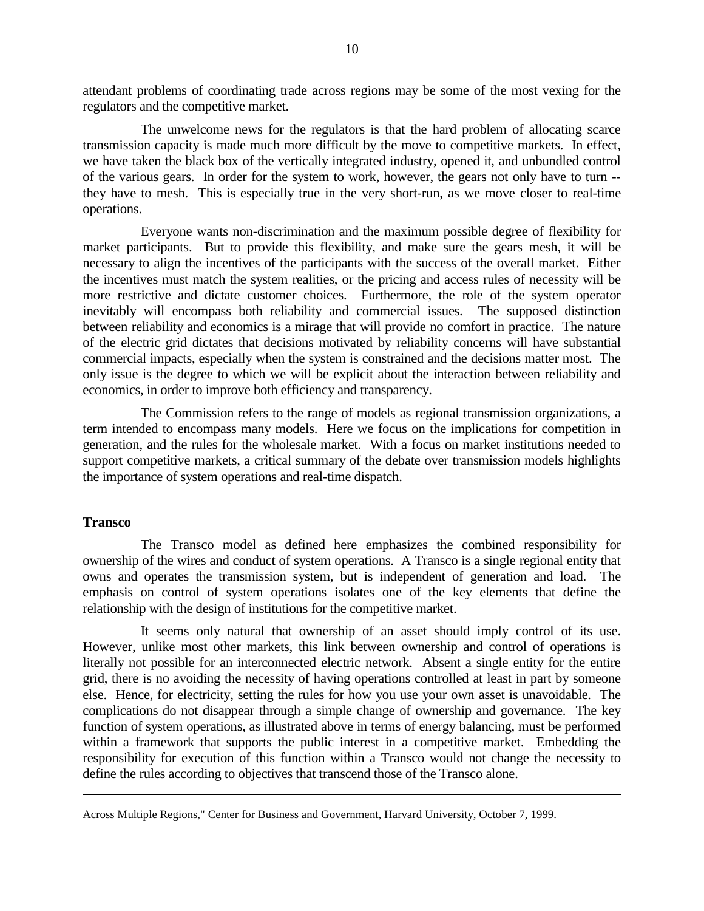attendant problems of coordinating trade across regions may be some of the most vexing for the regulators and the competitive market.

The unwelcome news for the regulators is that the hard problem of allocating scarce transmission capacity is made much more difficult by the move to competitive markets. In effect, we have taken the black box of the vertically integrated industry, opened it, and unbundled control of the various gears. In order for the system to work, however, the gears not only have to turn -- they have to mesh. This is especially true in the very short-run, as we move closer to real-time operations.

Everyone wants non-discrimination and the maximum possible degree of flexibility for market participants. But to provide this flexibility, and make sure the gears mesh, it will be necessary to align the incentives of the participants with the success of the overall market. Either the incentives must match the system realities, or the pricing and access rules of necessity will be more restrictive and dictate customer choices. Furthermore, the role of the system operator inevitably will encompass both reliability and commercial issues. The supposed distinction between reliability and economics is a mirage that will provide no comfort in practice. The nature of the electric grid dictates that decisions motivated by reliability concerns will have substantial commercial impacts, especially when the system is constrained and the decisions matter most. The only issue is the degree to which we will be explicit about the interaction between reliability and economics, in order to improve both efficiency and transparency.

The Commission refers to the range of models as regional transmission organizations, a term intended to encompass many models. Here we focus on the implications for competition in generation, and the rules for the wholesale market. With a focus on market institutions needed to support competitive markets, a critical summary of the debate over transmission models highlights the importance of system operations and real-time dispatch.

**Transco**

The Transco model as defined here emphasizes the combined responsibility for ownership of the wires and conduct of system operations. A Transco is a single regional entity that owns and operates the transmission system, but is independent of generation and load. The emphasis on control of system operations isolates one of the key elements that define the relationship with the design of institutions for the competitive market.

It seems only natural that ownership of an asset should imply control of its use. However, unlike most other markets, this link between ownership and control of operations is literally not possible for an interconnected electric network. Absent a single entity for the entire grid, there is no avoiding the necessity of having operations controlled at least in part by someone else. Hence, for electricity, setting the rules for how you use your own asset is unavoidable. The complications do not disappear through a simple change of ownership and governance. The key function of system operations, as illustrated above in terms of energy balancing, must be performed within a framework that supports the public interest in a competitive market. Embedding the responsibility for execution of this function within a Transco would not change the necessity to define the rules according to objectives that transcend those of the Transco alone.

---

Across Multiple Regions," Center for Business and Government, Harvard University, October 7, 1999.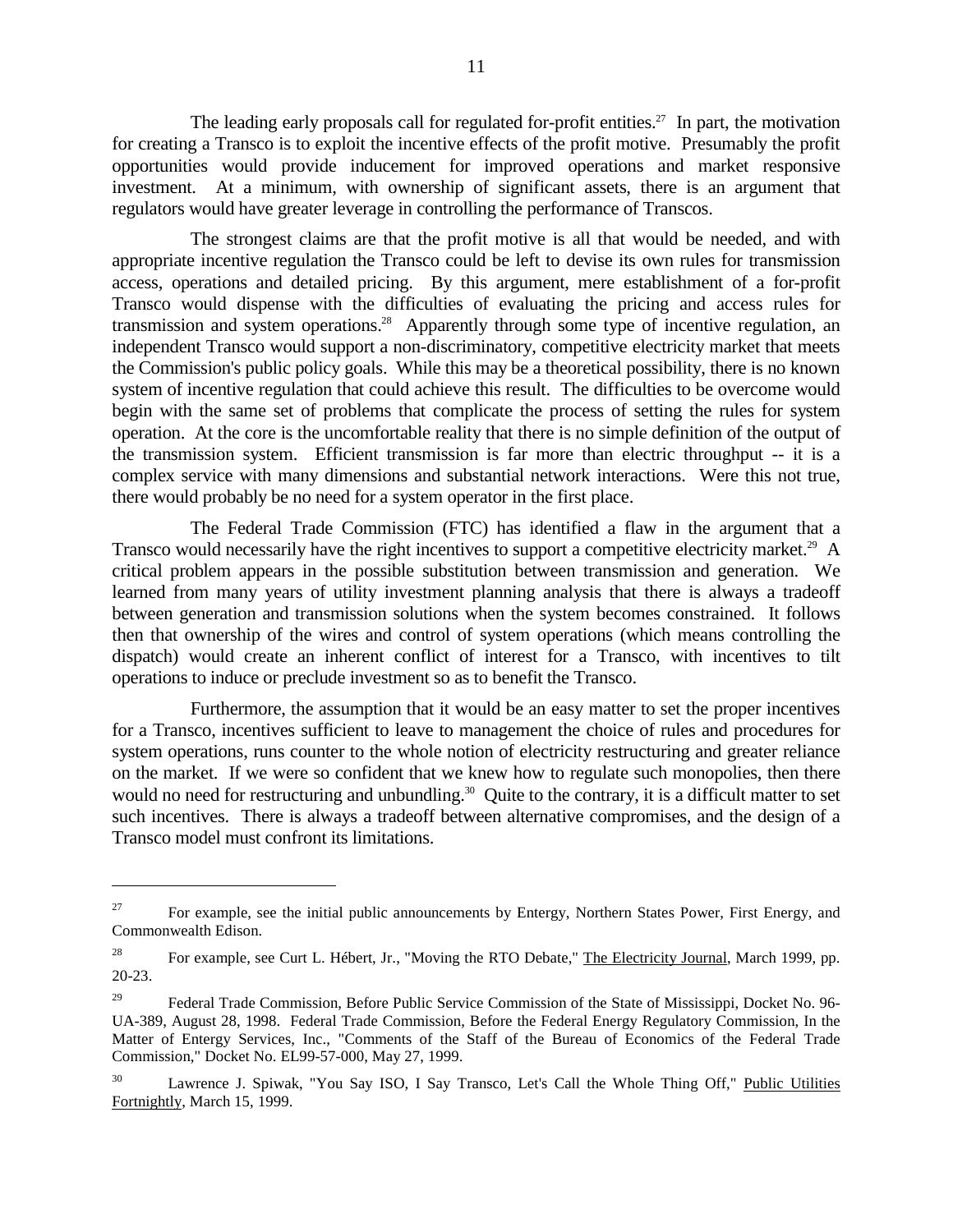The leading early proposals call for regulated for-profit entities.[27] In part, the motivation for creating a Transco is to exploit the incentive effects of the profit motive. Presumably the profit opportunities would provide inducement for improved operations and market responsive investment. At a minimum, with ownership of significant assets, there is an argument that regulators would have greater leverage in controlling the performance of Transcos.

The strongest claims are that the profit motive is all that would be needed, and with appropriate incentive regulation the Transco could be left to devise its own rules for transmission access, operations and detailed pricing. By this argument, mere establishment of a for-profit Transco would dispense with the difficulties of evaluating the pricing and access rules for transmission and system operations.[28] Apparently through some type of incentive regulation, an independent Transco would support a non-discriminatory, competitive electricity market that meets the Commission's public policy goals. While this may be a theoretical possibility, there is no known system of incentive regulation that could achieve this result. The difficulties to be overcome would begin with the same set of problems that complicate the process of setting the rules for system operation. At the core is the uncomfortable reality that there is no simple definition of the output of the transmission system. Efficient transmission is far more than electric throughput -- it is a complex service with many dimensions and substantial network interactions. Were this not true, there would probably be no need for a system operator in the first place.

The Federal Trade Commission (FTC) has identified a flaw in the argument that a Transco would necessarily have the right incentives to support a competitive electricity market.[29] A critical problem appears in the possible substitution between transmission and generation. We learned from many years of utility investment planning analysis that there is always a tradeoff between generation and transmission solutions when the system becomes constrained. It follows then that ownership of the wires and control of system operations (which means controlling the dispatch) would create an inherent conflict of interest for a Transco, with incentives to tilt operations to induce or preclude investment so as to benefit the Transco.

Furthermore, the assumption that it would be an easy matter to set the proper incentives for a Transco, incentives sufficient to leave to management the choice of rules and procedures for system operations, runs counter to the whole notion of electricity restructuring and greater reliance on the market. If we were so confident that we knew how to regulate such monopolies, then there would no need for restructuring and unbundling.[30] Quite to the contrary, it is a difficult matter to set such incentives. There is always a tradeoff between alternative compromises, and the design of a Transco model must confront its limitations.

---

[27] For example, see the initial public announcements by Entergy, Northern States Power, First Energy, and Commonwealth Edison.

[28] For example, see Curt L. Hébert, Jr., "Moving the RTO Debate," The Electricity Journal, March 1999, pp. 20-23.

[29] Federal Trade Commission, Before Public Service Commission of the State of Mississippi, Docket No. 96-UA-389, August 28, 1998. Federal Trade Commission, Before the Federal Energy Regulatory Commission, In the Matter of Entergy Services, Inc., "Comments of the Staff of the Bureau of Economics of the Federal Trade Commission," Docket No. EL99-57-000, May 27, 1999.

[30] Lawrence J. Spiwak, "You Say ISO, I Say Transco, Let's Call the Whole Thing Off," Public Utilities Fortnightly, March 15, 1999.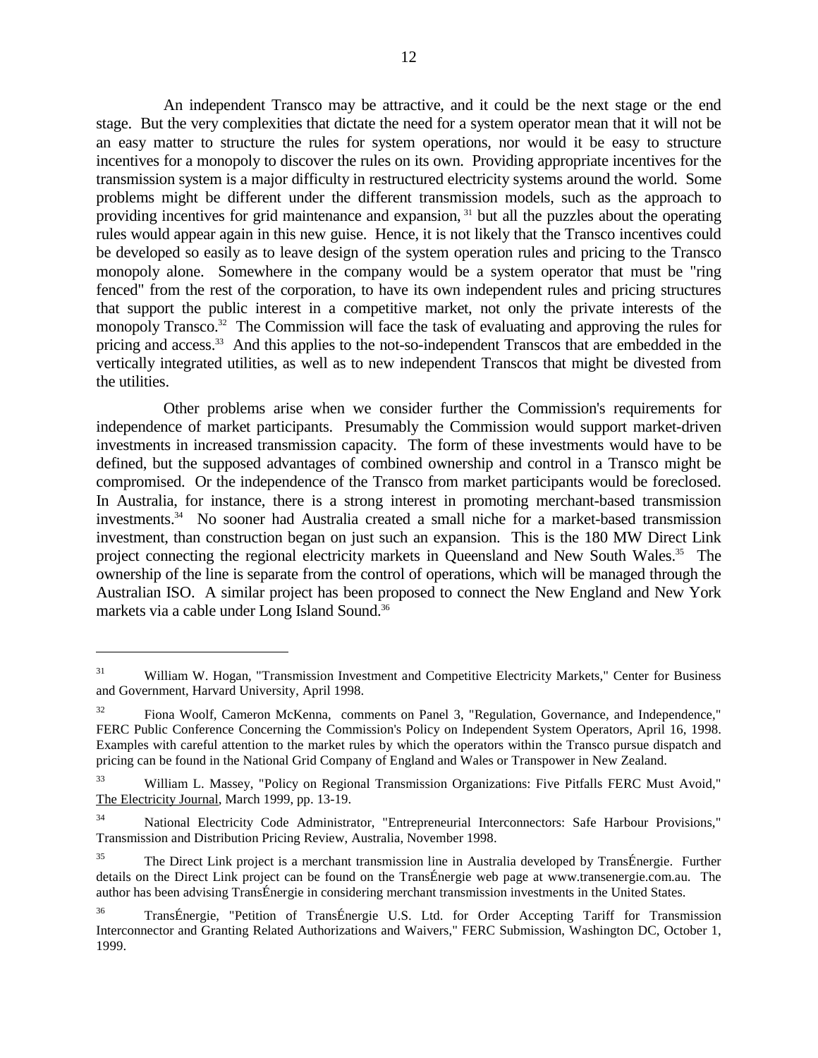An independent Transco may be attractive, and it could be the next stage or the end stage. But the very complexities that dictate the need for a system operator mean that it will not be an easy matter to structure the rules for system operations, nor would it be easy to structure incentives for a monopoly to discover the rules on its own. Providing appropriate incentives for the transmission system is a major difficulty in restructured electricity systems around the world. Some problems might be different under the different transmission models, such as the approach to providing incentives for grid maintenance and expansion, [31] but all the puzzles about the operating rules would appear again in this new guise. Hence, it is not likely that the Transco incentives could be developed so easily as to leave design of the system operation rules and pricing to the Transco monopoly alone. Somewhere in the company would be a system operator that must be "ring fenced" from the rest of the corporation, to have its own independent rules and pricing structures that support the public interest in a competitive market, not only the private interests of the monopoly Transco.[32] The Commission will face the task of evaluating and approving the rules for pricing and access.[33] And this applies to the not-so-independent Transcos that are embedded in the vertically integrated utilities, as well as to new independent Transcos that might be divested from the utilities.

Other problems arise when we consider further the Commission's requirements for independence of market participants. Presumably the Commission would support market-driven investments in increased transmission capacity. The form of these investments would have to be defined, but the supposed advantages of combined ownership and control in a Transco might be compromised. Or the independence of the Transco from market participants would be foreclosed. In Australia, for instance, there is a strong interest in promoting merchant-based transmission investments.[34] No sooner had Australia created a small niche for a market-based transmission investment, than construction began on just such an expansion. This is the 180 MW Direct Link project connecting the regional electricity markets in Queensland and New South Wales.[35] The ownership of the line is separate from the control of operations, which will be managed through the Australian ISO. A similar project has been proposed to connect the New England and New York markets via a cable under Long Island Sound.[36]

---

[31] William W. Hogan, "Transmission Investment and Competitive Electricity Markets," Center for Business and Government, Harvard University, April 1998.

[32] Fiona Woolf, Cameron McKenna, comments on Panel 3, "Regulation, Governance, and Independence," FERC Public Conference Concerning the Commission's Policy on Independent System Operators, April 16, 1998. Examples with careful attention to the market rules by which the operators within the Transco pursue dispatch and pricing can be found in the National Grid Company of England and Wales or Transpower in New Zealand.

[33] William L. Massey, "Policy on Regional Transmission Organizations: Five Pitfalls FERC Must Avoid," The Electricity Journal, March 1999, pp. 13-19.

[34] National Electricity Code Administrator, "Entrepreneurial Interconnectors: Safe Harbour Provisions," Transmission and Distribution Pricing Review, Australia, November 1998.

[35] The Direct Link project is a merchant transmission line in Australia developed by TransÉnergie. Further details on the Direct Link project can be found on the TransÉnergie web page at www.transenergie.com.au. The author has been advising TransÉnergie in considering merchant transmission investments in the United States.

[36] TransÉnergie, "Petition of TransÉnergie U.S. Ltd. for Order Accepting Tariff for Transmission Interconnector and Granting Related Authorizations and Waivers," FERC Submission, Washington DC, October 1, 1999.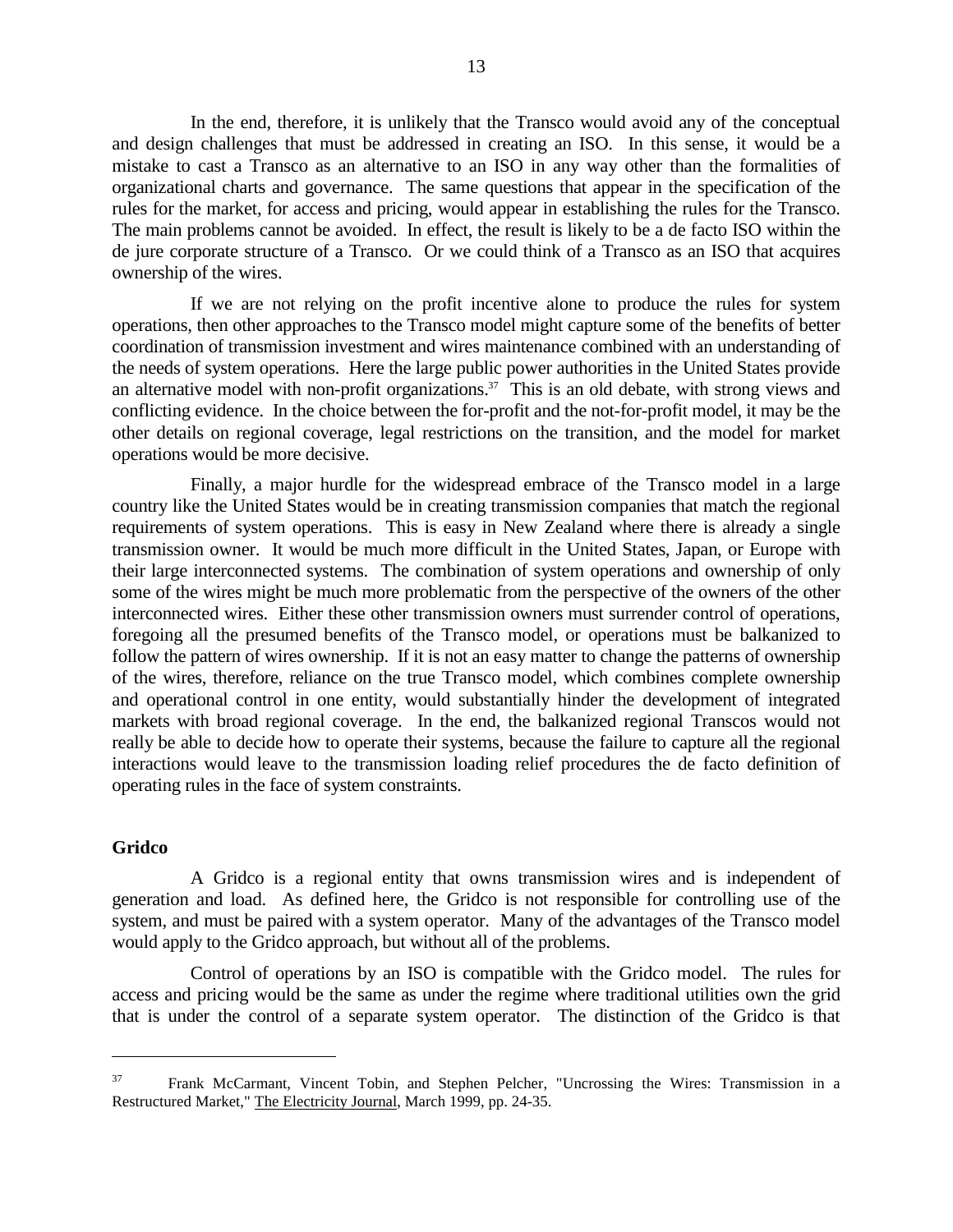In the end, therefore, it is unlikely that the Transco would avoid any of the conceptual and design challenges that must be addressed in creating an ISO. In this sense, it would be a mistake to cast a Transco as an alternative to an ISO in any way other than the formalities of organizational charts and governance. The same questions that appear in the specification of the rules for the market, for access and pricing, would appear in establishing the rules for the Transco. The main problems cannot be avoided. In effect, the result is likely to be a de facto ISO within the de jure corporate structure of a Transco. Or we could think of a Transco as an ISO that acquires ownership of the wires.

If we are not relying on the profit incentive alone to produce the rules for system operations, then other approaches to the Transco model might capture some of the benefits of better coordination of transmission investment and wires maintenance combined with an understanding of the needs of system operations. Here the large public power authorities in the United States provide an alternative model with non-profit organizations.[37] This is an old debate, with strong views and conflicting evidence. In the choice between the for-profit and the not-for-profit model, it may be the other details on regional coverage, legal restrictions on the transition, and the model for market operations would be more decisive.

Finally, a major hurdle for the widespread embrace of the Transco model in a large country like the United States would be in creating transmission companies that match the regional requirements of system operations. This is easy in New Zealand where there is already a single transmission owner. It would be much more difficult in the United States, Japan, or Europe with their large interconnected systems. The combination of system operations and ownership of only some of the wires might be much more problematic from the perspective of the owners of the other interconnected wires. Either these other transmission owners must surrender control of operations, foregoing all the presumed benefits of the Transco model, or operations must be balkanized to follow the pattern of wires ownership. If it is not an easy matter to change the patterns of ownership of the wires, therefore, reliance on the true Transco model, which combines complete ownership and operational control in one entity, would substantially hinder the development of integrated markets with broad regional coverage. In the end, the balkanized regional Transcos would not really be able to decide how to operate their systems, because the failure to capture all the regional interactions would leave to the transmission loading relief procedures the de facto definition of operating rules in the face of system constraints.

**Gridco**

A Gridco is a regional entity that owns transmission wires and is independent of generation and load. As defined here, the Gridco is not responsible for controlling use of the system, and must be paired with a system operator. Many of the advantages of the Transco model would apply to the Gridco approach, but without all of the problems.

Control of operations by an ISO is compatible with the Gridco model. The rules for access and pricing would be the same as under the regime where traditional utilities own the grid that is under the control of a separate system operator. The distinction of the Gridco is that

---

[37] Frank McCarmant, Vincent Tobin, and Stephen Pelcher, "Uncrossing the Wires: Transmission in a Restructured Market," The Electricity Journal, March 1999, pp. 24-35.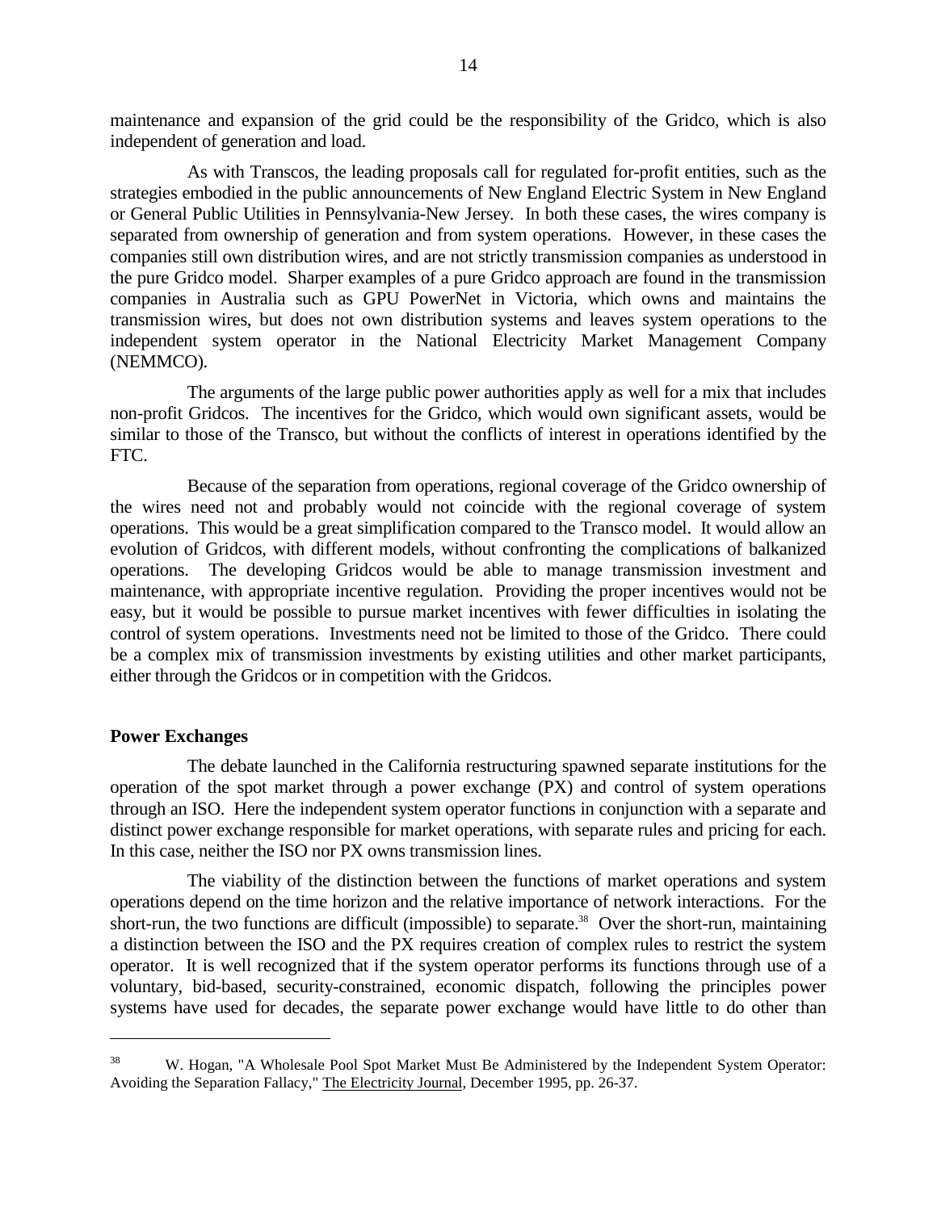maintenance and expansion of the grid could be the responsibility of the Gridco, which is also independent of generation and load.

As with Transcos, the leading proposals call for regulated for-profit entities, such as the strategies embodied in the public announcements of New England Electric System in New England or General Public Utilities in Pennsylvania-New Jersey. In both these cases, the wires company is separated from ownership of generation and from system operations. However, in these cases the companies still own distribution wires, and are not strictly transmission companies as understood in the pure Gridco model. Sharper examples of a pure Gridco approach are found in the transmission companies in Australia such as GPU PowerNet in Victoria, which owns and maintains the transmission wires, but does not own distribution systems and leaves system operations to the independent system operator in the National Electricity Market Management Company (NEMMCO).

The arguments of the large public power authorities apply as well for a mix that includes non-profit Gridcos. The incentives for the Gridco, which would own significant assets, would be similar to those of the Transco, but without the conflicts of interest in operations identified by the FTC.

Because of the separation from operations, regional coverage of the Gridco ownership of the wires need not and probably would not coincide with the regional coverage of system operations. This would be a great simplification compared to the Transco model. It would allow an evolution of Gridcos, with different models, without confronting the complications of balkanized operations. The developing Gridcos would be able to manage transmission investment and maintenance, with appropriate incentive regulation. Providing the proper incentives would not be easy, but it would be possible to pursue market incentives with fewer difficulties in isolating the control of system operations. Investments need not be limited to those of the Gridco. There could be a complex mix of transmission investments by existing utilities and other market participants, either through the Gridcos or in competition with the Gridcos.

**Power Exchanges**

The debate launched in the California restructuring spawned separate institutions for the operation of the spot market through a power exchange (PX) and control of system operations through an ISO. Here the independent system operator functions in conjunction with a separate and distinct power exchange responsible for market operations, with separate rules and pricing for each. In this case, neither the ISO nor PX owns transmission lines.

The viability of the distinction between the functions of market operations and system operations depend on the time horizon and the relative importance of network interactions. For the short-run, the two functions are difficult (impossible) to separate.[38] Over the short-run, maintaining a distinction between the ISO and the PX requires creation of complex rules to restrict the system operator. It is well recognized that if the system operator performs its functions through use of a voluntary, bid-based, security-constrained, economic dispatch, following the principles power systems have used for decades, the separate power exchange would have little to do other than

---

[38] W. Hogan, "A Wholesale Pool Spot Market Must Be Administered by the Independent System Operator: Avoiding the Separation Fallacy," The Electricity Journal, December 1995, pp. 26-37.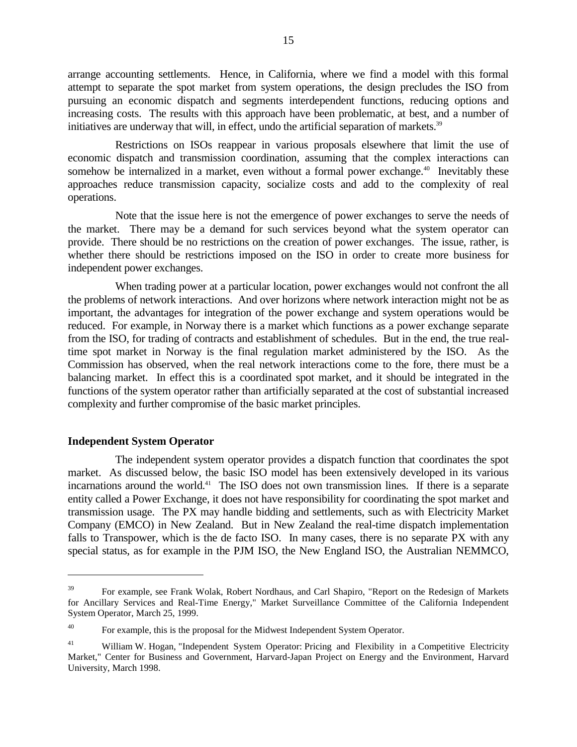arrange accounting settlements. Hence, in California, where we find a model with this formal attempt to separate the spot market from system operations, the design precludes the ISO from pursuing an economic dispatch and segments interdependent functions, reducing options and increasing costs. The results with this approach have been problematic, at best, and a number of initiatives are underway that will, in effect, undo the artificial separation of markets.[39]

Restrictions on ISOs reappear in various proposals elsewhere that limit the use of economic dispatch and transmission coordination, assuming that the complex interactions can somehow be internalized in a market, even without a formal power exchange.[40] Inevitably these approaches reduce transmission capacity, socialize costs and add to the complexity of real operations.

Note that the issue here is not the emergence of power exchanges to serve the needs of the market. There may be a demand for such services beyond what the system operator can provide. There should be no restrictions on the creation of power exchanges. The issue, rather, is whether there should be restrictions imposed on the ISO in order to create more business for independent power exchanges.

When trading power at a particular location, power exchanges would not confront the all the problems of network interactions. And over horizons where network interaction might not be as important, the advantages for integration of the power exchange and system operations would be reduced. For example, in Norway there is a market which functions as a power exchange separate from the ISO, for trading of contracts and establishment of schedules. But in the end, the true real-time spot market in Norway is the final regulation market administered by the ISO. As the Commission has observed, when the real network interactions come to the fore, there must be a balancing market. In effect this is a coordinated spot market, and it should be integrated in the functions of the system operator rather than artificially separated at the cost of substantial increased complexity and further compromise of the basic market principles.

**Independent System Operator**

The independent system operator provides a dispatch function that coordinates the spot market. As discussed below, the basic ISO model has been extensively developed in its various incarnations around the world.[41] The ISO does not own transmission lines. If there is a separate entity called a Power Exchange, it does not have responsibility for coordinating the spot market and transmission usage. The PX may handle bidding and settlements, such as with Electricity Market Company (EMCO) in New Zealand. But in New Zealand the real-time dispatch implementation falls to Transpower, which is the de facto ISO. In many cases, there is no separate PX with any special status, as for example in the PJM ISO, the New England ISO, the Australian NEMMCO,

---

[39] For example, see Frank Wolak, Robert Nordhaus, and Carl Shapiro, "Report on the Redesign of Markets for Ancillary Services and Real-Time Energy," Market Surveillance Committee of the California Independent System Operator, March 25, 1999.

[40] For example, this is the proposal for the Midwest Independent System Operator.

[41] William W. Hogan, "Independent System Operator: Pricing and Flexibility in a Competitive Electricity Market," Center for Business and Government, Harvard-Japan Project on Energy and the Environment, Harvard University, March 1998.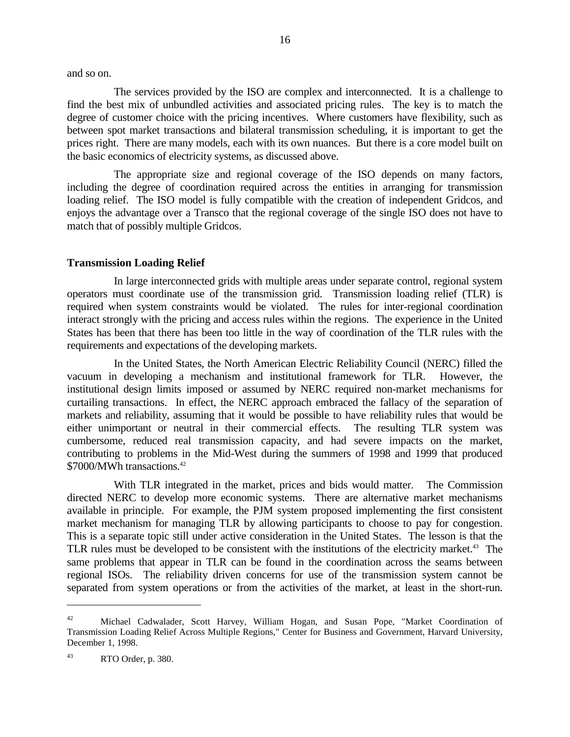and so on.

The services provided by the ISO are complex and interconnected. It is a challenge to find the best mix of unbundled activities and associated pricing rules. The key is to match the degree of customer choice with the pricing incentives. Where customers have flexibility, such as between spot market transactions and bilateral transmission scheduling, it is important to get the prices right. There are many models, each with its own nuances. But there is a core model built on the basic economics of electricity systems, as discussed above.

The appropriate size and regional coverage of the ISO depends on many factors, including the degree of coordination required across the entities in arranging for transmission loading relief. The ISO model is fully compatible with the creation of independent Gridcos, and enjoys the advantage over a Transco that the regional coverage of the single ISO does not have to match that of possibly multiple Gridcos.

**Transmission Loading Relief**

In large interconnected grids with multiple areas under separate control, regional system operators must coordinate use of the transmission grid. Transmission loading relief (TLR) is required when system constraints would be violated. The rules for inter-regional coordination interact strongly with the pricing and access rules within the regions. The experience in the United States has been that there has been too little in the way of coordination of the TLR rules with the requirements and expectations of the developing markets.

In the United States, the North American Electric Reliability Council (NERC) filled the vacuum in developing a mechanism and institutional framework for TLR. However, the institutional design limits imposed or assumed by NERC required non-market mechanisms for curtailing transactions. In effect, the NERC approach embraced the fallacy of the separation of markets and reliability, assuming that it would be possible to have reliability rules that would be either unimportant or neutral in their commercial effects. The resulting TLR system was cumbersome, reduced real transmission capacity, and had severe impacts on the market, contributing to problems in the Mid-West during the summers of 1998 and 1999 that produced \$7000/MWh transactions.[42]

With TLR integrated in the market, prices and bids would matter. The Commission directed NERC to develop more economic systems. There are alternative market mechanisms available in principle. For example, the PJM system proposed implementing the first consistent market mechanism for managing TLR by allowing participants to choose to pay for congestion. This is a separate topic still under active consideration in the United States. The lesson is that the TLR rules must be developed to be consistent with the institutions of the electricity market.[43] The same problems that appear in TLR can be found in the coordination across the seams between regional ISOs. The reliability driven concerns for use of the transmission system cannot be separated from system operations or from the activities of the market, at least in the short-run.

---

[42] Michael Cadwalader, Scott Harvey, William Hogan, and Susan Pope, "Market Coordination of Transmission Loading Relief Across Multiple Regions," Center for Business and Government, Harvard University, December 1, 1998.

[43] RTO Order, p. 380.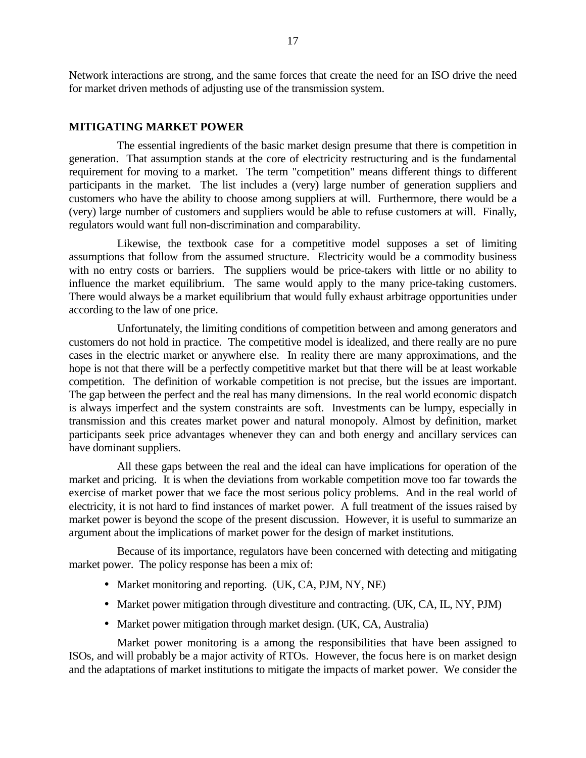Network interactions are strong, and the same forces that create the need for an ISO drive the need for market driven methods of adjusting use of the transmission system.

## MITIGATING MARKET POWER

The essential ingredients of the basic market design presume that there is competition in generation. That assumption stands at the core of electricity restructuring and is the fundamental requirement for moving to a market. The term "competition" means different things to different participants in the market. The list includes a (very) large number of generation suppliers and customers who have the ability to choose among suppliers at will. Furthermore, there would be a (very) large number of customers and suppliers would be able to refuse customers at will. Finally, regulators would want full non-discrimination and comparability.

Likewise, the textbook case for a competitive model supposes a set of limiting assumptions that follow from the assumed structure. Electricity would be a commodity business with no entry costs or barriers. The suppliers would be price-takers with little or no ability to influence the market equilibrium. The same would apply to the many price-taking customers. There would always be a market equilibrium that would fully exhaust arbitrage opportunities under according to the law of one price.

Unfortunately, the limiting conditions of competition between and among generators and customers do not hold in practice. The competitive model is idealized, and there really are no pure cases in the electric market or anywhere else. In reality there are many approximations, and the hope is not that there will be a perfectly competitive market but that there will be at least workable competition. The definition of workable competition is not precise, but the issues are important. The gap between the perfect and the real has many dimensions. In the real world economic dispatch is always imperfect and the system constraints are soft. Investments can be lumpy, especially in transmission and this creates market power and natural monopoly. Almost by definition, market participants seek price advantages whenever they can and both energy and ancillary services can have dominant suppliers.

All these gaps between the real and the ideal can have implications for operation of the market and pricing. It is when the deviations from workable competition move too far towards the exercise of market power that we face the most serious policy problems. And in the real world of electricity, it is not hard to find instances of market power. A full treatment of the issues raised by market power is beyond the scope of the present discussion. However, it is useful to summarize an argument about the implications of market power for the design of market institutions.

Because of its importance, regulators have been concerned with detecting and mitigating market power. The policy response has been a mix of:

- Market monitoring and reporting. (UK, CA, PJM, NY, NE)
- Market power mitigation through divestiture and contracting. (UK, CA, IL, NY, PJM)
- Market power mitigation through market design. (UK, CA, Australia)

Market power monitoring is a among the responsibilities that have been assigned to ISOs, and will probably be a major activity of RTOs. However, the focus here is on market design and the adaptations of market institutions to mitigate the impacts of market power. We consider the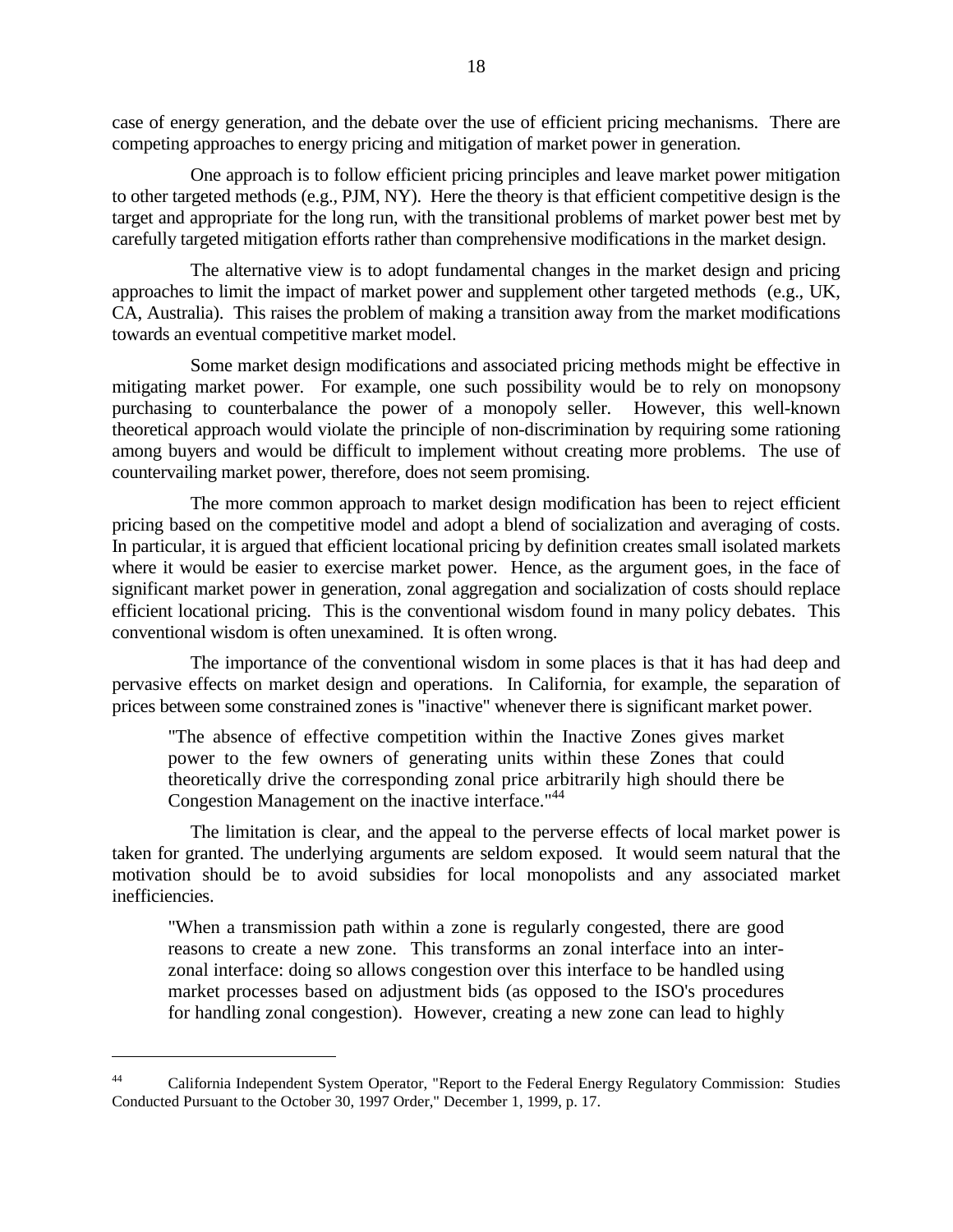case of energy generation, and the debate over the use of efficient pricing mechanisms. There are competing approaches to energy pricing and mitigation of market power in generation.

One approach is to follow efficient pricing principles and leave market power mitigation to other targeted methods (e.g., PJM, NY). Here the theory is that efficient competitive design is the target and appropriate for the long run, with the transitional problems of market power best met by carefully targeted mitigation efforts rather than comprehensive modifications in the market design.

The alternative view is to adopt fundamental changes in the market design and pricing approaches to limit the impact of market power and supplement other targeted methods (e.g., UK, CA, Australia). This raises the problem of making a transition away from the market modifications towards an eventual competitive market model.

Some market design modifications and associated pricing methods might be effective in mitigating market power. For example, one such possibility would be to rely on monopsony purchasing to counterbalance the power of a monopoly seller. However, this well-known theoretical approach would violate the principle of non-discrimination by requiring some rationing among buyers and would be difficult to implement without creating more problems. The use of countervailing market power, therefore, does not seem promising.

The more common approach to market design modification has been to reject efficient pricing based on the competitive model and adopt a blend of socialization and averaging of costs. In particular, it is argued that efficient locational pricing by definition creates small isolated markets where it would be easier to exercise market power. Hence, as the argument goes, in the face of significant market power in generation, zonal aggregation and socialization of costs should replace efficient locational pricing. This is the conventional wisdom found in many policy debates. This conventional wisdom is often unexamined. It is often wrong.

The importance of the conventional wisdom in some places is that it has had deep and pervasive effects on market design and operations. In California, for example, the separation of prices between some constrained zones is "inactive" whenever there is significant market power.

> "The absence of effective competition within the Inactive Zones gives market power to the few owners of generating units within these Zones that could theoretically drive the corresponding zonal price arbitrarily high should there be Congestion Management on the inactive interface."[44]

The limitation is clear, and the appeal to the perverse effects of local market power is taken for granted. The underlying arguments are seldom exposed. It would seem natural that the motivation should be to avoid subsidies for local monopolists and any associated market inefficiencies.

> "When a transmission path within a zone is regularly congested, there are good reasons to create a new zone. This transforms an zonal interface into an inter-zonal interface: doing so allows congestion over this interface to be handled using market processes based on adjustment bids (as opposed to the ISO's procedures for handling zonal congestion). However, creating a new zone can lead to highly

---

[44] California Independent System Operator, "Report to the Federal Energy Regulatory Commission: Studies Conducted Pursuant to the October 30, 1997 Order," December 1, 1999, p. 17.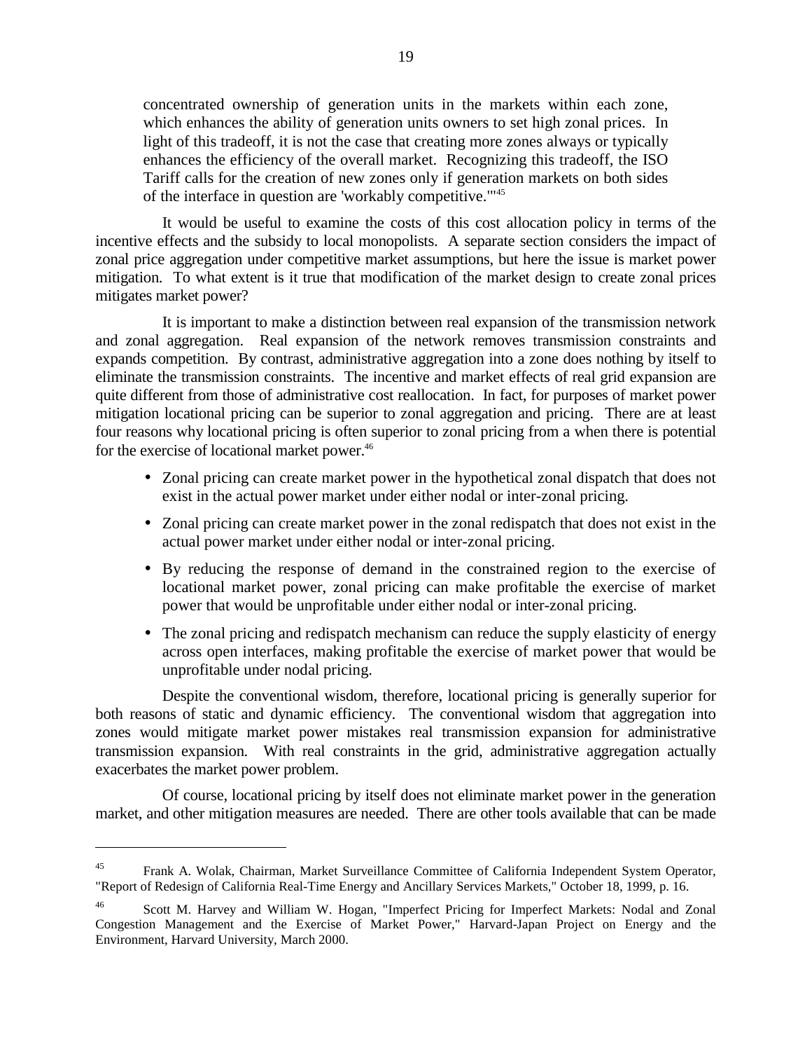concentrated ownership of generation units in the markets within each zone, which enhances the ability of generation units owners to set high zonal prices. In light of this tradeoff, it is not the case that creating more zones always or typically enhances the efficiency of the overall market. Recognizing this tradeoff, the ISO Tariff calls for the creation of new zones only if generation markets on both sides of the interface in question are 'workably competitive.'"[45]

It would be useful to examine the costs of this cost allocation policy in terms of the incentive effects and the subsidy to local monopolists. A separate section considers the impact of zonal price aggregation under competitive market assumptions, but here the issue is market power mitigation. To what extent is it true that modification of the market design to create zonal prices mitigates market power?

It is important to make a distinction between real expansion of the transmission network and zonal aggregation. Real expansion of the network removes transmission constraints and expands competition. By contrast, administrative aggregation into a zone does nothing by itself to eliminate the transmission constraints. The incentive and market effects of real grid expansion are quite different from those of administrative cost reallocation. In fact, for purposes of market power mitigation locational pricing can be superior to zonal aggregation and pricing. There are at least four reasons why locational pricing is often superior to zonal pricing from a when there is potential for the exercise of locational market power.[46]

- Zonal pricing can create market power in the hypothetical zonal dispatch that does not exist in the actual power market under either nodal or inter-zonal pricing.
- Zonal pricing can create market power in the zonal redispatch that does not exist in the actual power market under either nodal or inter-zonal pricing.
- By reducing the response of demand in the constrained region to the exercise of locational market power, zonal pricing can make profitable the exercise of market power that would be unprofitable under either nodal or inter-zonal pricing.
- The zonal pricing and redispatch mechanism can reduce the supply elasticity of energy across open interfaces, making profitable the exercise of market power that would be unprofitable under nodal pricing.

Despite the conventional wisdom, therefore, locational pricing is generally superior for both reasons of static and dynamic efficiency. The conventional wisdom that aggregation into zones would mitigate market power mistakes real transmission expansion for administrative transmission expansion. With real constraints in the grid, administrative aggregation actually exacerbates the market power problem.

Of course, locational pricing by itself does not eliminate market power in the generation market, and other mitigation measures are needed. There are other tools available that can be made

---

[45] Frank A. Wolak, Chairman, Market Surveillance Committee of California Independent System Operator, "Report of Redesign of California Real-Time Energy and Ancillary Services Markets," October 18, 1999, p. 16.

[46] Scott M. Harvey and William W. Hogan, "Imperfect Pricing for Imperfect Markets: Nodal and Zonal Congestion Management and the Exercise of Market Power," Harvard-Japan Project on Energy and the Environment, Harvard University, March 2000.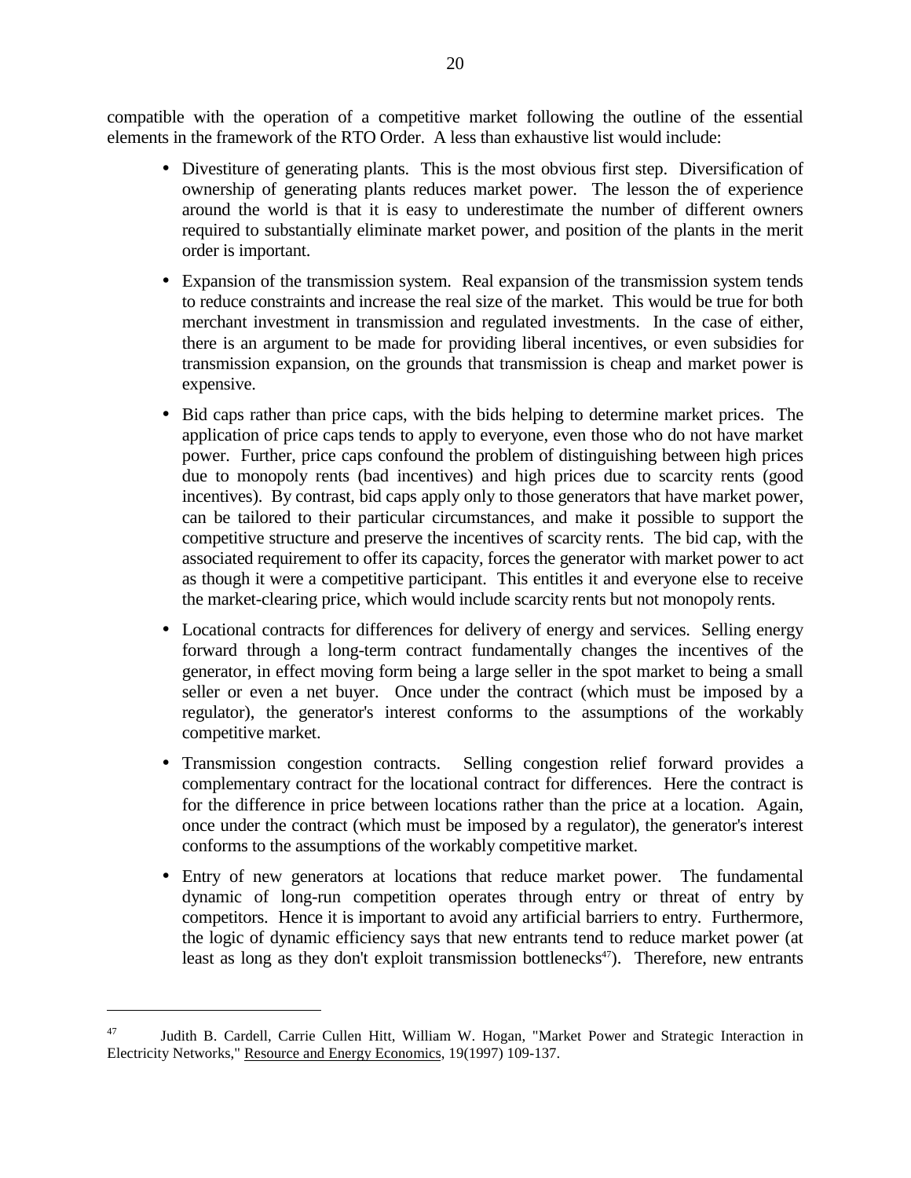compatible with the operation of a competitive market following the outline of the essential elements in the framework of the RTO Order. A less than exhaustive list would include:

- Divestiture of generating plants. This is the most obvious first step. Diversification of ownership of generating plants reduces market power. The lesson the of experience around the world is that it is easy to underestimate the number of different owners required to substantially eliminate market power, and position of the plants in the merit order is important.
- Expansion of the transmission system. Real expansion of the transmission system tends to reduce constraints and increase the real size of the market. This would be true for both merchant investment in transmission and regulated investments. In the case of either, there is an argument to be made for providing liberal incentives, or even subsidies for transmission expansion, on the grounds that transmission is cheap and market power is expensive.
- Bid caps rather than price caps, with the bids helping to determine market prices. The application of price caps tends to apply to everyone, even those who do not have market power. Further, price caps confound the problem of distinguishing between high prices due to monopoly rents (bad incentives) and high prices due to scarcity rents (good incentives). By contrast, bid caps apply only to those generators that have market power, can be tailored to their particular circumstances, and make it possible to support the competitive structure and preserve the incentives of scarcity rents. The bid cap, with the associated requirement to offer its capacity, forces the generator with market power to act as though it were a competitive participant. This entitles it and everyone else to receive the market-clearing price, which would include scarcity rents but not monopoly rents.
- Locational contracts for differences for delivery of energy and services. Selling energy forward through a long-term contract fundamentally changes the incentives of the generator, in effect moving form being a large seller in the spot market to being a small seller or even a net buyer. Once under the contract (which must be imposed by a regulator), the generator's interest conforms to the assumptions of the workably competitive market.
- Transmission congestion contracts. Selling congestion relief forward provides a complementary contract for the locational contract for differences. Here the contract is for the difference in price between locations rather than the price at a location. Again, once under the contract (which must be imposed by a regulator), the generator's interest conforms to the assumptions of the workably competitive market.
- Entry of new generators at locations that reduce market power. The fundamental dynamic of long-run competition operates through entry or threat of entry by competitors. Hence it is important to avoid any artificial barriers to entry. Furthermore, the logic of dynamic efficiency says that new entrants tend to reduce market power (at least as long as they don't exploit transmission bottlenecks[47]). Therefore, new entrants

[47] Judith B. Cardell, Carrie Cullen Hitt, William W. Hogan, "Market Power and Strategic Interaction in Electricity Networks," Resource and Energy Economics, 19(1997) 109-137.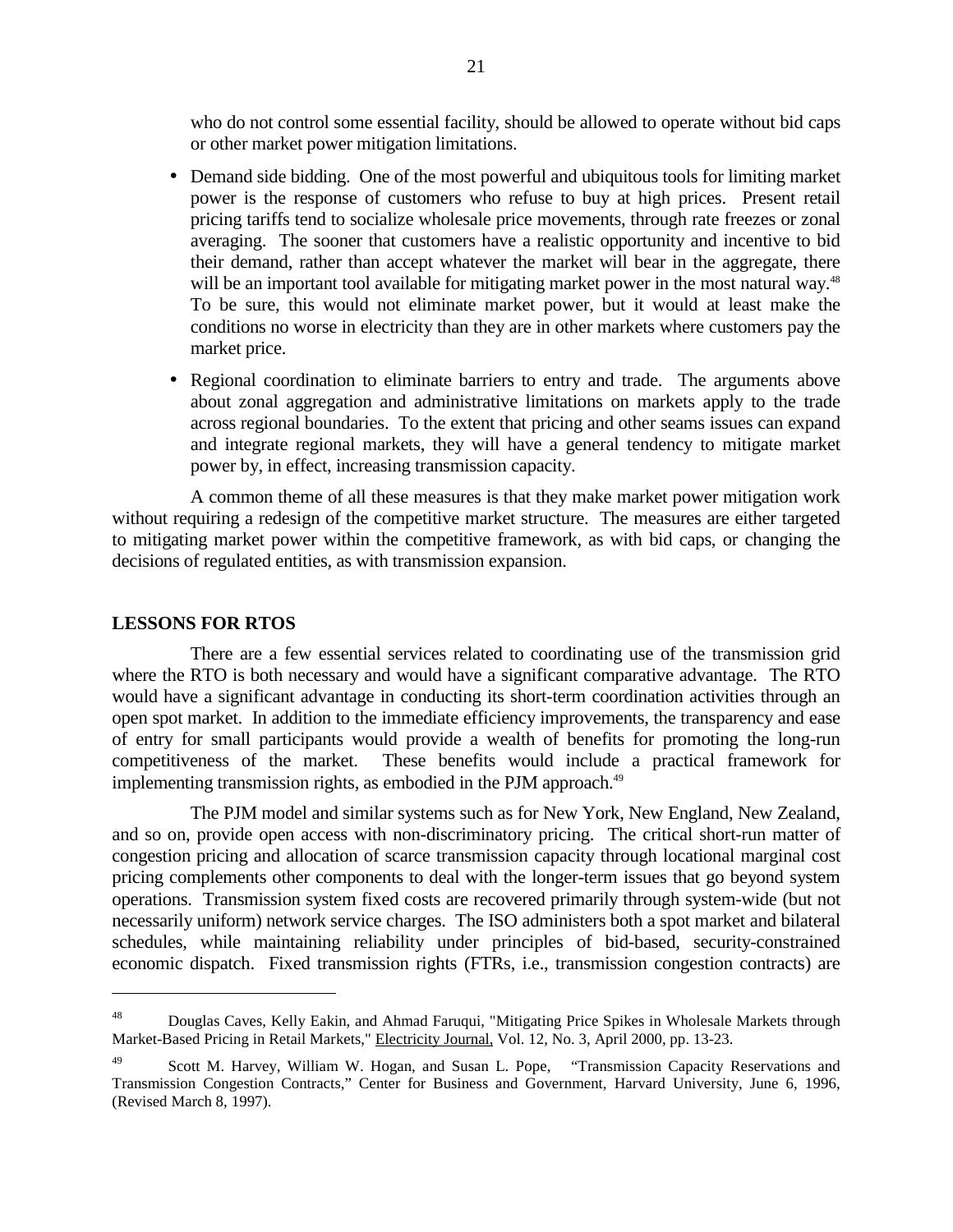who do not control some essential facility, should be allowed to operate without bid caps or other market power mitigation limitations.

- Demand side bidding. One of the most powerful and ubiquitous tools for limiting market power is the response of customers who refuse to buy at high prices. Present retail pricing tariffs tend to socialize wholesale price movements, through rate freezes or zonal averaging. The sooner that customers have a realistic opportunity and incentive to bid their demand, rather than accept whatever the market will bear in the aggregate, there will be an important tool available for mitigating market power in the most natural way.[48] To be sure, this would not eliminate market power, but it would at least make the conditions no worse in electricity than they are in other markets where customers pay the market price.
- Regional coordination to eliminate barriers to entry and trade. The arguments above about zonal aggregation and administrative limitations on markets apply to the trade across regional boundaries. To the extent that pricing and other seams issues can expand and integrate regional markets, they will have a general tendency to mitigate market power by, in effect, increasing transmission capacity.

A common theme of all these measures is that they make market power mitigation work without requiring a redesign of the competitive market structure. The measures are either targeted to mitigating market power within the competitive framework, as with bid caps, or changing the decisions of regulated entities, as with transmission expansion.

## LESSONS FOR RTOS

There are a few essential services related to coordinating use of the transmission grid where the RTO is both necessary and would have a significant comparative advantage. The RTO would have a significant advantage in conducting its short-term coordination activities through an open spot market. In addition to the immediate efficiency improvements, the transparency and ease of entry for small participants would provide a wealth of benefits for promoting the long-run competitiveness of the market. These benefits would include a practical framework for implementing transmission rights, as embodied in the PJM approach.[49]

The PJM model and similar systems such as for New York, New England, New Zealand, and so on, provide open access with non-discriminatory pricing. The critical short-run matter of congestion pricing and allocation of scarce transmission capacity through locational marginal cost pricing complements other components to deal with the longer-term issues that go beyond system operations. Transmission system fixed costs are recovered primarily through system-wide (but not necessarily uniform) network service charges. The ISO administers both a spot market and bilateral schedules, while maintaining reliability under principles of bid-based, security-constrained economic dispatch. Fixed transmission rights (FTRs, i.e., transmission congestion contracts) are

---

[48] Douglas Caves, Kelly Eakin, and Ahmad Faruqui, "Mitigating Price Spikes in Wholesale Markets through Market-Based Pricing in Retail Markets," Electricity Journal, Vol. 12, No. 3, April 2000, pp. 13-23.

[49] Scott M. Harvey, William W. Hogan, and Susan L. Pope, "Transmission Capacity Reservations and Transmission Congestion Contracts," Center for Business and Government, Harvard University, June 6, 1996, (Revised March 8, 1997).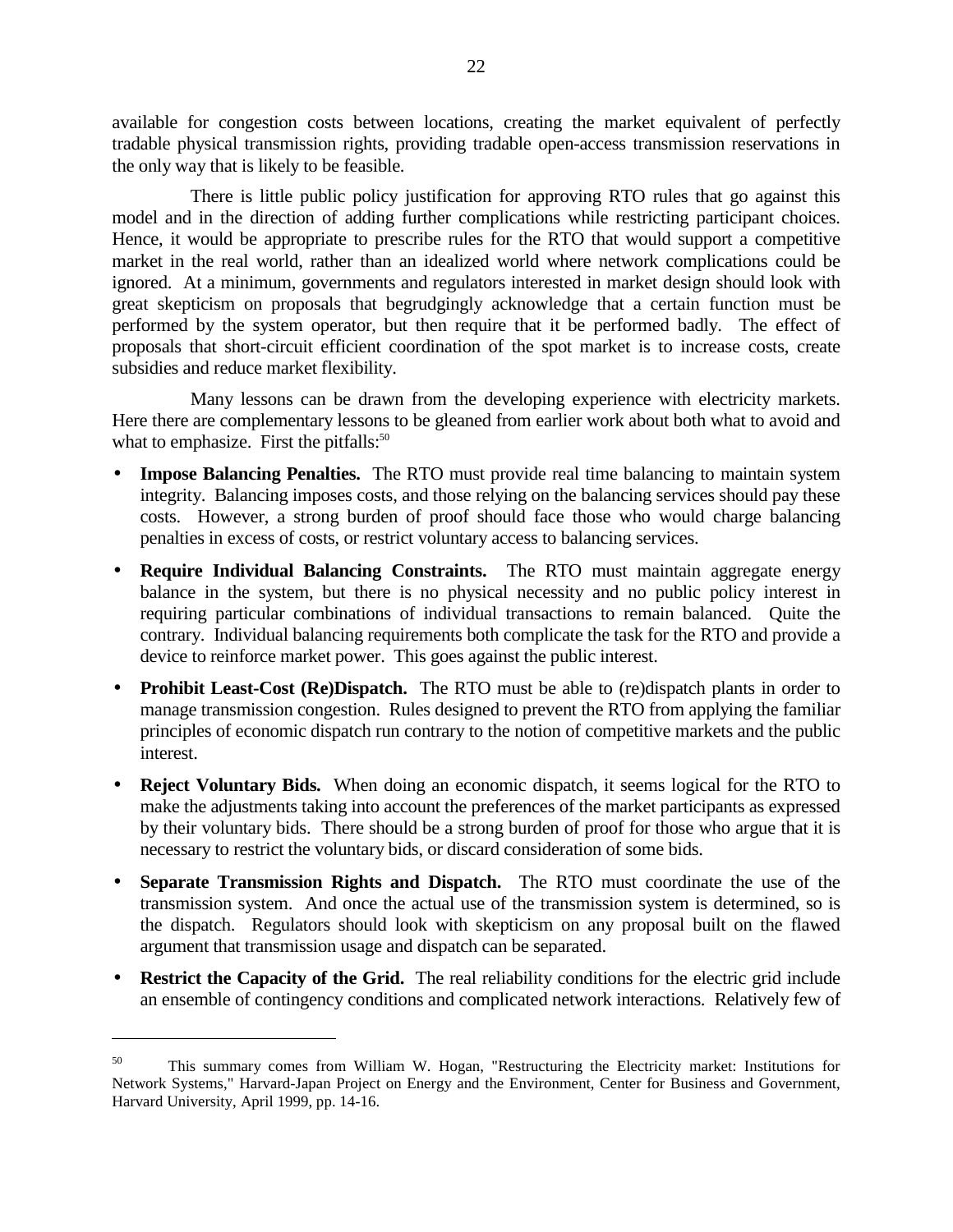available for congestion costs between locations, creating the market equivalent of perfectly tradable physical transmission rights, providing tradable open-access transmission reservations in the only way that is likely to be feasible.

There is little public policy justification for approving RTO rules that go against this model and in the direction of adding further complications while restricting participant choices. Hence, it would be appropriate to prescribe rules for the RTO that would support a competitive market in the real world, rather than an idealized world where network complications could be ignored. At a minimum, governments and regulators interested in market design should look with great skepticism on proposals that begrudgingly acknowledge that a certain function must be performed by the system operator, but then require that it be performed badly. The effect of proposals that short-circuit efficient coordination of the spot market is to increase costs, create subsidies and reduce market flexibility.

Many lessons can be drawn from the developing experience with electricity markets. Here there are complementary lessons to be gleaned from earlier work about both what to avoid and what to emphasize. First the pitfalls:[50]

- **Impose Balancing Penalties.** The RTO must provide real time balancing to maintain system integrity. Balancing imposes costs, and those relying on the balancing services should pay these costs. However, a strong burden of proof should face those who would charge balancing penalties in excess of costs, or restrict voluntary access to balancing services.
- **Require Individual Balancing Constraints.** The RTO must maintain aggregate energy balance in the system, but there is no physical necessity and no public policy interest in requiring particular combinations of individual transactions to remain balanced. Quite the contrary. Individual balancing requirements both complicate the task for the RTO and provide a device to reinforce market power. This goes against the public interest.
- **Prohibit Least-Cost (Re)Dispatch.** The RTO must be able to (re)dispatch plants in order to manage transmission congestion. Rules designed to prevent the RTO from applying the familiar principles of economic dispatch run contrary to the notion of competitive markets and the public interest.
- **Reject Voluntary Bids.** When doing an economic dispatch, it seems logical for the RTO to make the adjustments taking into account the preferences of the market participants as expressed by their voluntary bids. There should be a strong burden of proof for those who argue that it is necessary to restrict the voluntary bids, or discard consideration of some bids.
- **Separate Transmission Rights and Dispatch.** The RTO must coordinate the use of the transmission system. And once the actual use of the transmission system is determined, so is the dispatch. Regulators should look with skepticism on any proposal built on the flawed argument that transmission usage and dispatch can be separated.
- **Restrict the Capacity of the Grid.** The real reliability conditions for the electric grid include an ensemble of contingency conditions and complicated network interactions. Relatively few of

---

[50] This summary comes from William W. Hogan, "Restructuring the Electricity market: Institutions for Network Systems," Harvard-Japan Project on Energy and the Environment, Center for Business and Government, Harvard University, April 1999, pp. 14-16.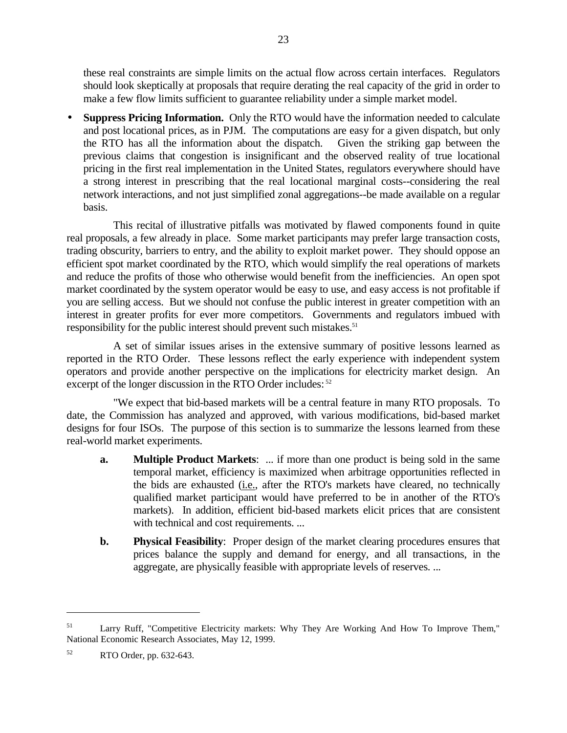these real constraints are simple limits on the actual flow across certain interfaces. Regulators should look skeptically at proposals that require derating the real capacity of the grid in order to make a few flow limits sufficient to guarantee reliability under a simple market model.

- **Suppress Pricing Information.** Only the RTO would have the information needed to calculate and post locational prices, as in PJM. The computations are easy for a given dispatch, but only the RTO has all the information about the dispatch. Given the striking gap between the previous claims that congestion is insignificant and the observed reality of true locational pricing in the first real implementation in the United States, regulators everywhere should have a strong interest in prescribing that the real locational marginal costs--considering the real network interactions, and not just simplified zonal aggregations--be made available on a regular basis.

This recital of illustrative pitfalls was motivated by flawed components found in quite real proposals, a few already in place. Some market participants may prefer large transaction costs, trading obscurity, barriers to entry, and the ability to exploit market power. They should oppose an efficient spot market coordinated by the RTO, which would simplify the real operations of markets and reduce the profits of those who otherwise would benefit from the inefficiencies. An open spot market coordinated by the system operator would be easy to use, and easy access is not profitable if you are selling access. But we should not confuse the public interest in greater competition with an interest in greater profits for ever more competitors. Governments and regulators imbued with responsibility for the public interest should prevent such mistakes.[51]

A set of similar issues arises in the extensive summary of positive lessons learned as reported in the RTO Order. These lessons reflect the early experience with independent system operators and provide another perspective on the implications for electricity market design. An excerpt of the longer discussion in the RTO Order includes:[52]

"We expect that bid-based markets will be a central feature in many RTO proposals. To date, the Commission has analyzed and approved, with various modifications, bid-based market designs for four ISOs. The purpose of this section is to summarize the lessons learned from these real-world market experiments.

**a.** **Multiple Product Markets**: ... if more than one product is being sold in the same temporal market, efficiency is maximized when arbitrage opportunities reflected in the bids are exhausted (i.e., after the RTO's markets have cleared, no technically qualified market participant would have preferred to be in another of the RTO's markets). In addition, efficient bid-based markets elicit prices that are consistent with technical and cost requirements. ...

**b.** **Physical Feasibility**: Proper design of the market clearing procedures ensures that prices balance the supply and demand for energy, and all transactions, in the aggregate, are physically feasible with appropriate levels of reserves. ...

---

[51] Larry Ruff, "Competitive Electricity markets: Why They Are Working And How To Improve Them," National Economic Research Associates, May 12, 1999.

[52] RTO Order, pp. 632-643.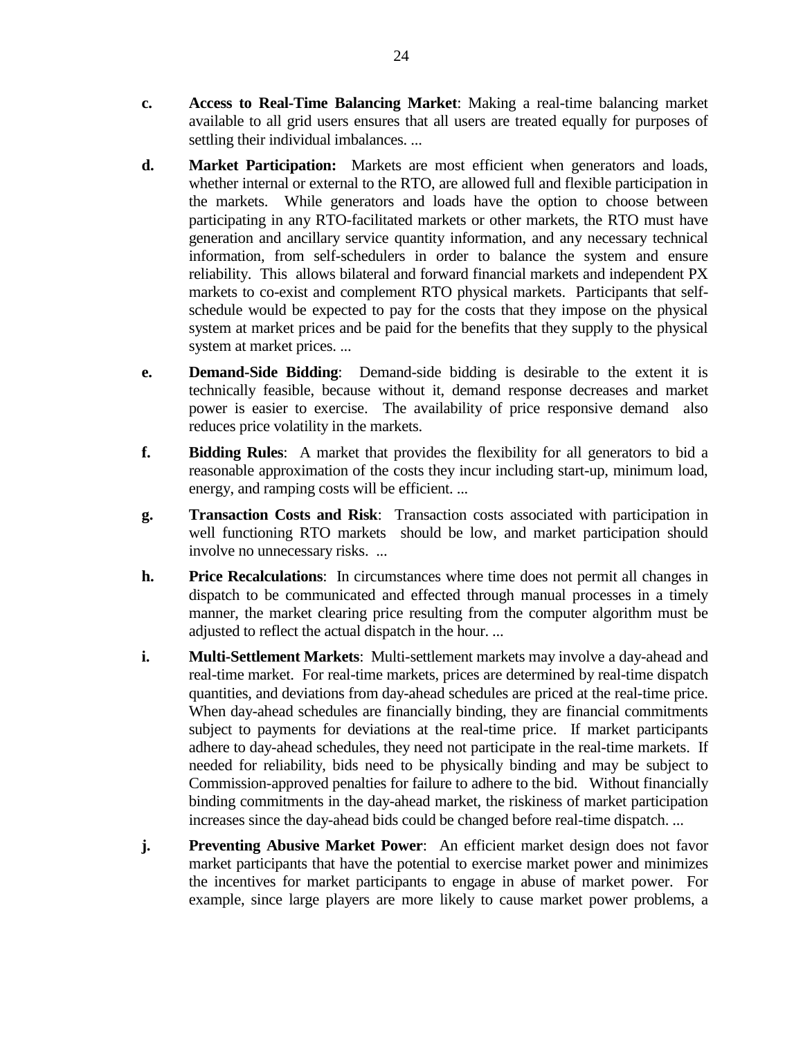**c.** **Access to Real-Time Balancing Market**: Making a real-time balancing market available to all grid users ensures that all users are treated equally for purposes of settling their individual imbalances. ...

**d.** **Market Participation:** Markets are most efficient when generators and loads, whether internal or external to the RTO, are allowed full and flexible participation in the markets. While generators and loads have the option to choose between participating in any RTO-facilitated markets or other markets, the RTO must have generation and ancillary service quantity information, and any necessary technical information, from self-schedulers in order to balance the system and ensure reliability. This allows bilateral and forward financial markets and independent PX markets to co-exist and complement RTO physical markets. Participants that self-schedule would be expected to pay for the costs that they impose on the physical system at market prices and be paid for the benefits that they supply to the physical system at market prices. ...

**e.** **Demand-Side Bidding**: Demand-side bidding is desirable to the extent it is technically feasible, because without it, demand response decreases and market power is easier to exercise. The availability of price responsive demand also reduces price volatility in the markets.

**f.** **Bidding Rules**: A market that provides the flexibility for all generators to bid a reasonable approximation of the costs they incur including start-up, minimum load, energy, and ramping costs will be efficient. ...

**g.** **Transaction Costs and Risk**: Transaction costs associated with participation in well functioning RTO markets should be low, and market participation should involve no unnecessary risks. ...

**h.** **Price Recalculations**: In circumstances where time does not permit all changes in dispatch to be communicated and effected through manual processes in a timely manner, the market clearing price resulting from the computer algorithm must be adjusted to reflect the actual dispatch in the hour. ...

**i.** **Multi-Settlement Markets**: Multi-settlement markets may involve a day-ahead and real-time market. For real-time markets, prices are determined by real-time dispatch quantities, and deviations from day-ahead schedules are priced at the real-time price. When day-ahead schedules are financially binding, they are financial commitments subject to payments for deviations at the real-time price. If market participants adhere to day-ahead schedules, they need not participate in the real-time markets. If needed for reliability, bids need to be physically binding and may be subject to Commission-approved penalties for failure to adhere to the bid. Without financially binding commitments in the day-ahead market, the riskiness of market participation increases since the day-ahead bids could be changed before real-time dispatch. ...

**j.** **Preventing Abusive Market Power**: An efficient market design does not favor market participants that have the potential to exercise market power and minimizes the incentives for market participants to engage in abuse of market power. For example, since large players are more likely to cause market power problems, a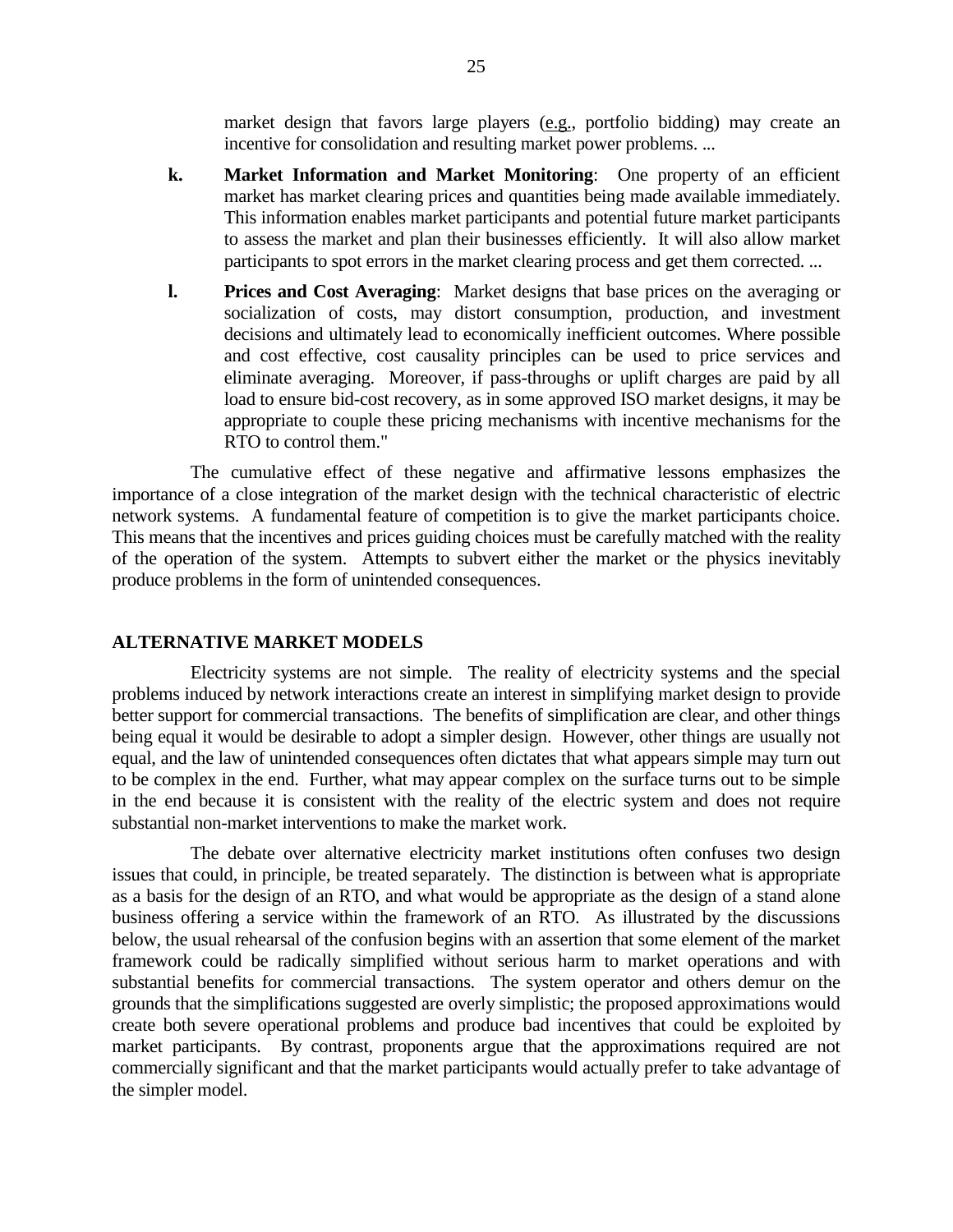market design that favors large players (e.g., portfolio bidding) may create an incentive for consolidation and resulting market power problems. ...

**k.** **Market Information and Market Monitoring**: One property of an efficient market has market clearing prices and quantities being made available immediately. This information enables market participants and potential future market participants to assess the market and plan their businesses efficiently. It will also allow market participants to spot errors in the market clearing process and get them corrected. ...

**l.** **Prices and Cost Averaging**: Market designs that base prices on the averaging or socialization of costs, may distort consumption, production, and investment decisions and ultimately lead to economically inefficient outcomes. Where possible and cost effective, cost causality principles can be used to price services and eliminate averaging. Moreover, if pass-throughs or uplift charges are paid by all load to ensure bid-cost recovery, as in some approved ISO market designs, it may be appropriate to couple these pricing mechanisms with incentive mechanisms for the RTO to control them."

The cumulative effect of these negative and affirmative lessons emphasizes the importance of a close integration of the market design with the technical characteristic of electric network systems. A fundamental feature of competition is to give the market participants choice. This means that the incentives and prices guiding choices must be carefully matched with the reality of the operation of the system. Attempts to subvert either the market or the physics inevitably produce problems in the form of unintended consequences.

## ALTERNATIVE MARKET MODELS

Electricity systems are not simple. The reality of electricity systems and the special problems induced by network interactions create an interest in simplifying market design to provide better support for commercial transactions. The benefits of simplification are clear, and other things being equal it would be desirable to adopt a simpler design. However, other things are usually not equal, and the law of unintended consequences often dictates that what appears simple may turn out to be complex in the end. Further, what may appear complex on the surface turns out to be simple in the end because it is consistent with the reality of the electric system and does not require substantial non-market interventions to make the market work.

The debate over alternative electricity market institutions often confuses two design issues that could, in principle, be treated separately. The distinction is between what is appropriate as a basis for the design of an RTO, and what would be appropriate as the design of a stand alone business offering a service within the framework of an RTO. As illustrated by the discussions below, the usual rehearsal of the confusion begins with an assertion that some element of the market framework could be radically simplified without serious harm to market operations and with substantial benefits for commercial transactions. The system operator and others demur on the grounds that the simplifications suggested are overly simplistic; the proposed approximations would create both severe operational problems and produce bad incentives that could be exploited by market participants. By contrast, proponents argue that the approximations required are not commercially significant and that the market participants would actually prefer to take advantage of the simpler model.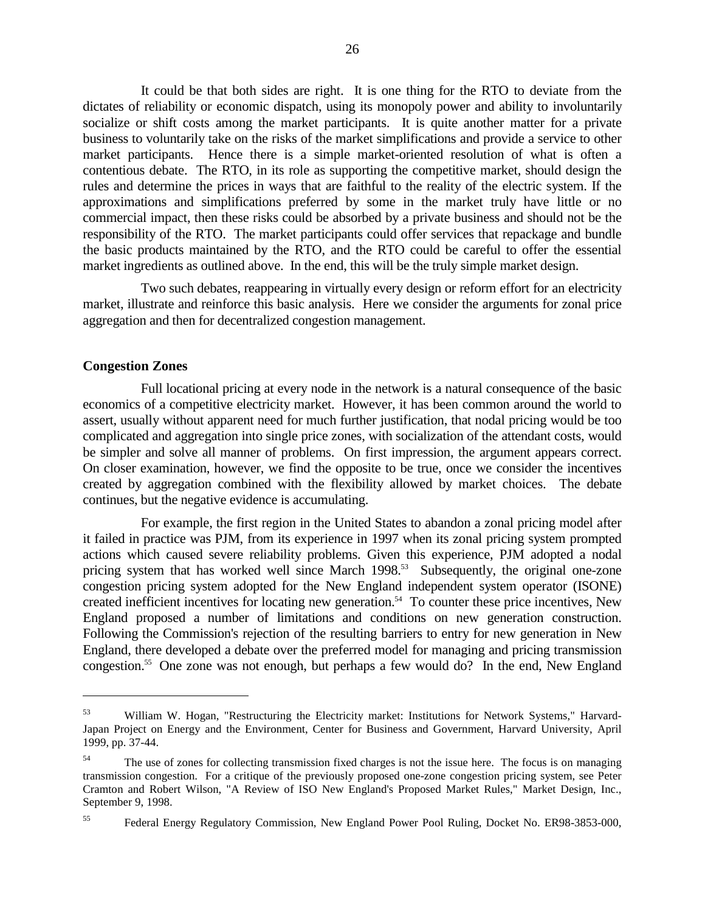It could be that both sides are right. It is one thing for the RTO to deviate from the dictates of reliability or economic dispatch, using its monopoly power and ability to involuntarily socialize or shift costs among the market participants. It is quite another matter for a private business to voluntarily take on the risks of the market simplifications and provide a service to other market participants. Hence there is a simple market-oriented resolution of what is often a contentious debate. The RTO, in its role as supporting the competitive market, should design the rules and determine the prices in ways that are faithful to the reality of the electric system. If the approximations and simplifications preferred by some in the market truly have little or no commercial impact, then these risks could be absorbed by a private business and should not be the responsibility of the RTO. The market participants could offer services that repackage and bundle the basic products maintained by the RTO, and the RTO could be careful to offer the essential market ingredients as outlined above. In the end, this will be the truly simple market design.

Two such debates, reappearing in virtually every design or reform effort for an electricity market, illustrate and reinforce this basic analysis. Here we consider the arguments for zonal price aggregation and then for decentralized congestion management.

**Congestion Zones**

Full locational pricing at every node in the network is a natural consequence of the basic economics of a competitive electricity market. However, it has been common around the world to assert, usually without apparent need for much further justification, that nodal pricing would be too complicated and aggregation into single price zones, with socialization of the attendant costs, would be simpler and solve all manner of problems. On first impression, the argument appears correct. On closer examination, however, we find the opposite to be true, once we consider the incentives created by aggregation combined with the flexibility allowed by market choices. The debate continues, but the negative evidence is accumulating.

For example, the first region in the United States to abandon a zonal pricing model after it failed in practice was PJM, from its experience in 1997 when its zonal pricing system prompted actions which caused severe reliability problems. Given this experience, PJM adopted a nodal pricing system that has worked well since March 1998.[53] Subsequently, the original one-zone congestion pricing system adopted for the New England independent system operator (ISONE) created inefficient incentives for locating new generation.[54] To counter these price incentives, New England proposed a number of limitations and conditions on new generation construction. Following the Commission's rejection of the resulting barriers to entry for new generation in New England, there developed a debate over the preferred model for managing and pricing transmission congestion.[55] One zone was not enough, but perhaps a few would do? In the end, New England

---

[53] William W. Hogan, "Restructuring the Electricity market: Institutions for Network Systems," Harvard-Japan Project on Energy and the Environment, Center for Business and Government, Harvard University, April 1999, pp. 37-44.

[54] The use of zones for collecting transmission fixed charges is not the issue here. The focus is on managing transmission congestion. For a critique of the previously proposed one-zone congestion pricing system, see Peter Cramton and Robert Wilson, "A Review of ISO New England's Proposed Market Rules," Market Design, Inc., September 9, 1998.

[55] Federal Energy Regulatory Commission, New England Power Pool Ruling, Docket No. ER98-3853-000,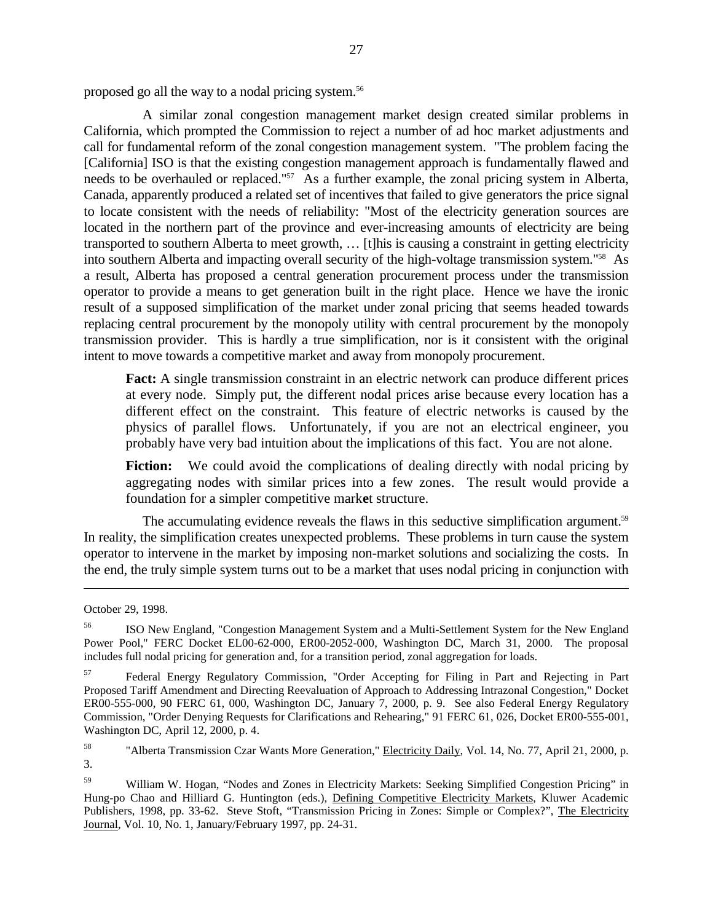proposed go all the way to a nodal pricing system.[56]

A similar zonal congestion management market design created similar problems in California, which prompted the Commission to reject a number of ad hoc market adjustments and call for fundamental reform of the zonal congestion management system. "The problem facing the [California] ISO is that the existing congestion management approach is fundamentally flawed and needs to be overhauled or replaced."[57] As a further example, the zonal pricing system in Alberta, Canada, apparently produced a related set of incentives that failed to give generators the price signal to locate consistent with the needs of reliability: "Most of the electricity generation sources are located in the northern part of the province and ever-increasing amounts of electricity are being transported to southern Alberta to meet growth, … [t]his is causing a constraint in getting electricity into southern Alberta and impacting overall security of the high-voltage transmission system."[58] As a result, Alberta has proposed a central generation procurement process under the transmission operator to provide a means to get generation built in the right place. Hence we have the ironic result of a supposed simplification of the market under zonal pricing that seems headed towards replacing central procurement by the monopoly utility with central procurement by the monopoly transmission provider. This is hardly a true simplification, nor is it consistent with the original intent to move towards a competitive market and away from monopoly procurement.

> **Fact:** A single transmission constraint in an electric network can produce different prices at every node. Simply put, the different nodal prices arise because every location has a different effect on the constraint. This feature of electric networks is caused by the physics of parallel flows. Unfortunately, if you are not an electrical engineer, you probably have very bad intuition about the implications of this fact. You are not alone.
>
> **Fiction:** We could avoid the complications of dealing directly with nodal pricing by aggregating nodes with similar prices into a few zones. The result would provide a foundation for a simpler competitive market structure.

The accumulating evidence reveals the flaws in this seductive simplification argument.[59] In reality, the simplification creates unexpected problems. These problems in turn cause the system operator to intervene in the market by imposing non-market solutions and socializing the costs. In the end, the truly simple system turns out to be a market that uses nodal pricing in conjunction with

---

October 29, 1998.

[56] ISO New England, "Congestion Management System and a Multi-Settlement System for the New England Power Pool," FERC Docket EL00-62-000, ER00-2052-000, Washington DC, March 31, 2000. The proposal includes full nodal pricing for generation and, for a transition period, zonal aggregation for loads.

[57] Federal Energy Regulatory Commission, "Order Accepting for Filing in Part and Rejecting in Part Proposed Tariff Amendment and Directing Reevaluation of Approach to Addressing Intrazonal Congestion," Docket ER00-555-000, 90 FERC 61, 000, Washington DC, January 7, 2000, p. 9. See also Federal Energy Regulatory Commission, "Order Denying Requests for Clarifications and Rehearing," 91 FERC 61, 026, Docket ER00-555-001, Washington DC, April 12, 2000, p. 4.

[58] "Alberta Transmission Czar Wants More Generation," Electricity Daily, Vol. 14, No. 77, April 21, 2000, p. 3.

[59] William W. Hogan, "Nodes and Zones in Electricity Markets: Seeking Simplified Congestion Pricing" in Hung-po Chao and Hilliard G. Huntington (eds.), Defining Competitive Electricity Markets, Kluwer Academic Publishers, 1998, pp. 33-62. Steve Stoft, "Transmission Pricing in Zones: Simple or Complex?", The Electricity Journal, Vol. 10, No. 1, January/February 1997, pp. 24-31.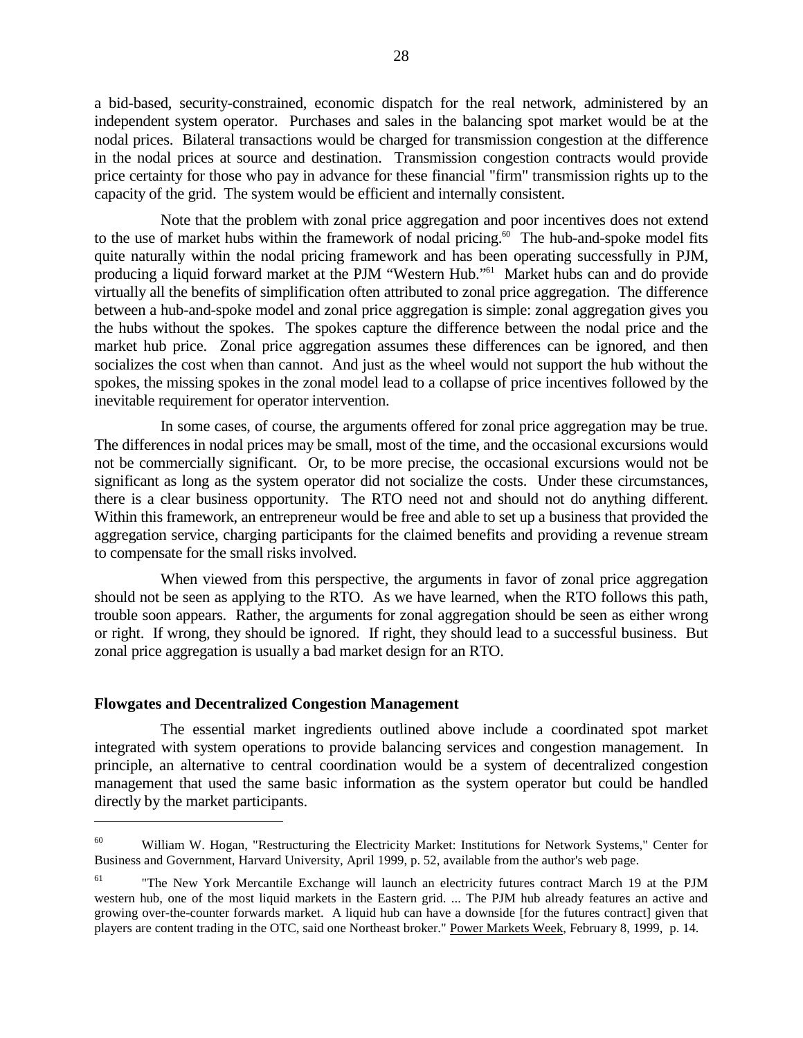a bid-based, security-constrained, economic dispatch for the real network, administered by an independent system operator. Purchases and sales in the balancing spot market would be at the nodal prices. Bilateral transactions would be charged for transmission congestion at the difference in the nodal prices at source and destination. Transmission congestion contracts would provide price certainty for those who pay in advance for these financial "firm" transmission rights up to the capacity of the grid. The system would be efficient and internally consistent.

Note that the problem with zonal price aggregation and poor incentives does not extend to the use of market hubs within the framework of nodal pricing.[60] The hub-and-spoke model fits quite naturally within the nodal pricing framework and has been operating successfully in PJM, producing a liquid forward market at the PJM "Western Hub."[61] Market hubs can and do provide virtually all the benefits of simplification often attributed to zonal price aggregation. The difference between a hub-and-spoke model and zonal price aggregation is simple: zonal aggregation gives you the hubs without the spokes. The spokes capture the difference between the nodal price and the market hub price. Zonal price aggregation assumes these differences can be ignored, and then socializes the cost when than cannot. And just as the wheel would not support the hub without the spokes, the missing spokes in the zonal model lead to a collapse of price incentives followed by the inevitable requirement for operator intervention.

In some cases, of course, the arguments offered for zonal price aggregation may be true. The differences in nodal prices may be small, most of the time, and the occasional excursions would not be commercially significant. Or, to be more precise, the occasional excursions would not be significant as long as the system operator did not socialize the costs. Under these circumstances, there is a clear business opportunity. The RTO need not and should not do anything different. Within this framework, an entrepreneur would be free and able to set up a business that provided the aggregation service, charging participants for the claimed benefits and providing a revenue stream to compensate for the small risks involved.

When viewed from this perspective, the arguments in favor of zonal price aggregation should not be seen as applying to the RTO. As we have learned, when the RTO follows this path, trouble soon appears. Rather, the arguments for zonal aggregation should be seen as either wrong or right. If wrong, they should be ignored. If right, they should lead to a successful business. But zonal price aggregation is usually a bad market design for an RTO.

**Flowgates and Decentralized Congestion Management**

The essential market ingredients outlined above include a coordinated spot market integrated with system operations to provide balancing services and congestion management. In principle, an alternative to central coordination would be a system of decentralized congestion management that used the same basic information as the system operator but could be handled directly by the market participants.

---

[60] William W. Hogan, "Restructuring the Electricity Market: Institutions for Network Systems," Center for Business and Government, Harvard University, April 1999, p. 52, available from the author's web page.

[61] "The New York Mercantile Exchange will launch an electricity futures contract March 19 at the PJM western hub, one of the most liquid markets in the Eastern grid. ... The PJM hub already features an active and growing over-the-counter forwards market. A liquid hub can have a downside [for the futures contract] given that players are content trading in the OTC, said one Northeast broker." Power Markets Week, February 8, 1999, p. 14.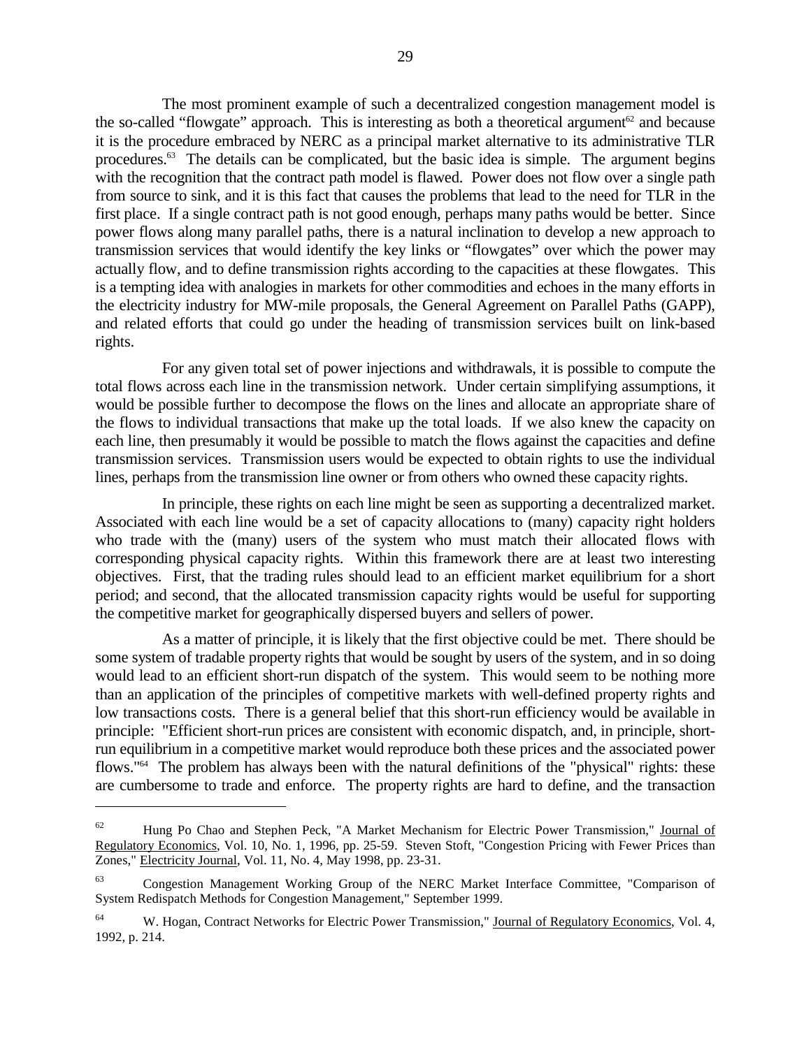The most prominent example of such a decentralized congestion management model is the so-called "flowgate" approach. This is interesting as both a theoretical argument[62] and because it is the procedure embraced by NERC as a principal market alternative to its administrative TLR procedures.[63] The details can be complicated, but the basic idea is simple. The argument begins with the recognition that the contract path model is flawed. Power does not flow over a single path from source to sink, and it is this fact that causes the problems that lead to the need for TLR in the first place. If a single contract path is not good enough, perhaps many paths would be better. Since power flows along many parallel paths, there is a natural inclination to develop a new approach to transmission services that would identify the key links or "flowgates" over which the power may actually flow, and to define transmission rights according to the capacities at these flowgates. This is a tempting idea with analogies in markets for other commodities and echoes in the many efforts in the electricity industry for MW-mile proposals, the General Agreement on Parallel Paths (GAPP), and related efforts that could go under the heading of transmission services built on link-based rights.

For any given total set of power injections and withdrawals, it is possible to compute the total flows across each line in the transmission network. Under certain simplifying assumptions, it would be possible further to decompose the flows on the lines and allocate an appropriate share of the flows to individual transactions that make up the total loads. If we also knew the capacity on each line, then presumably it would be possible to match the flows against the capacities and define transmission services. Transmission users would be expected to obtain rights to use the individual lines, perhaps from the transmission line owner or from others who owned these capacity rights.

In principle, these rights on each line might be seen as supporting a decentralized market. Associated with each line would be a set of capacity allocations to (many) capacity right holders who trade with the (many) users of the system who must match their allocated flows with corresponding physical capacity rights. Within this framework there are at least two interesting objectives. First, that the trading rules should lead to an efficient market equilibrium for a short period; and second, that the allocated transmission capacity rights would be useful for supporting the competitive market for geographically dispersed buyers and sellers of power.

As a matter of principle, it is likely that the first objective could be met. There should be some system of tradable property rights that would be sought by users of the system, and in so doing would lead to an efficient short-run dispatch of the system. This would seem to be nothing more than an application of the principles of competitive markets with well-defined property rights and low transactions costs. There is a general belief that this short-run efficiency would be available in principle: "Efficient short-run prices are consistent with economic dispatch, and, in principle, short-run equilibrium in a competitive market would reproduce both these prices and the associated power flows."[64] The problem has always been with the natural definitions of the "physical" rights: these are cumbersome to trade and enforce. The property rights are hard to define, and the transaction

---

[62] Hung Po Chao and Stephen Peck, "A Market Mechanism for Electric Power Transmission," Journal of Regulatory Economics, Vol. 10, No. 1, 1996, pp. 25-59. Steven Stoft, "Congestion Pricing with Fewer Prices than Zones," Electricity Journal, Vol. 11, No. 4, May 1998, pp. 23-31.

[63] Congestion Management Working Group of the NERC Market Interface Committee, "Comparison of System Redispatch Methods for Congestion Management," September 1999.

[64] W. Hogan, Contract Networks for Electric Power Transmission," Journal of Regulatory Economics, Vol. 4, 1992, p. 214.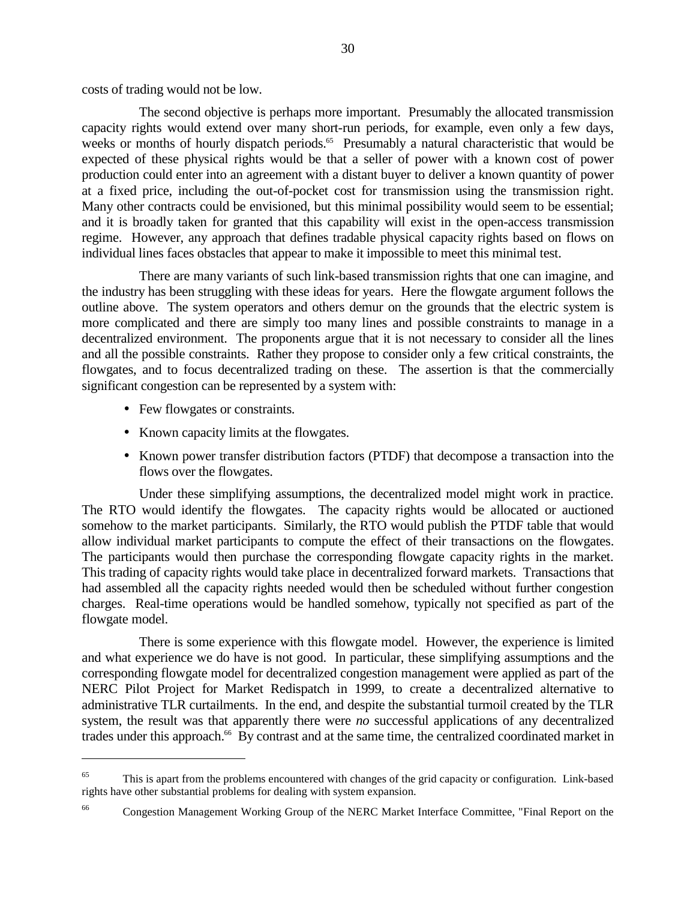costs of trading would not be low.

The second objective is perhaps more important. Presumably the allocated transmission capacity rights would extend over many short-run periods, for example, even only a few days, weeks or months of hourly dispatch periods.[65] Presumably a natural characteristic that would be expected of these physical rights would be that a seller of power with a known cost of power production could enter into an agreement with a distant buyer to deliver a known quantity of power at a fixed price, including the out-of-pocket cost for transmission using the transmission right. Many other contracts could be envisioned, but this minimal possibility would seem to be essential; and it is broadly taken for granted that this capability will exist in the open-access transmission regime. However, any approach that defines tradable physical capacity rights based on flows on individual lines faces obstacles that appear to make it impossible to meet this minimal test.

There are many variants of such link-based transmission rights that one can imagine, and the industry has been struggling with these ideas for years. Here the flowgate argument follows the outline above. The system operators and others demur on the grounds that the electric system is more complicated and there are simply too many lines and possible constraints to manage in a decentralized environment. The proponents argue that it is not necessary to consider all the lines and all the possible constraints. Rather they propose to consider only a few critical constraints, the flowgates, and to focus decentralized trading on these. The assertion is that the commercially significant congestion can be represented by a system with:

- Few flowgates or constraints.
- Known capacity limits at the flowgates.
- Known power transfer distribution factors (PTDF) that decompose a transaction into the flows over the flowgates.

Under these simplifying assumptions, the decentralized model might work in practice. The RTO would identify the flowgates. The capacity rights would be allocated or auctioned somehow to the market participants. Similarly, the RTO would publish the PTDF table that would allow individual market participants to compute the effect of their transactions on the flowgates. The participants would then purchase the corresponding flowgate capacity rights in the market. This trading of capacity rights would take place in decentralized forward markets. Transactions that had assembled all the capacity rights needed would then be scheduled without further congestion charges. Real-time operations would be handled somehow, typically not specified as part of the flowgate model.

There is some experience with this flowgate model. However, the experience is limited and what experience we do have is not good. In particular, these simplifying assumptions and the corresponding flowgate model for decentralized congestion management were applied as part of the NERC Pilot Project for Market Redispatch in 1999, to create a decentralized alternative to administrative TLR curtailments. In the end, and despite the substantial turmoil created by the TLR system, the result was that apparently there were *no* successful applications of any decentralized trades under this approach.[66] By contrast and at the same time, the centralized coordinated market in

---

[65] This is apart from the problems encountered with changes of the grid capacity or configuration. Link-based rights have other substantial problems for dealing with system expansion.

[66] Congestion Management Working Group of the NERC Market Interface Committee, "Final Report on the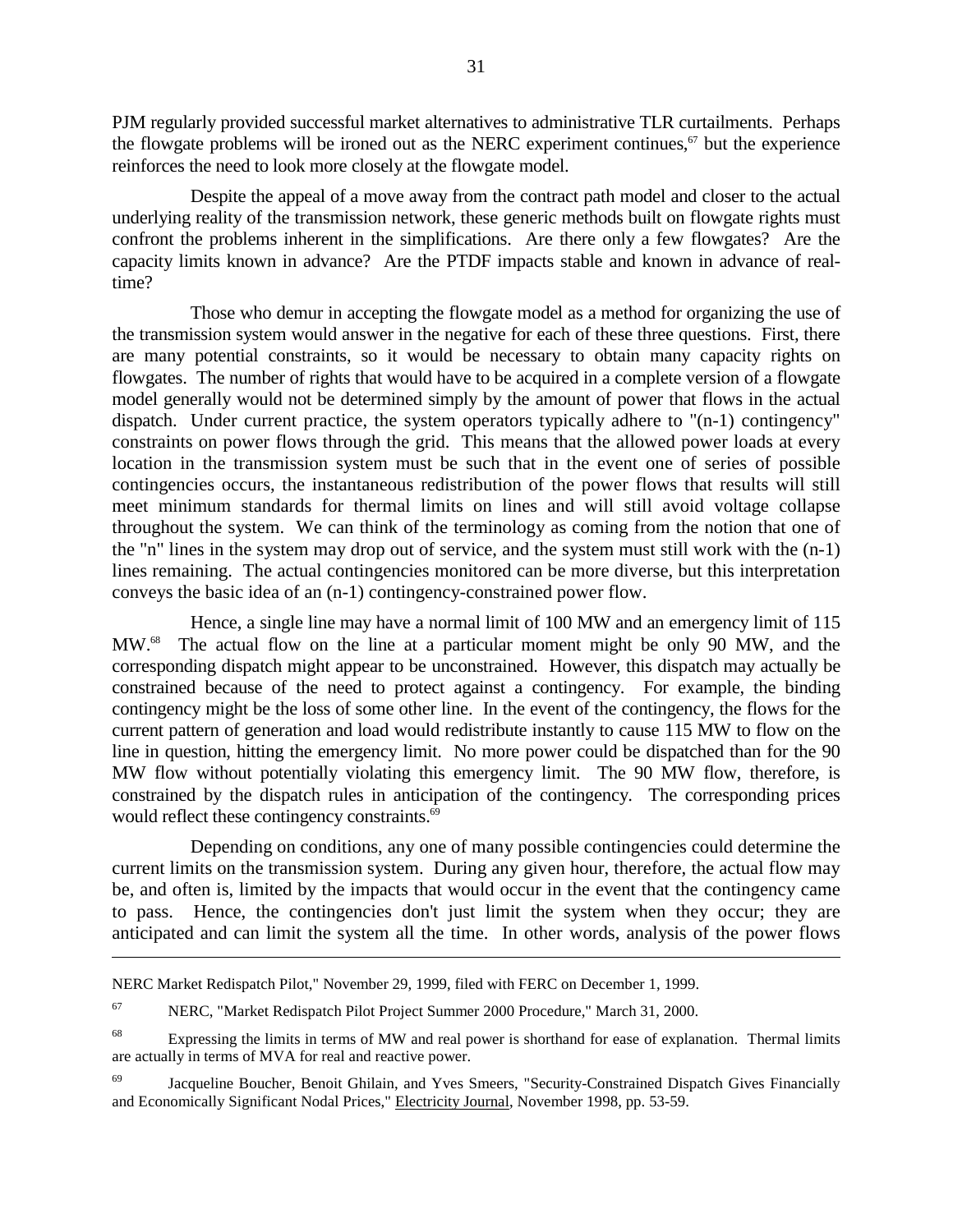PJM regularly provided successful market alternatives to administrative TLR curtailments. Perhaps the flowgate problems will be ironed out as the NERC experiment continues,[67] but the experience reinforces the need to look more closely at the flowgate model.

Despite the appeal of a move away from the contract path model and closer to the actual underlying reality of the transmission network, these generic methods built on flowgate rights must confront the problems inherent in the simplifications. Are there only a few flowgates? Are the capacity limits known in advance? Are the PTDF impacts stable and known in advance of real-time?

Those who demur in accepting the flowgate model as a method for organizing the use of the transmission system would answer in the negative for each of these three questions. First, there are many potential constraints, so it would be necessary to obtain many capacity rights on flowgates. The number of rights that would have to be acquired in a complete version of a flowgate model generally would not be determined simply by the amount of power that flows in the actual dispatch. Under current practice, the system operators typically adhere to "(n-1) contingency" constraints on power flows through the grid. This means that the allowed power loads at every location in the transmission system must be such that in the event one of series of possible contingencies occurs, the instantaneous redistribution of the power flows that results will still meet minimum standards for thermal limits on lines and will still avoid voltage collapse throughout the system. We can think of the terminology as coming from the notion that one of the "n" lines in the system may drop out of service, and the system must still work with the (n-1) lines remaining. The actual contingencies monitored can be more diverse, but this interpretation conveys the basic idea of an (n-1) contingency-constrained power flow.

Hence, a single line may have a normal limit of 100 MW and an emergency limit of 115 MW.[68] The actual flow on the line at a particular moment might be only 90 MW, and the corresponding dispatch might appear to be unconstrained. However, this dispatch may actually be constrained because of the need to protect against a contingency. For example, the binding contingency might be the loss of some other line. In the event of the contingency, the flows for the current pattern of generation and load would redistribute instantly to cause 115 MW to flow on the line in question, hitting the emergency limit. No more power could be dispatched than for the 90 MW flow without potentially violating this emergency limit. The 90 MW flow, therefore, is constrained by the dispatch rules in anticipation of the contingency. The corresponding prices would reflect these contingency constraints.[69]

Depending on conditions, any one of many possible contingencies could determine the current limits on the transmission system. During any given hour, therefore, the actual flow may be, and often is, limited by the impacts that would occur in the event that the contingency came to pass. Hence, the contingencies don't just limit the system when they occur; they are anticipated and can limit the system all the time. In other words, analysis of the power flows

---

NERC Market Redispatch Pilot," November 29, 1999, filed with FERC on December 1, 1999.

[67] NERC, "Market Redispatch Pilot Project Summer 2000 Procedure," March 31, 2000.

[68] Expressing the limits in terms of MW and real power is shorthand for ease of explanation. Thermal limits are actually in terms of MVA for real and reactive power.

[69] Jacqueline Boucher, Benoit Ghilain, and Yves Smeers, "Security-Constrained Dispatch Gives Financially and Economically Significant Nodal Prices," Electricity Journal, November 1998, pp. 53-59.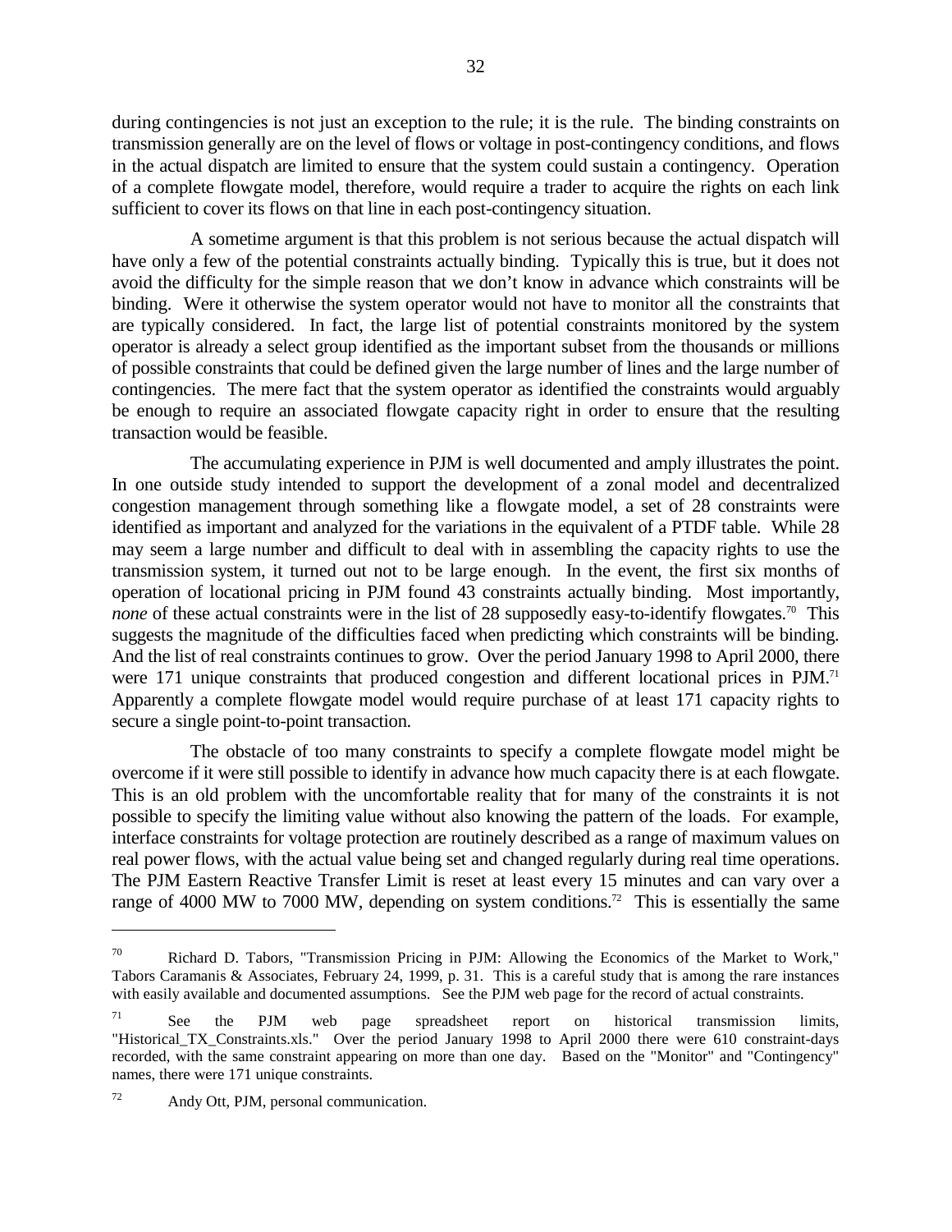during contingencies is not just an exception to the rule; it is the rule. The binding constraints on transmission generally are on the level of flows or voltage in post-contingency conditions, and flows in the actual dispatch are limited to ensure that the system could sustain a contingency. Operation of a complete flowgate model, therefore, would require a trader to acquire the rights on each link sufficient to cover its flows on that line in each post-contingency situation.

A sometime argument is that this problem is not serious because the actual dispatch will have only a few of the potential constraints actually binding. Typically this is true, but it does not avoid the difficulty for the simple reason that we don't know in advance which constraints will be binding. Were it otherwise the system operator would not have to monitor all the constraints that are typically considered. In fact, the large list of potential constraints monitored by the system operator is already a select group identified as the important subset from the thousands or millions of possible constraints that could be defined given the large number of lines and the large number of contingencies. The mere fact that the system operator as identified the constraints would arguably be enough to require an associated flowgate capacity right in order to ensure that the resulting transaction would be feasible.

The accumulating experience in PJM is well documented and amply illustrates the point. In one outside study intended to support the development of a zonal model and decentralized congestion management through something like a flowgate model, a set of 28 constraints were identified as important and analyzed for the variations in the equivalent of a PTDF table. While 28 may seem a large number and difficult to deal with in assembling the capacity rights to use the transmission system, it turned out not to be large enough. In the event, the first six months of operation of locational pricing in PJM found 43 constraints actually binding. Most importantly, *none* of these actual constraints were in the list of 28 supposedly easy-to-identify flowgates.[70] This suggests the magnitude of the difficulties faced when predicting which constraints will be binding. And the list of real constraints continues to grow. Over the period January 1998 to April 2000, there were 171 unique constraints that produced congestion and different locational prices in PJM.[71] Apparently a complete flowgate model would require purchase of at least 171 capacity rights to secure a single point-to-point transaction.

The obstacle of too many constraints to specify a complete flowgate model might be overcome if it were still possible to identify in advance how much capacity there is at each flowgate. This is an old problem with the uncomfortable reality that for many of the constraints it is not possible to specify the limiting value without also knowing the pattern of the loads. For example, interface constraints for voltage protection are routinely described as a range of maximum values on real power flows, with the actual value being set and changed regularly during real time operations. The PJM Eastern Reactive Transfer Limit is reset at least every 15 minutes and can vary over a range of 4000 MW to 7000 MW, depending on system conditions.[72] This is essentially the same

---

[70] Richard D. Tabors, "Transmission Pricing in PJM: Allowing the Economics of the Market to Work," Tabors Caramanis & Associates, February 24, 1999, p. 31. This is a careful study that is among the rare instances with easily available and documented assumptions. See the PJM web page for the record of actual constraints.

[71] See the PJM web page spreadsheet report on historical transmission limits, "Historical_TX_Constraints.xls." Over the period January 1998 to April 2000 there were 610 constraint-days recorded, with the same constraint appearing on more than one day. Based on the "Monitor" and "Contingency" names, there were 171 unique constraints.

[72] Andy Ott, PJM, personal communication.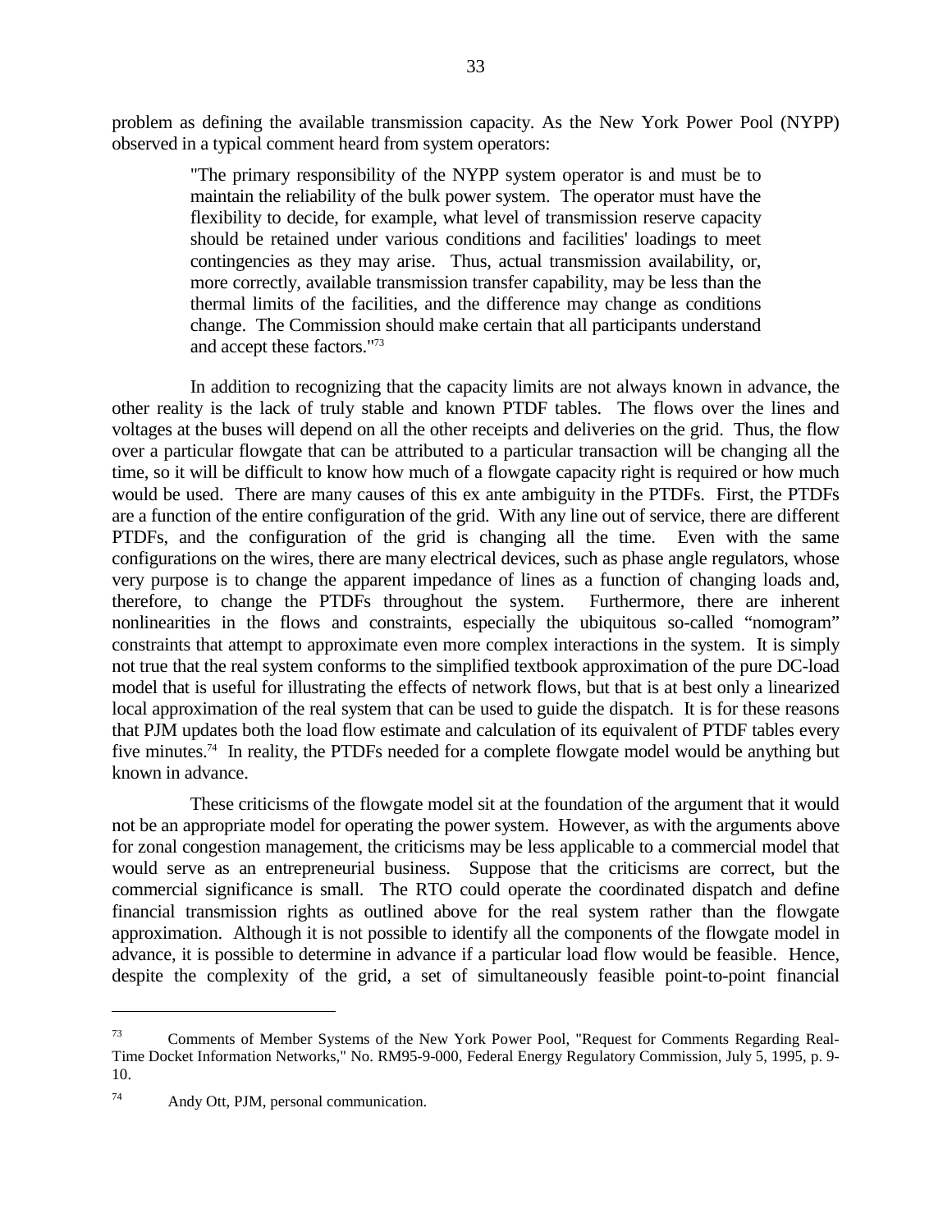problem as defining the available transmission capacity. As the New York Power Pool (NYPP) observed in a typical comment heard from system operators:

> "The primary responsibility of the NYPP system operator is and must be to maintain the reliability of the bulk power system. The operator must have the flexibility to decide, for example, what level of transmission reserve capacity should be retained under various conditions and facilities' loadings to meet contingencies as they may arise. Thus, actual transmission availability, or, more correctly, available transmission transfer capability, may be less than the thermal limits of the facilities, and the difference may change as conditions change. The Commission should make certain that all participants understand and accept these factors."[73]

In addition to recognizing that the capacity limits are not always known in advance, the other reality is the lack of truly stable and known PTDF tables. The flows over the lines and voltages at the buses will depend on all the other receipts and deliveries on the grid. Thus, the flow over a particular flowgate that can be attributed to a particular transaction will be changing all the time, so it will be difficult to know how much of a flowgate capacity right is required or how much would be used. There are many causes of this ex ante ambiguity in the PTDFs. First, the PTDFs are a function of the entire configuration of the grid. With any line out of service, there are different PTDFs, and the configuration of the grid is changing all the time. Even with the same configurations on the wires, there are many electrical devices, such as phase angle regulators, whose very purpose is to change the apparent impedance of lines as a function of changing loads and, therefore, to change the PTDFs throughout the system. Furthermore, there are inherent nonlinearities in the flows and constraints, especially the ubiquitous so-called "nomogram" constraints that attempt to approximate even more complex interactions in the system. It is simply not true that the real system conforms to the simplified textbook approximation of the pure DC-load model that is useful for illustrating the effects of network flows, but that is at best only a linearized local approximation of the real system that can be used to guide the dispatch. It is for these reasons that PJM updates both the load flow estimate and calculation of its equivalent of PTDF tables every five minutes.[74] In reality, the PTDFs needed for a complete flowgate model would be anything but known in advance.

These criticisms of the flowgate model sit at the foundation of the argument that it would not be an appropriate model for operating the power system. However, as with the arguments above for zonal congestion management, the criticisms may be less applicable to a commercial model that would serve as an entrepreneurial business. Suppose that the criticisms are correct, but the commercial significance is small. The RTO could operate the coordinated dispatch and define financial transmission rights as outlined above for the real system rather than the flowgate approximation. Although it is not possible to identify all the components of the flowgate model in advance, it is possible to determine in advance if a particular load flow would be feasible. Hence, despite the complexity of the grid, a set of simultaneously feasible point-to-point financial

---

[73] Comments of Member Systems of the New York Power Pool, "Request for Comments Regarding Real-Time Docket Information Networks," No. RM95-9-000, Federal Energy Regulatory Commission, July 5, 1995, p. 9-10.

[74] Andy Ott, PJM, personal communication.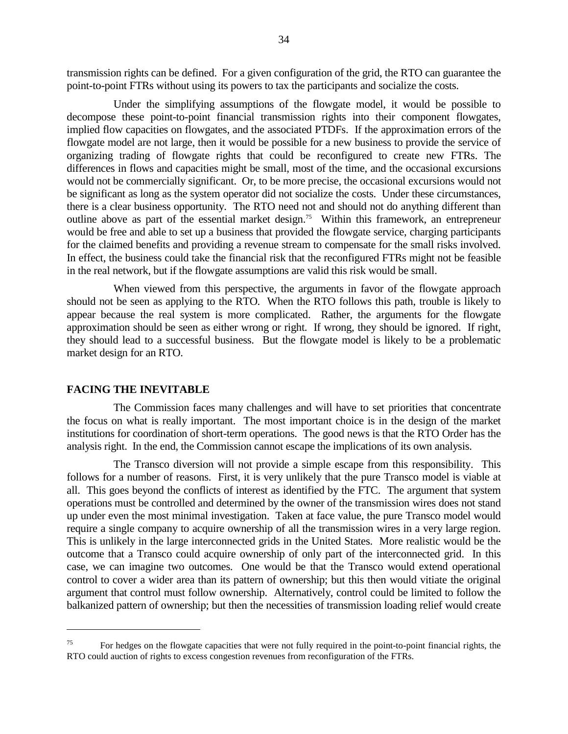transmission rights can be defined. For a given configuration of the grid, the RTO can guarantee the point-to-point FTRs without using its powers to tax the participants and socialize the costs.

Under the simplifying assumptions of the flowgate model, it would be possible to decompose these point-to-point financial transmission rights into their component flowgates, implied flow capacities on flowgates, and the associated PTDFs. If the approximation errors of the flowgate model are not large, then it would be possible for a new business to provide the service of organizing trading of flowgate rights that could be reconfigured to create new FTRs. The differences in flows and capacities might be small, most of the time, and the occasional excursions would not be commercially significant. Or, to be more precise, the occasional excursions would not be significant as long as the system operator did not socialize the costs. Under these circumstances, there is a clear business opportunity. The RTO need not and should not do anything different than outline above as part of the essential market design.[75] Within this framework, an entrepreneur would be free and able to set up a business that provided the flowgate service, charging participants for the claimed benefits and providing a revenue stream to compensate for the small risks involved. In effect, the business could take the financial risk that the reconfigured FTRs might not be feasible in the real network, but if the flowgate assumptions are valid this risk would be small.

When viewed from this perspective, the arguments in favor of the flowgate approach should not be seen as applying to the RTO. When the RTO follows this path, trouble is likely to appear because the real system is more complicated. Rather, the arguments for the flowgate approximation should be seen as either wrong or right. If wrong, they should be ignored. If right, they should lead to a successful business. But the flowgate model is likely to be a problematic market design for an RTO.

## FACING THE INEVITABLE

The Commission faces many challenges and will have to set priorities that concentrate the focus on what is really important. The most important choice is in the design of the market institutions for coordination of short-term operations. The good news is that the RTO Order has the analysis right. In the end, the Commission cannot escape the implications of its own analysis.

The Transco diversion will not provide a simple escape from this responsibility. This follows for a number of reasons. First, it is very unlikely that the pure Transco model is viable at all. This goes beyond the conflicts of interest as identified by the FTC. The argument that system operations must be controlled and determined by the owner of the transmission wires does not stand up under even the most minimal investigation. Taken at face value, the pure Transco model would require a single company to acquire ownership of all the transmission wires in a very large region. This is unlikely in the large interconnected grids in the United States. More realistic would be the outcome that a Transco could acquire ownership of only part of the interconnected grid. In this case, we can imagine two outcomes. One would be that the Transco would extend operational control to cover a wider area than its pattern of ownership; but this then would vitiate the original argument that control must follow ownership. Alternatively, control could be limited to follow the balkanized pattern of ownership; but then the necessities of transmission loading relief would create

---

[75] For hedges on the flowgate capacities that were not fully required in the point-to-point financial rights, the RTO could auction of rights to excess congestion revenues from reconfiguration of the FTRs.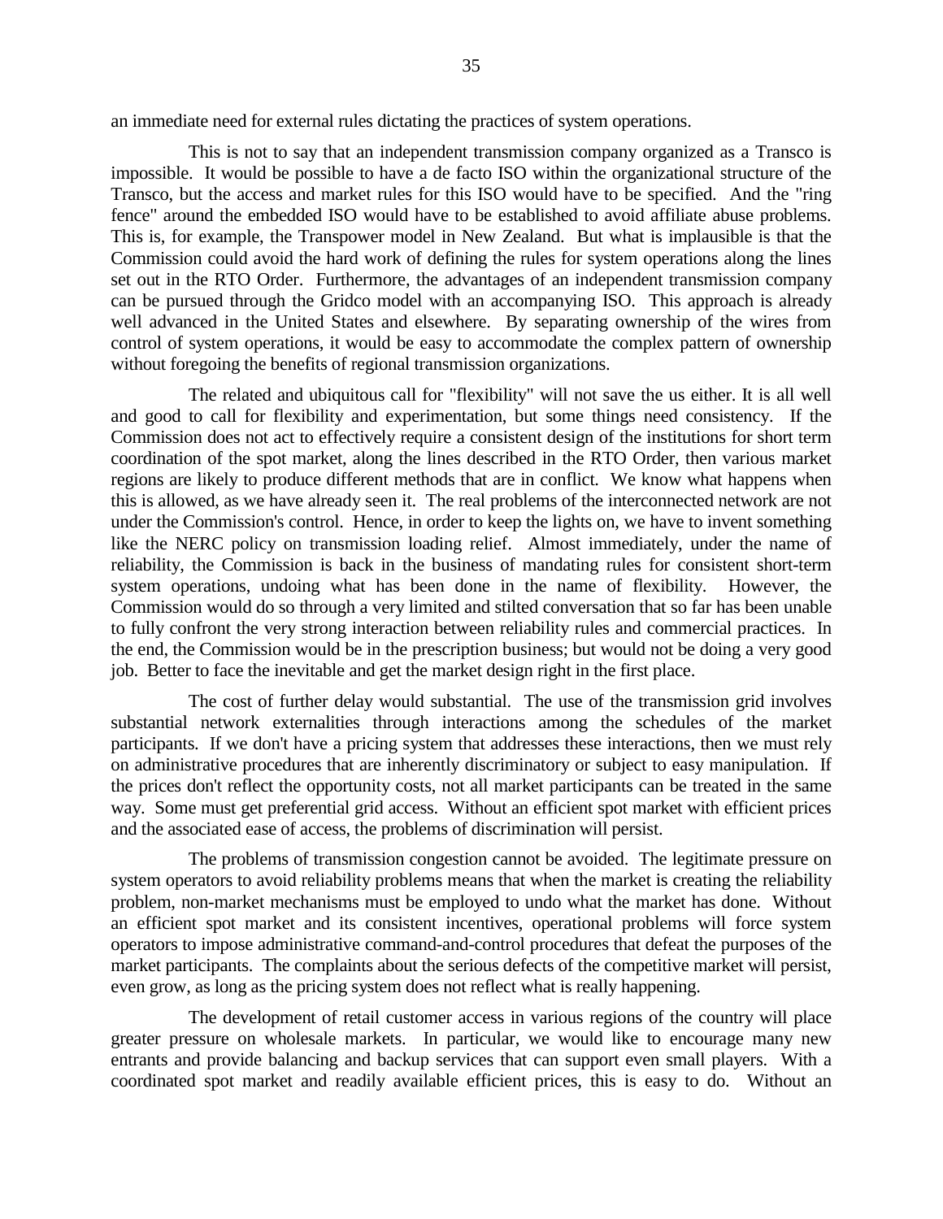an immediate need for external rules dictating the practices of system operations.

This is not to say that an independent transmission company organized as a Transco is impossible. It would be possible to have a de facto ISO within the organizational structure of the Transco, but the access and market rules for this ISO would have to be specified. And the "ring fence" around the embedded ISO would have to be established to avoid affiliate abuse problems. This is, for example, the Transpower model in New Zealand. But what is implausible is that the Commission could avoid the hard work of defining the rules for system operations along the lines set out in the RTO Order. Furthermore, the advantages of an independent transmission company can be pursued through the Gridco model with an accompanying ISO. This approach is already well advanced in the United States and elsewhere. By separating ownership of the wires from control of system operations, it would be easy to accommodate the complex pattern of ownership without foregoing the benefits of regional transmission organizations.

The related and ubiquitous call for "flexibility" will not save the us either. It is all well and good to call for flexibility and experimentation, but some things need consistency. If the Commission does not act to effectively require a consistent design of the institutions for short term coordination of the spot market, along the lines described in the RTO Order, then various market regions are likely to produce different methods that are in conflict. We know what happens when this is allowed, as we have already seen it. The real problems of the interconnected network are not under the Commission's control. Hence, in order to keep the lights on, we have to invent something like the NERC policy on transmission loading relief. Almost immediately, under the name of reliability, the Commission is back in the business of mandating rules for consistent short-term system operations, undoing what has been done in the name of flexibility. However, the Commission would do so through a very limited and stilted conversation that so far has been unable to fully confront the very strong interaction between reliability rules and commercial practices. In the end, the Commission would be in the prescription business; but would not be doing a very good job. Better to face the inevitable and get the market design right in the first place.

The cost of further delay would substantial. The use of the transmission grid involves substantial network externalities through interactions among the schedules of the market participants. If we don't have a pricing system that addresses these interactions, then we must rely on administrative procedures that are inherently discriminatory or subject to easy manipulation. If the prices don't reflect the opportunity costs, not all market participants can be treated in the same way. Some must get preferential grid access. Without an efficient spot market with efficient prices and the associated ease of access, the problems of discrimination will persist.

The problems of transmission congestion cannot be avoided. The legitimate pressure on system operators to avoid reliability problems means that when the market is creating the reliability problem, non-market mechanisms must be employed to undo what the market has done. Without an efficient spot market and its consistent incentives, operational problems will force system operators to impose administrative command-and-control procedures that defeat the purposes of the market participants. The complaints about the serious defects of the competitive market will persist, even grow, as long as the pricing system does not reflect what is really happening.

The development of retail customer access in various regions of the country will place greater pressure on wholesale markets. In particular, we would like to encourage many new entrants and provide balancing and backup services that can support even small players. With a coordinated spot market and readily available efficient prices, this is easy to do. Without an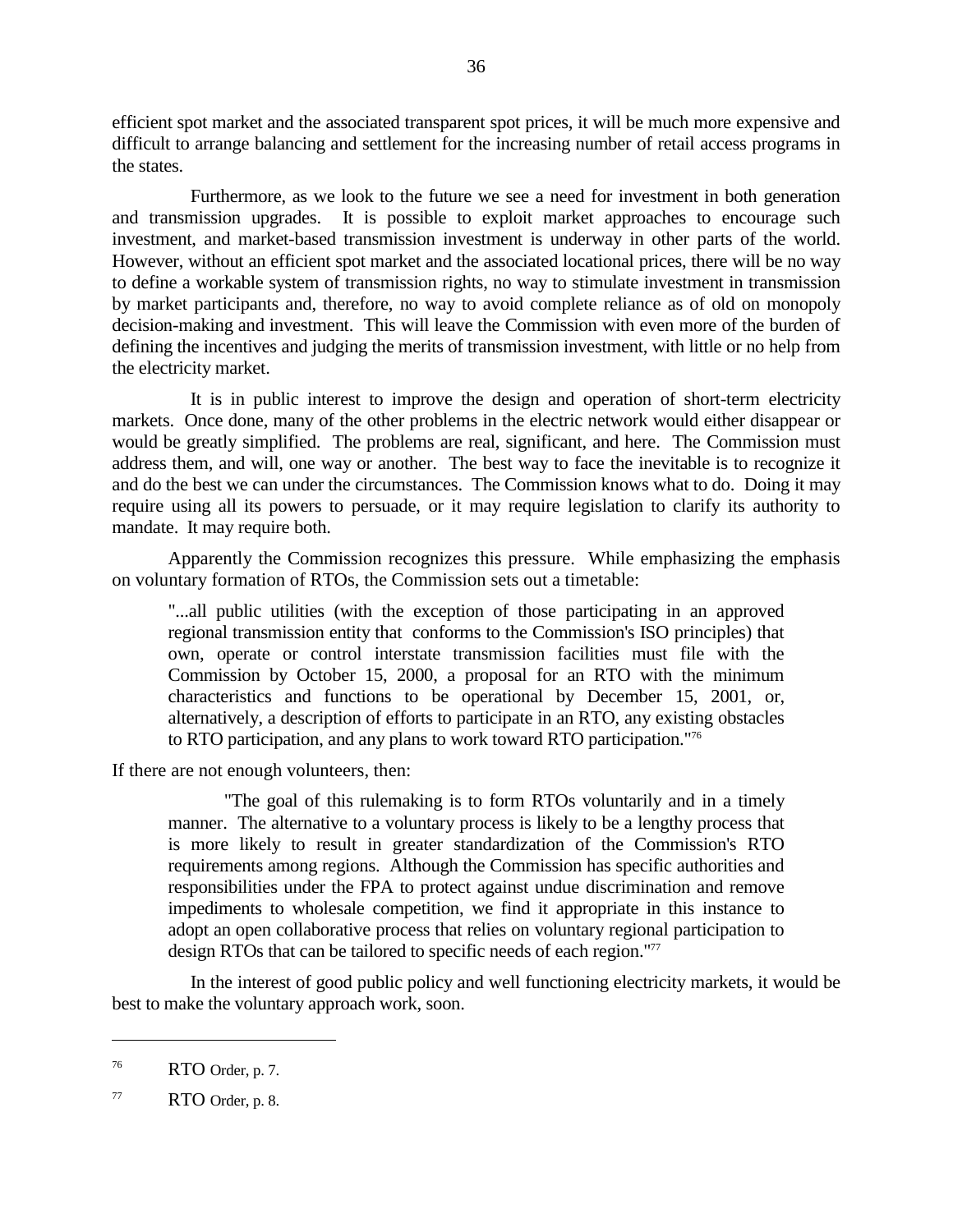efficient spot market and the associated transparent spot prices, it will be much more expensive and difficult to arrange balancing and settlement for the increasing number of retail access programs in the states.

Furthermore, as we look to the future we see a need for investment in both generation and transmission upgrades. It is possible to exploit market approaches to encourage such investment, and market-based transmission investment is underway in other parts of the world. However, without an efficient spot market and the associated locational prices, there will be no way to define a workable system of transmission rights, no way to stimulate investment in transmission by market participants and, therefore, no way to avoid complete reliance as of old on monopoly decision-making and investment. This will leave the Commission with even more of the burden of defining the incentives and judging the merits of transmission investment, with little or no help from the electricity market.

It is in public interest to improve the design and operation of short-term electricity markets. Once done, many of the other problems in the electric network would either disappear or would be greatly simplified. The problems are real, significant, and here. The Commission must address them, and will, one way or another. The best way to face the inevitable is to recognize it and do the best we can under the circumstances. The Commission knows what to do. Doing it may require using all its powers to persuade, or it may require legislation to clarify its authority to mandate. It may require both.

Apparently the Commission recognizes this pressure. While emphasizing the emphasis on voluntary formation of RTOs, the Commission sets out a timetable:

> "...all public utilities (with the exception of those participating in an approved regional transmission entity that conforms to the Commission's ISO principles) that own, operate or control interstate transmission facilities must file with the Commission by October 15, 2000, a proposal for an RTO with the minimum characteristics and functions to be operational by December 15, 2001, or, alternatively, a description of efforts to participate in an RTO, any existing obstacles to RTO participation, and any plans to work toward RTO participation."[76]

If there are not enough volunteers, then:

> "The goal of this rulemaking is to form RTOs voluntarily and in a timely manner. The alternative to a voluntary process is likely to be a lengthy process that is more likely to result in greater standardization of the Commission's RTO requirements among regions. Although the Commission has specific authorities and responsibilities under the FPA to protect against undue discrimination and remove impediments to wholesale competition, we find it appropriate in this instance to adopt an open collaborative process that relies on voluntary regional participation to design RTOs that can be tailored to specific needs of each region."[77]

In the interest of good public policy and well functioning electricity markets, it would be best to make the voluntary approach work, soon.

---

[76] RTO Order, p. 7.

[77] RTO Order, p. 8.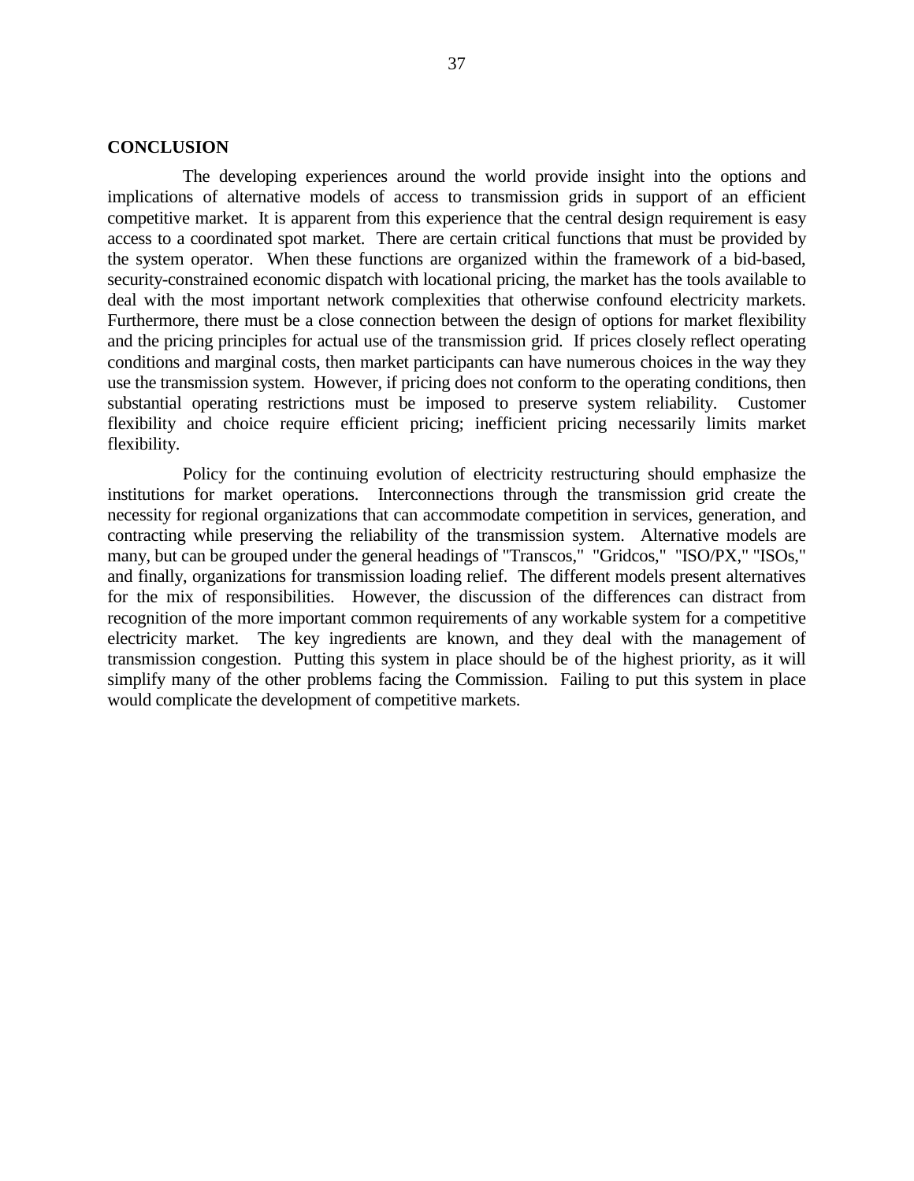## CONCLUSION

The developing experiences around the world provide insight into the options and implications of alternative models of access to transmission grids in support of an efficient competitive market. It is apparent from this experience that the central design requirement is easy access to a coordinated spot market. There are certain critical functions that must be provided by the system operator. When these functions are organized within the framework of a bid-based, security-constrained economic dispatch with locational pricing, the market has the tools available to deal with the most important network complexities that otherwise confound electricity markets. Furthermore, there must be a close connection between the design of options for market flexibility and the pricing principles for actual use of the transmission grid. If prices closely reflect operating conditions and marginal costs, then market participants can have numerous choices in the way they use the transmission system. However, if pricing does not conform to the operating conditions, then substantial operating restrictions must be imposed to preserve system reliability. Customer flexibility and choice require efficient pricing; inefficient pricing necessarily limits market flexibility.

Policy for the continuing evolution of electricity restructuring should emphasize the institutions for market operations. Interconnections through the transmission grid create the necessity for regional organizations that can accommodate competition in services, generation, and contracting while preserving the reliability of the transmission system. Alternative models are many, but can be grouped under the general headings of "Transcos," "Gridcos," "ISO/PX," "ISOs," and finally, organizations for transmission loading relief. The different models present alternatives for the mix of responsibilities. However, the discussion of the differences can distract from recognition of the more important common requirements of any workable system for a competitive electricity market. The key ingredients are known, and they deal with the management of transmission congestion. Putting this system in place should be of the highest priority, as it will simplify many of the other problems facing the Commission. Failing to put this system in place would complicate the development of competitive markets.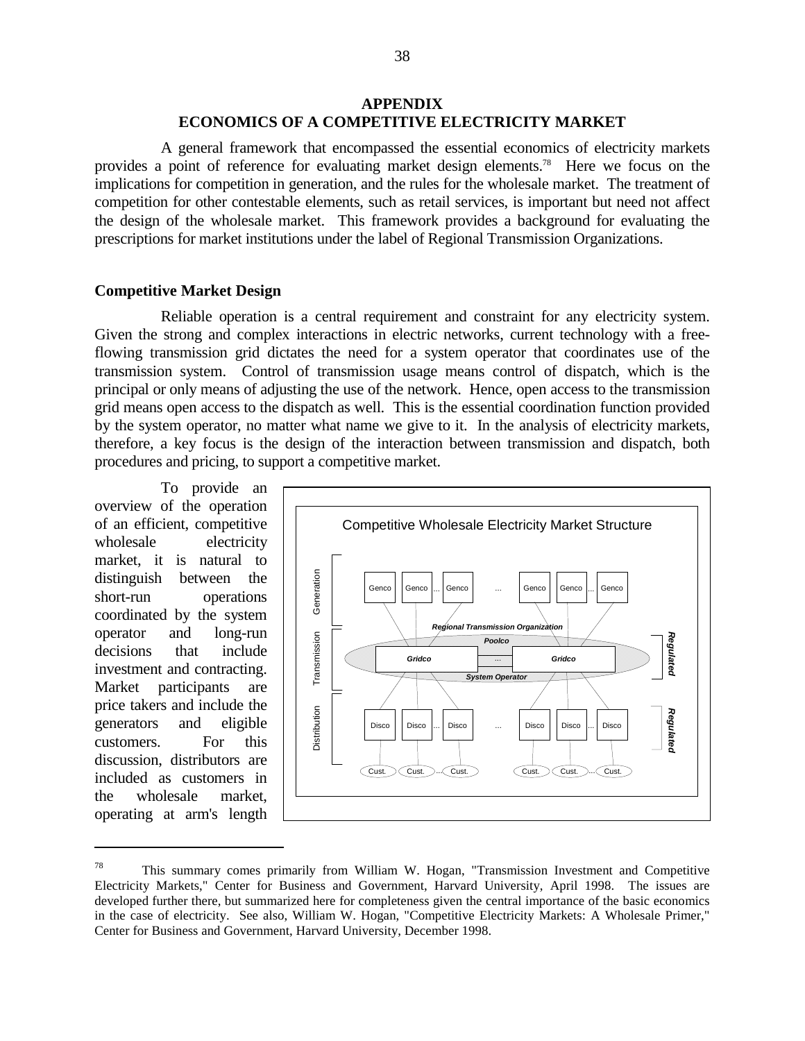## APPENDIX
## ECONOMICS OF A COMPETITIVE ELECTRICITY MARKET

A general framework that encompassed the essential economics of electricity markets provides a point of reference for evaluating market design elements.[78] Here we focus on the implications for competition in generation, and the rules for the wholesale market. The treatment of competition for other contestable elements, such as retail services, is important but need not affect the design of the wholesale market. This framework provides a background for evaluating the prescriptions for market institutions under the label of Regional Transmission Organizations.

### Competitive Market Design

Reliable operation is a central requirement and constraint for any electricity system. Given the strong and complex interactions in electric networks, current technology with a free-flowing transmission grid dictates the need for a system operator that coordinates use of the transmission system. Control of transmission usage means control of dispatch, which is the principal or only means of adjusting the use of the network. Hence, open access to the transmission grid means open access to the dispatch as well. This is the essential coordination function provided by the system operator, no matter what name we give to it. In the analysis of electricity markets, therefore, a key focus is the design of the interaction between transmission and dispatch, both procedures and pricing, to support a competitive market.

To provide an overview of the operation of an efficient, competitive wholesale electricity market, it is natural to distinguish between the short-run operations coordinated by the system operator and long-run decisions that include investment and contracting. Market participants are price takers and include the generators and eligible customers. For this discussion, distributors are included as customers in the wholesale market, operating at arm's length

Competitive Wholesale Electricity Market Structure

---

[78] This summary comes primarily from William W. Hogan, "Transmission Investment and Competitive Electricity Markets," Center for Business and Government, Harvard University, April 1998. The issues are developed further there, but summarized here for completeness given the central importance of the basic economics in the case of electricity. See also, William W. Hogan, "Competitive Electricity Markets: A Wholesale Primer," Center for Business and Government, Harvard University, December 1998.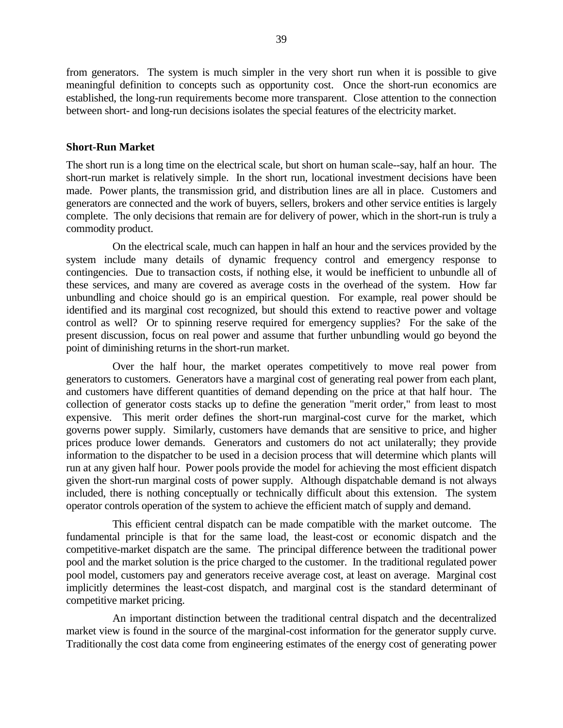from generators. The system is much simpler in the very short run when it is possible to give meaningful definition to concepts such as opportunity cost. Once the short-run economics are established, the long-run requirements become more transparent. Close attention to the connection between short- and long-run decisions isolates the special features of the electricity market.

### Short-Run Market

The short run is a long time on the electrical scale, but short on human scale--say, half an hour. The short-run market is relatively simple. In the short run, locational investment decisions have been made. Power plants, the transmission grid, and distribution lines are all in place. Customers and generators are connected and the work of buyers, sellers, brokers and other service entities is largely complete. The only decisions that remain are for delivery of power, which in the short-run is truly a commodity product.

On the electrical scale, much can happen in half an hour and the services provided by the system include many details of dynamic frequency control and emergency response to contingencies. Due to transaction costs, if nothing else, it would be inefficient to unbundle all of these services, and many are covered as average costs in the overhead of the system. How far unbundling and choice should go is an empirical question. For example, real power should be identified and its marginal cost recognized, but should this extend to reactive power and voltage control as well? Or to spinning reserve required for emergency supplies? For the sake of the present discussion, focus on real power and assume that further unbundling would go beyond the point of diminishing returns in the short-run market.

Over the half hour, the market operates competitively to move real power from generators to customers. Generators have a marginal cost of generating real power from each plant, and customers have different quantities of demand depending on the price at that half hour. The collection of generator costs stacks up to define the generation "merit order," from least to most expensive. This merit order defines the short-run marginal-cost curve for the market, which governs power supply. Similarly, customers have demands that are sensitive to price, and higher prices produce lower demands. Generators and customers do not act unilaterally; they provide information to the dispatcher to be used in a decision process that will determine which plants will run at any given half hour. Power pools provide the model for achieving the most efficient dispatch given the short-run marginal costs of power supply. Although dispatchable demand is not always included, there is nothing conceptually or technically difficult about this extension. The system operator controls operation of the system to achieve the efficient match of supply and demand.

This efficient central dispatch can be made compatible with the market outcome. The fundamental principle is that for the same load, the least-cost or economic dispatch and the competitive-market dispatch are the same. The principal difference between the traditional power pool and the market solution is the price charged to the customer. In the traditional regulated power pool model, customers pay and generators receive average cost, at least on average. Marginal cost implicitly determines the least-cost dispatch, and marginal cost is the standard determinant of competitive market pricing.

An important distinction between the traditional central dispatch and the decentralized market view is found in the source of the marginal-cost information for the generator supply curve. Traditionally the cost data come from engineering estimates of the energy cost of generating power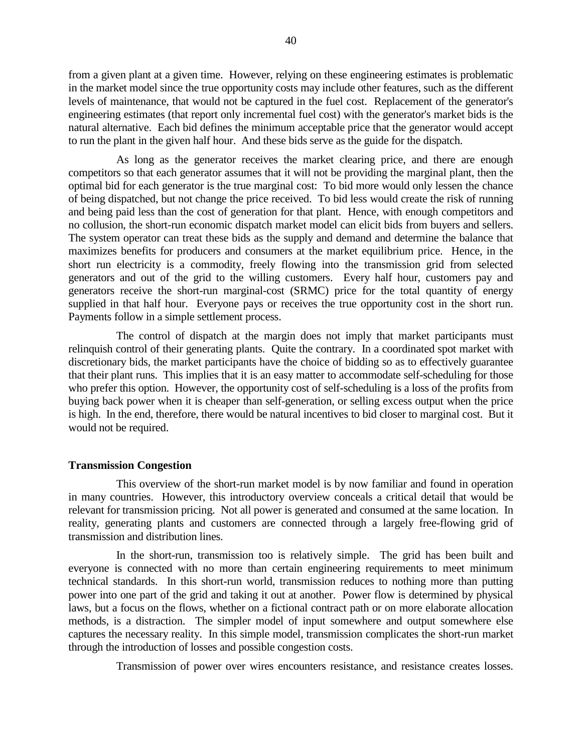from a given plant at a given time. However, relying on these engineering estimates is problematic in the market model since the true opportunity costs may include other features, such as the different levels of maintenance, that would not be captured in the fuel cost. Replacement of the generator's engineering estimates (that report only incremental fuel cost) with the generator's market bids is the natural alternative. Each bid defines the minimum acceptable price that the generator would accept to run the plant in the given half hour. And these bids serve as the guide for the dispatch.

As long as the generator receives the market clearing price, and there are enough competitors so that each generator assumes that it will not be providing the marginal plant, then the optimal bid for each generator is the true marginal cost: To bid more would only lessen the chance of being dispatched, but not change the price received. To bid less would create the risk of running and being paid less than the cost of generation for that plant. Hence, with enough competitors and no collusion, the short-run economic dispatch market model can elicit bids from buyers and sellers. The system operator can treat these bids as the supply and demand and determine the balance that maximizes benefits for producers and consumers at the market equilibrium price. Hence, in the short run electricity is a commodity, freely flowing into the transmission grid from selected generators and out of the grid to the willing customers. Every half hour, customers pay and generators receive the short-run marginal-cost (SRMC) price for the total quantity of energy supplied in that half hour. Everyone pays or receives the true opportunity cost in the short run. Payments follow in a simple settlement process.

The control of dispatch at the margin does not imply that market participants must relinquish control of their generating plants. Quite the contrary. In a coordinated spot market with discretionary bids, the market participants have the choice of bidding so as to effectively guarantee that their plant runs. This implies that it is an easy matter to accommodate self-scheduling for those who prefer this option. However, the opportunity cost of self-scheduling is a loss of the profits from buying back power when it is cheaper than self-generation, or selling excess output when the price is high. In the end, therefore, there would be natural incentives to bid closer to marginal cost. But it would not be required.

**Transmission Congestion**

This overview of the short-run market model is by now familiar and found in operation in many countries. However, this introductory overview conceals a critical detail that would be relevant for transmission pricing. Not all power is generated and consumed at the same location. In reality, generating plants and customers are connected through a largely free-flowing grid of transmission and distribution lines.

In the short-run, transmission too is relatively simple. The grid has been built and everyone is connected with no more than certain engineering requirements to meet minimum technical standards. In this short-run world, transmission reduces to nothing more than putting power into one part of the grid and taking it out at another. Power flow is determined by physical laws, but a focus on the flows, whether on a fictional contract path or on more elaborate allocation methods, is a distraction. The simpler model of input somewhere and output somewhere else captures the necessary reality. In this simple model, transmission complicates the short-run market through the introduction of losses and possible congestion costs.

Transmission of power over wires encounters resistance, and resistance creates losses.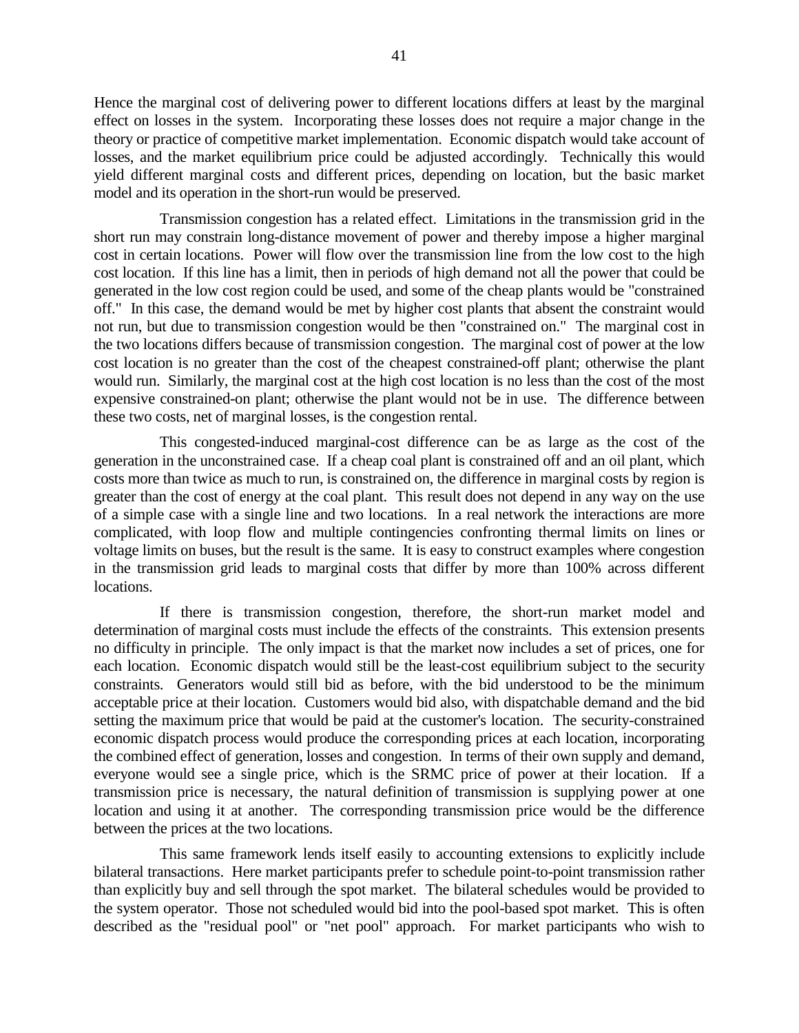Hence the marginal cost of delivering power to different locations differs at least by the marginal effect on losses in the system. Incorporating these losses does not require a major change in the theory or practice of competitive market implementation. Economic dispatch would take account of losses, and the market equilibrium price could be adjusted accordingly. Technically this would yield different marginal costs and different prices, depending on location, but the basic market model and its operation in the short-run would be preserved.

Transmission congestion has a related effect. Limitations in the transmission grid in the short run may constrain long-distance movement of power and thereby impose a higher marginal cost in certain locations. Power will flow over the transmission line from the low cost to the high cost location. If this line has a limit, then in periods of high demand not all the power that could be generated in the low cost region could be used, and some of the cheap plants would be "constrained off." In this case, the demand would be met by higher cost plants that absent the constraint would not run, but due to transmission congestion would be then "constrained on." The marginal cost in the two locations differs because of transmission congestion. The marginal cost of power at the low cost location is no greater than the cost of the cheapest constrained-off plant; otherwise the plant would run. Similarly, the marginal cost at the high cost location is no less than the cost of the most expensive constrained-on plant; otherwise the plant would not be in use. The difference between these two costs, net of marginal losses, is the congestion rental.

This congested-induced marginal-cost difference can be as large as the cost of the generation in the unconstrained case. If a cheap coal plant is constrained off and an oil plant, which costs more than twice as much to run, is constrained on, the difference in marginal costs by region is greater than the cost of energy at the coal plant. This result does not depend in any way on the use of a simple case with a single line and two locations. In a real network the interactions are more complicated, with loop flow and multiple contingencies confronting thermal limits on lines or voltage limits on buses, but the result is the same. It is easy to construct examples where congestion in the transmission grid leads to marginal costs that differ by more than 100% across different locations.

If there is transmission congestion, therefore, the short-run market model and determination of marginal costs must include the effects of the constraints. This extension presents no difficulty in principle. The only impact is that the market now includes a set of prices, one for each location. Economic dispatch would still be the least-cost equilibrium subject to the security constraints. Generators would still bid as before, with the bid understood to be the minimum acceptable price at their location. Customers would bid also, with dispatchable demand and the bid setting the maximum price that would be paid at the customer's location. The security-constrained economic dispatch process would produce the corresponding prices at each location, incorporating the combined effect of generation, losses and congestion. In terms of their own supply and demand, everyone would see a single price, which is the SRMC price of power at their location. If a transmission price is necessary, the natural definition of transmission is supplying power at one location and using it at another. The corresponding transmission price would be the difference between the prices at the two locations.

This same framework lends itself easily to accounting extensions to explicitly include bilateral transactions. Here market participants prefer to schedule point-to-point transmission rather than explicitly buy and sell through the spot market. The bilateral schedules would be provided to the system operator. Those not scheduled would bid into the pool-based spot market. This is often described as the "residual pool" or "net pool" approach. For market participants who wish to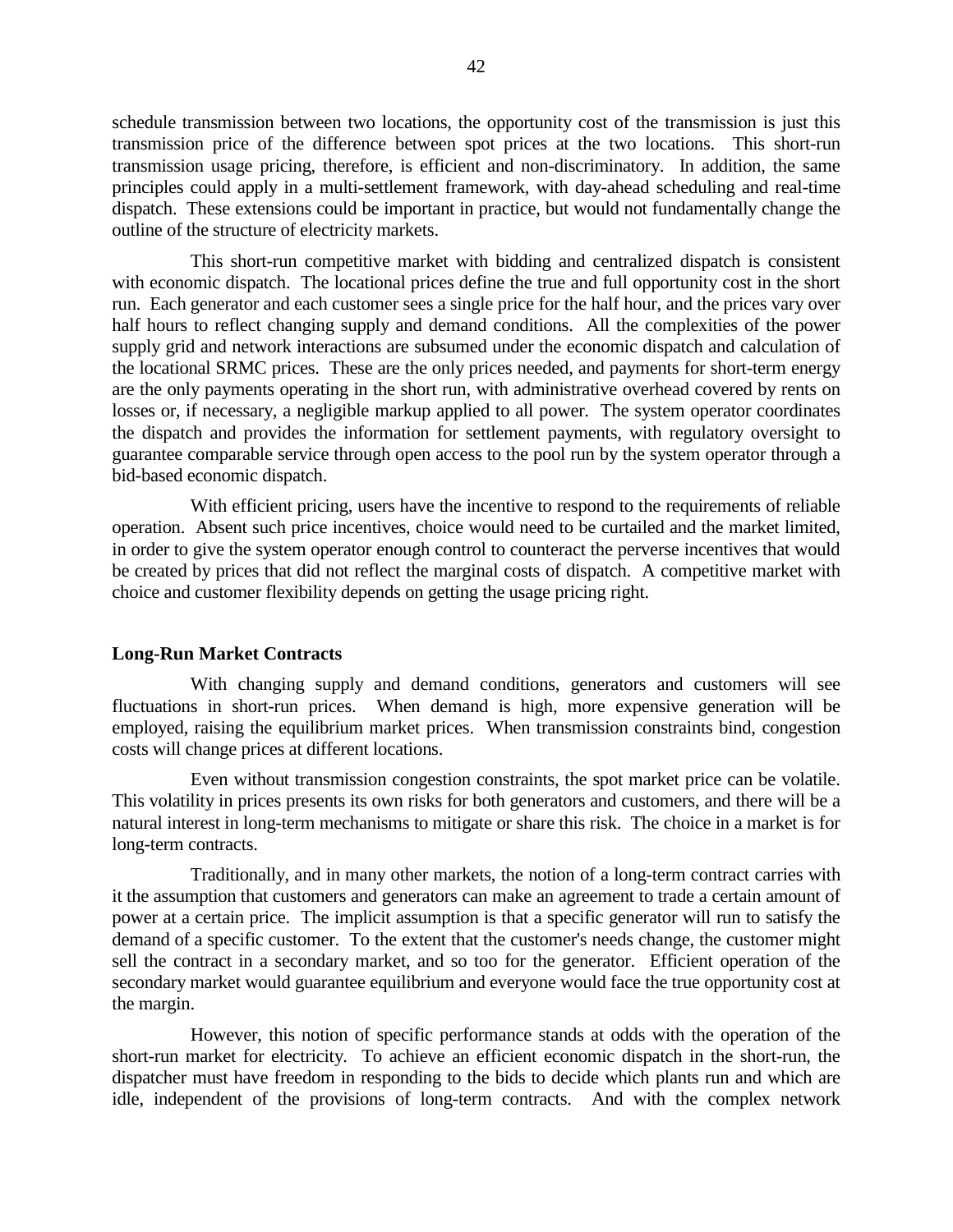schedule transmission between two locations, the opportunity cost of the transmission is just this transmission price of the difference between spot prices at the two locations. This short-run transmission usage pricing, therefore, is efficient and non-discriminatory. In addition, the same principles could apply in a multi-settlement framework, with day-ahead scheduling and real-time dispatch. These extensions could be important in practice, but would not fundamentally change the outline of the structure of electricity markets.

This short-run competitive market with bidding and centralized dispatch is consistent with economic dispatch. The locational prices define the true and full opportunity cost in the short run. Each generator and each customer sees a single price for the half hour, and the prices vary over half hours to reflect changing supply and demand conditions. All the complexities of the power supply grid and network interactions are subsumed under the economic dispatch and calculation of the locational SRMC prices. These are the only prices needed, and payments for short-term energy are the only payments operating in the short run, with administrative overhead covered by rents on losses or, if necessary, a negligible markup applied to all power. The system operator coordinates the dispatch and provides the information for settlement payments, with regulatory oversight to guarantee comparable service through open access to the pool run by the system operator through a bid-based economic dispatch.

With efficient pricing, users have the incentive to respond to the requirements of reliable operation. Absent such price incentives, choice would need to be curtailed and the market limited, in order to give the system operator enough control to counteract the perverse incentives that would be created by prices that did not reflect the marginal costs of dispatch. A competitive market with choice and customer flexibility depends on getting the usage pricing right.

**Long-Run Market Contracts**

With changing supply and demand conditions, generators and customers will see fluctuations in short-run prices. When demand is high, more expensive generation will be employed, raising the equilibrium market prices. When transmission constraints bind, congestion costs will change prices at different locations.

Even without transmission congestion constraints, the spot market price can be volatile. This volatility in prices presents its own risks for both generators and customers, and there will be a natural interest in long-term mechanisms to mitigate or share this risk. The choice in a market is for long-term contracts.

Traditionally, and in many other markets, the notion of a long-term contract carries with it the assumption that customers and generators can make an agreement to trade a certain amount of power at a certain price. The implicit assumption is that a specific generator will run to satisfy the demand of a specific customer. To the extent that the customer's needs change, the customer might sell the contract in a secondary market, and so too for the generator. Efficient operation of the secondary market would guarantee equilibrium and everyone would face the true opportunity cost at the margin.

However, this notion of specific performance stands at odds with the operation of the short-run market for electricity. To achieve an efficient economic dispatch in the short-run, the dispatcher must have freedom in responding to the bids to decide which plants run and which are idle, independent of the provisions of long-term contracts. And with the complex network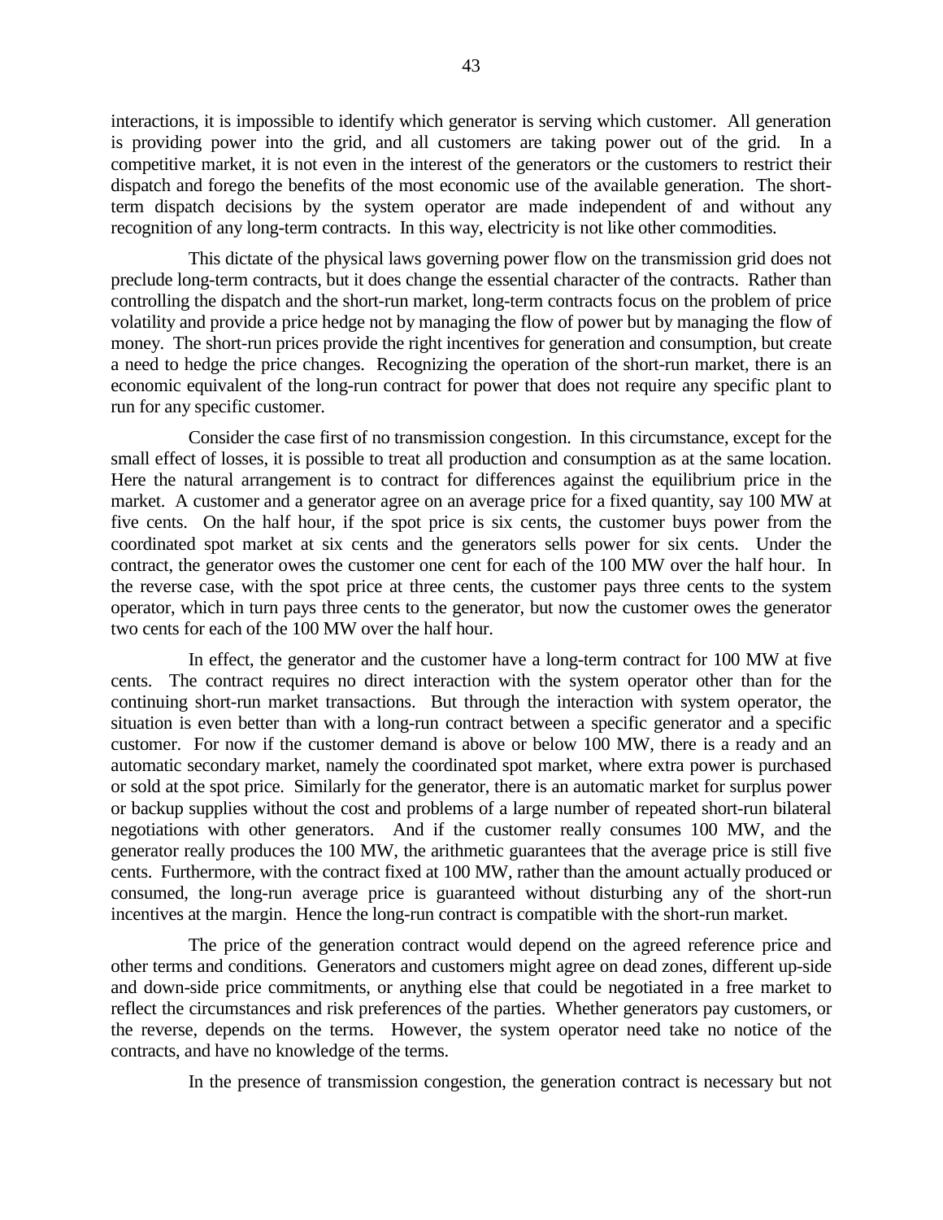interactions, it is impossible to identify which generator is serving which customer. All generation is providing power into the grid, and all customers are taking power out of the grid. In a competitive market, it is not even in the interest of the generators or the customers to restrict their dispatch and forego the benefits of the most economic use of the available generation. The short-term dispatch decisions by the system operator are made independent of and without any recognition of any long-term contracts. In this way, electricity is not like other commodities.

This dictate of the physical laws governing power flow on the transmission grid does not preclude long-term contracts, but it does change the essential character of the contracts. Rather than controlling the dispatch and the short-run market, long-term contracts focus on the problem of price volatility and provide a price hedge not by managing the flow of power but by managing the flow of money. The short-run prices provide the right incentives for generation and consumption, but create a need to hedge the price changes. Recognizing the operation of the short-run market, there is an economic equivalent of the long-run contract for power that does not require any specific plant to run for any specific customer.

Consider the case first of no transmission congestion. In this circumstance, except for the small effect of losses, it is possible to treat all production and consumption as at the same location. Here the natural arrangement is to contract for differences against the equilibrium price in the market. A customer and a generator agree on an average price for a fixed quantity, say 100 MW at five cents. On the half hour, if the spot price is six cents, the customer buys power from the coordinated spot market at six cents and the generators sells power for six cents. Under the contract, the generator owes the customer one cent for each of the 100 MW over the half hour. In the reverse case, with the spot price at three cents, the customer pays three cents to the system operator, which in turn pays three cents to the generator, but now the customer owes the generator two cents for each of the 100 MW over the half hour.

In effect, the generator and the customer have a long-term contract for 100 MW at five cents. The contract requires no direct interaction with the system operator other than for the continuing short-run market transactions. But through the interaction with system operator, the situation is even better than with a long-run contract between a specific generator and a specific customer. For now if the customer demand is above or below 100 MW, there is a ready and an automatic secondary market, namely the coordinated spot market, where extra power is purchased or sold at the spot price. Similarly for the generator, there is an automatic market for surplus power or backup supplies without the cost and problems of a large number of repeated short-run bilateral negotiations with other generators. And if the customer really consumes 100 MW, and the generator really produces the 100 MW, the arithmetic guarantees that the average price is still five cents. Furthermore, with the contract fixed at 100 MW, rather than the amount actually produced or consumed, the long-run average price is guaranteed without disturbing any of the short-run incentives at the margin. Hence the long-run contract is compatible with the short-run market.

The price of the generation contract would depend on the agreed reference price and other terms and conditions. Generators and customers might agree on dead zones, different up-side and down-side price commitments, or anything else that could be negotiated in a free market to reflect the circumstances and risk preferences of the parties. Whether generators pay customers, or the reverse, depends on the terms. However, the system operator need take no notice of the contracts, and have no knowledge of the terms.

In the presence of transmission congestion, the generation contract is necessary but not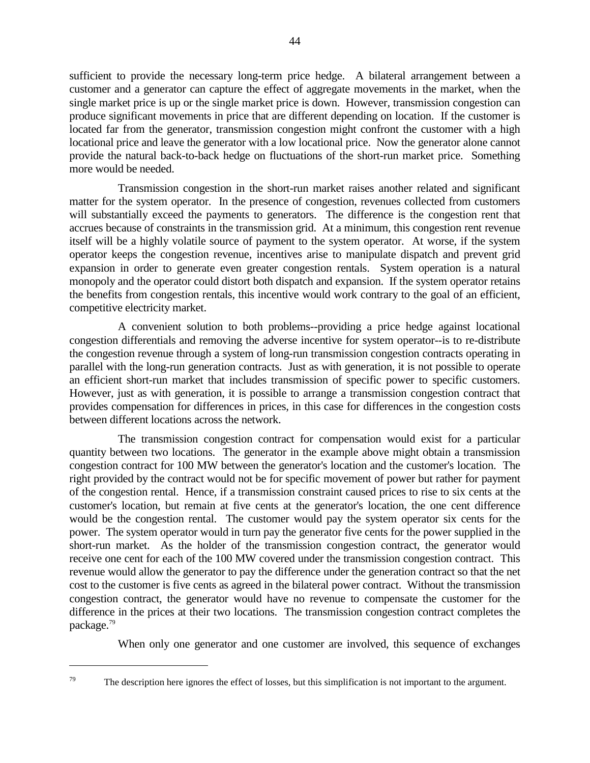sufficient to provide the necessary long-term price hedge. A bilateral arrangement between a customer and a generator can capture the effect of aggregate movements in the market, when the single market price is up or the single market price is down. However, transmission congestion can produce significant movements in price that are different depending on location. If the customer is located far from the generator, transmission congestion might confront the customer with a high locational price and leave the generator with a low locational price. Now the generator alone cannot provide the natural back-to-back hedge on fluctuations of the short-run market price. Something more would be needed.

Transmission congestion in the short-run market raises another related and significant matter for the system operator. In the presence of congestion, revenues collected from customers will substantially exceed the payments to generators. The difference is the congestion rent that accrues because of constraints in the transmission grid. At a minimum, this congestion rent revenue itself will be a highly volatile source of payment to the system operator. At worse, if the system operator keeps the congestion revenue, incentives arise to manipulate dispatch and prevent grid expansion in order to generate even greater congestion rentals. System operation is a natural monopoly and the operator could distort both dispatch and expansion. If the system operator retains the benefits from congestion rentals, this incentive would work contrary to the goal of an efficient, competitive electricity market.

A convenient solution to both problems--providing a price hedge against locational congestion differentials and removing the adverse incentive for system operator--is to re-distribute the congestion revenue through a system of long-run transmission congestion contracts operating in parallel with the long-run generation contracts. Just as with generation, it is not possible to operate an efficient short-run market that includes transmission of specific power to specific customers. However, just as with generation, it is possible to arrange a transmission congestion contract that provides compensation for differences in prices, in this case for differences in the congestion costs between different locations across the network.

The transmission congestion contract for compensation would exist for a particular quantity between two locations. The generator in the example above might obtain a transmission congestion contract for 100 MW between the generator's location and the customer's location. The right provided by the contract would not be for specific movement of power but rather for payment of the congestion rental. Hence, if a transmission constraint caused prices to rise to six cents at the customer's location, but remain at five cents at the generator's location, the one cent difference would be the congestion rental. The customer would pay the system operator six cents for the power. The system operator would in turn pay the generator five cents for the power supplied in the short-run market. As the holder of the transmission congestion contract, the generator would receive one cent for each of the 100 MW covered under the transmission congestion contract. This revenue would allow the generator to pay the difference under the generation contract so that the net cost to the customer is five cents as agreed in the bilateral power contract. Without the transmission congestion contract, the generator would have no revenue to compensate the customer for the difference in the prices at their two locations. The transmission congestion contract completes the package.[79]

When only one generator and one customer are involved, this sequence of exchanges

---

[79] The description here ignores the effect of losses, but this simplification is not important to the argument.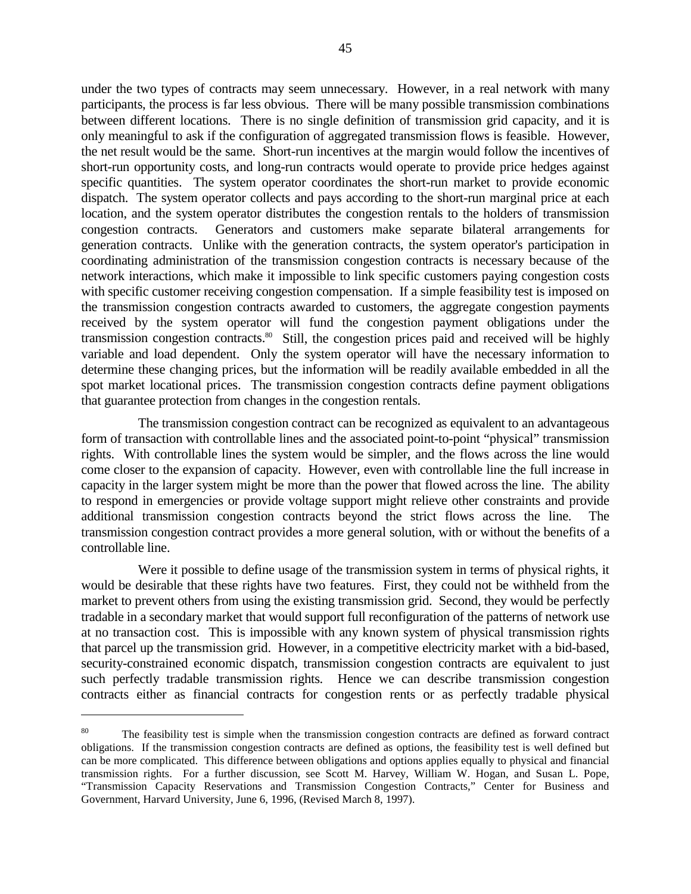under the two types of contracts may seem unnecessary. However, in a real network with many participants, the process is far less obvious. There will be many possible transmission combinations between different locations. There is no single definition of transmission grid capacity, and it is only meaningful to ask if the configuration of aggregated transmission flows is feasible. However, the net result would be the same. Short-run incentives at the margin would follow the incentives of short-run opportunity costs, and long-run contracts would operate to provide price hedges against specific quantities. The system operator coordinates the short-run market to provide economic dispatch. The system operator collects and pays according to the short-run marginal price at each location, and the system operator distributes the congestion rentals to the holders of transmission congestion contracts. Generators and customers make separate bilateral arrangements for generation contracts. Unlike with the generation contracts, the system operator's participation in coordinating administration of the transmission congestion contracts is necessary because of the network interactions, which make it impossible to link specific customers paying congestion costs with specific customer receiving congestion compensation. If a simple feasibility test is imposed on the transmission congestion contracts awarded to customers, the aggregate congestion payments received by the system operator will fund the congestion payment obligations under the transmission congestion contracts.[80] Still, the congestion prices paid and received will be highly variable and load dependent. Only the system operator will have the necessary information to determine these changing prices, but the information will be readily available embedded in all the spot market locational prices. The transmission congestion contracts define payment obligations that guarantee protection from changes in the congestion rentals.

The transmission congestion contract can be recognized as equivalent to an advantageous form of transaction with controllable lines and the associated point-to-point "physical" transmission rights. With controllable lines the system would be simpler, and the flows across the line would come closer to the expansion of capacity. However, even with controllable line the full increase in capacity in the larger system might be more than the power that flowed across the line. The ability to respond in emergencies or provide voltage support might relieve other constraints and provide additional transmission congestion contracts beyond the strict flows across the line. The transmission congestion contract provides a more general solution, with or without the benefits of a controllable line.

Were it possible to define usage of the transmission system in terms of physical rights, it would be desirable that these rights have two features. First, they could not be withheld from the market to prevent others from using the existing transmission grid. Second, they would be perfectly tradable in a secondary market that would support full reconfiguration of the patterns of network use at no transaction cost. This is impossible with any known system of physical transmission rights that parcel up the transmission grid. However, in a competitive electricity market with a bid-based, security-constrained economic dispatch, transmission congestion contracts are equivalent to just such perfectly tradable transmission rights. Hence we can describe transmission congestion contracts either as financial contracts for congestion rents or as perfectly tradable physical

---

[80] The feasibility test is simple when the transmission congestion contracts are defined as forward contract obligations. If the transmission congestion contracts are defined as options, the feasibility test is well defined but can be more complicated. This difference between obligations and options applies equally to physical and financial transmission rights. For a further discussion, see Scott M. Harvey, William W. Hogan, and Susan L. Pope, "Transmission Capacity Reservations and Transmission Congestion Contracts," Center for Business and Government, Harvard University, June 6, 1996, (Revised March 8, 1997).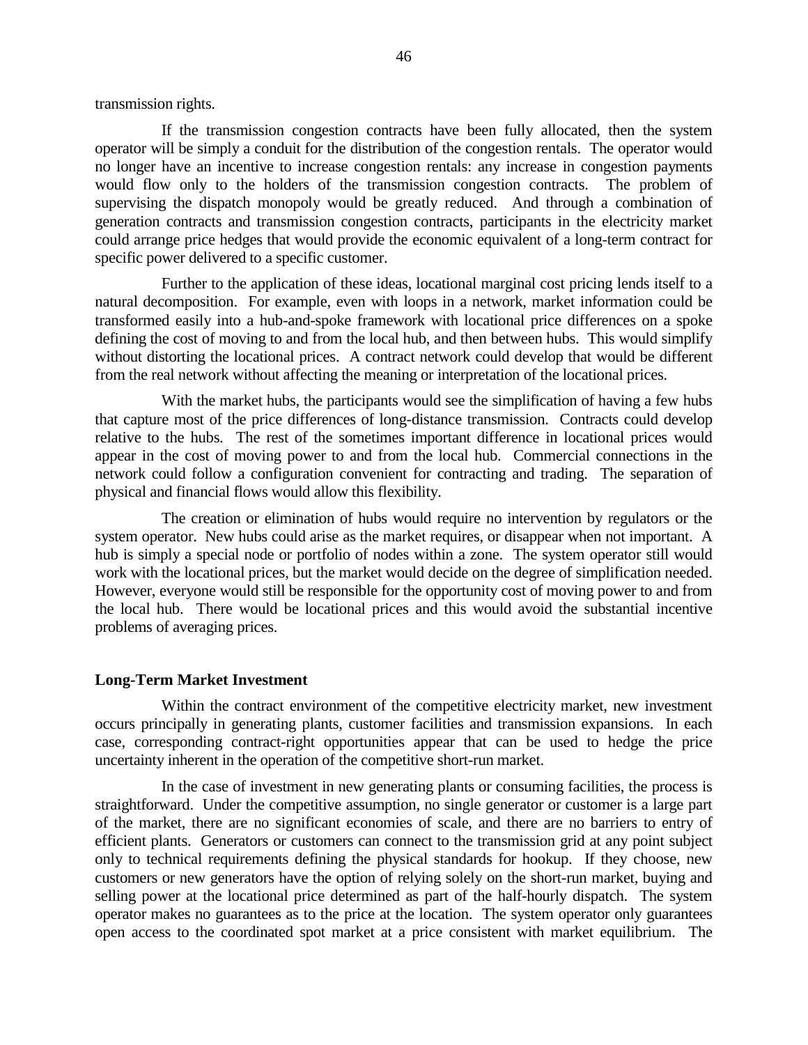transmission rights.

If the transmission congestion contracts have been fully allocated, then the system operator will be simply a conduit for the distribution of the congestion rentals. The operator would no longer have an incentive to increase congestion rentals: any increase in congestion payments would flow only to the holders of the transmission congestion contracts. The problem of supervising the dispatch monopoly would be greatly reduced. And through a combination of generation contracts and transmission congestion contracts, participants in the electricity market could arrange price hedges that would provide the economic equivalent of a long-term contract for specific power delivered to a specific customer.

Further to the application of these ideas, locational marginal cost pricing lends itself to a natural decomposition. For example, even with loops in a network, market information could be transformed easily into a hub-and-spoke framework with locational price differences on a spoke defining the cost of moving to and from the local hub, and then between hubs. This would simplify without distorting the locational prices. A contract network could develop that would be different from the real network without affecting the meaning or interpretation of the locational prices.

With the market hubs, the participants would see the simplification of having a few hubs that capture most of the price differences of long-distance transmission. Contracts could develop relative to the hubs. The rest of the sometimes important difference in locational prices would appear in the cost of moving power to and from the local hub. Commercial connections in the network could follow a configuration convenient for contracting and trading. The separation of physical and financial flows would allow this flexibility.

The creation or elimination of hubs would require no intervention by regulators or the system operator. New hubs could arise as the market requires, or disappear when not important. A hub is simply a special node or portfolio of nodes within a zone. The system operator still would work with the locational prices, but the market would decide on the degree of simplification needed. However, everyone would still be responsible for the opportunity cost of moving power to and from the local hub. There would be locational prices and this would avoid the substantial incentive problems of averaging prices.

**Long-Term Market Investment**

Within the contract environment of the competitive electricity market, new investment occurs principally in generating plants, customer facilities and transmission expansions. In each case, corresponding contract-right opportunities appear that can be used to hedge the price uncertainty inherent in the operation of the competitive short-run market.

In the case of investment in new generating plants or consuming facilities, the process is straightforward. Under the competitive assumption, no single generator or customer is a large part of the market, there are no significant economies of scale, and there are no barriers to entry of efficient plants. Generators or customers can connect to the transmission grid at any point subject only to technical requirements defining the physical standards for hookup. If they choose, new customers or new generators have the option of relying solely on the short-run market, buying and selling power at the locational price determined as part of the half-hourly dispatch. The system operator makes no guarantees as to the price at the location. The system operator only guarantees open access to the coordinated spot market at a price consistent with market equilibrium. The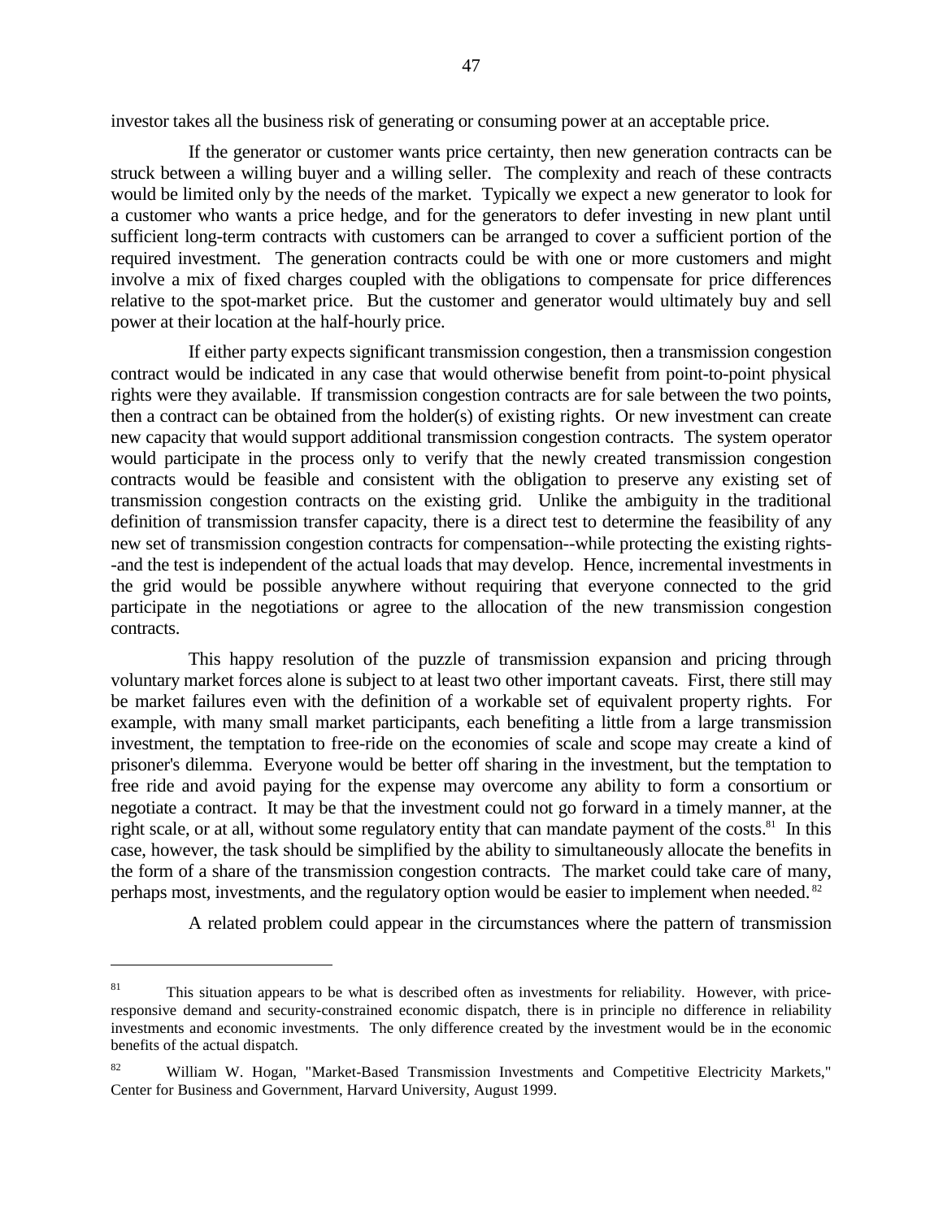investor takes all the business risk of generating or consuming power at an acceptable price.

If the generator or customer wants price certainty, then new generation contracts can be struck between a willing buyer and a willing seller. The complexity and reach of these contracts would be limited only by the needs of the market. Typically we expect a new generator to look for a customer who wants a price hedge, and for the generators to defer investing in new plant until sufficient long-term contracts with customers can be arranged to cover a sufficient portion of the required investment. The generation contracts could be with one or more customers and might involve a mix of fixed charges coupled with the obligations to compensate for price differences relative to the spot-market price. But the customer and generator would ultimately buy and sell power at their location at the half-hourly price.

If either party expects significant transmission congestion, then a transmission congestion contract would be indicated in any case that would otherwise benefit from point-to-point physical rights were they available. If transmission congestion contracts are for sale between the two points, then a contract can be obtained from the holder(s) of existing rights. Or new investment can create new capacity that would support additional transmission congestion contracts. The system operator would participate in the process only to verify that the newly created transmission congestion contracts would be feasible and consistent with the obligation to preserve any existing set of transmission congestion contracts on the existing grid. Unlike the ambiguity in the traditional definition of transmission transfer capacity, there is a direct test to determine the feasibility of any new set of transmission congestion contracts for compensation--while protecting the existing rights--and the test is independent of the actual loads that may develop. Hence, incremental investments in the grid would be possible anywhere without requiring that everyone connected to the grid participate in the negotiations or agree to the allocation of the new transmission congestion contracts.

This happy resolution of the puzzle of transmission expansion and pricing through voluntary market forces alone is subject to at least two other important caveats. First, there still may be market failures even with the definition of a workable set of equivalent property rights. For example, with many small market participants, each benefiting a little from a large transmission investment, the temptation to free-ride on the economies of scale and scope may create a kind of prisoner's dilemma. Everyone would be better off sharing in the investment, but the temptation to free ride and avoid paying for the expense may overcome any ability to form a consortium or negotiate a contract. It may be that the investment could not go forward in a timely manner, at the right scale, or at all, without some regulatory entity that can mandate payment of the costs.[81] In this case, however, the task should be simplified by the ability to simultaneously allocate the benefits in the form of a share of the transmission congestion contracts. The market could take care of many, perhaps most, investments, and the regulatory option would be easier to implement when needed.[82]

A related problem could appear in the circumstances where the pattern of transmission

---

[81] This situation appears to be what is described often as investments for reliability. However, with price-responsive demand and security-constrained economic dispatch, there is in principle no difference in reliability investments and economic investments. The only difference created by the investment would be in the economic benefits of the actual dispatch.

[82] William W. Hogan, "Market-Based Transmission Investments and Competitive Electricity Markets," Center for Business and Government, Harvard University, August 1999.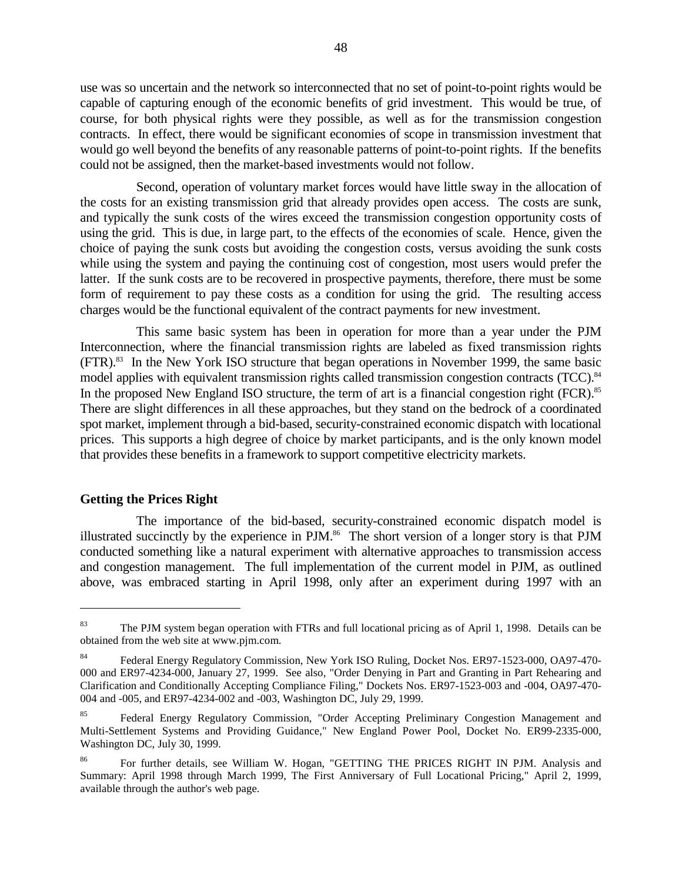use was so uncertain and the network so interconnected that no set of point-to-point rights would be capable of capturing enough of the economic benefits of grid investment. This would be true, of course, for both physical rights were they possible, as well as for the transmission congestion contracts. In effect, there would be significant economies of scope in transmission investment that would go well beyond the benefits of any reasonable patterns of point-to-point rights. If the benefits could not be assigned, then the market-based investments would not follow.

Second, operation of voluntary market forces would have little sway in the allocation of the costs for an existing transmission grid that already provides open access. The costs are sunk, and typically the sunk costs of the wires exceed the transmission congestion opportunity costs of using the grid. This is due, in large part, to the effects of the economies of scale. Hence, given the choice of paying the sunk costs but avoiding the congestion costs, versus avoiding the sunk costs while using the system and paying the continuing cost of congestion, most users would prefer the latter. If the sunk costs are to be recovered in prospective payments, therefore, there must be some form of requirement to pay these costs as a condition for using the grid. The resulting access charges would be the functional equivalent of the contract payments for new investment.

This same basic system has been in operation for more than a year under the PJM Interconnection, where the financial transmission rights are labeled as fixed transmission rights (FTR).[83] In the New York ISO structure that began operations in November 1999, the same basic model applies with equivalent transmission rights called transmission congestion contracts (TCC).[84] In the proposed New England ISO structure, the term of art is a financial congestion right (FCR).[85] There are slight differences in all these approaches, but they stand on the bedrock of a coordinated spot market, implement through a bid-based, security-constrained economic dispatch with locational prices. This supports a high degree of choice by market participants, and is the only known model that provides these benefits in a framework to support competitive electricity markets.

**Getting the Prices Right**

The importance of the bid-based, security-constrained economic dispatch model is illustrated succinctly by the experience in PJM.[86] The short version of a longer story is that PJM conducted something like a natural experiment with alternative approaches to transmission access and congestion management. The full implementation of the current model in PJM, as outlined above, was embraced starting in April 1998, only after an experiment during 1997 with an

---

[83] The PJM system began operation with FTRs and full locational pricing as of April 1, 1998. Details can be obtained from the web site at www.pjm.com.

[84] Federal Energy Regulatory Commission, New York ISO Ruling, Docket Nos. ER97-1523-000, OA97-470-000 and ER97-4234-000, January 27, 1999. See also, "Order Denying in Part and Granting in Part Rehearing and Clarification and Conditionally Accepting Compliance Filing," Dockets Nos. ER97-1523-003 and -004, OA97-470-004 and -005, and ER97-4234-002 and -003, Washington DC, July 29, 1999.

[85] Federal Energy Regulatory Commission, "Order Accepting Preliminary Congestion Management and Multi-Settlement Systems and Providing Guidance," New England Power Pool, Docket No. ER99-2335-000, Washington DC, July 30, 1999.

[86] For further details, see William W. Hogan, "GETTING THE PRICES RIGHT IN PJM. Analysis and Summary: April 1998 through March 1999, The First Anniversary of Full Locational Pricing," April 2, 1999, available through the author's web page.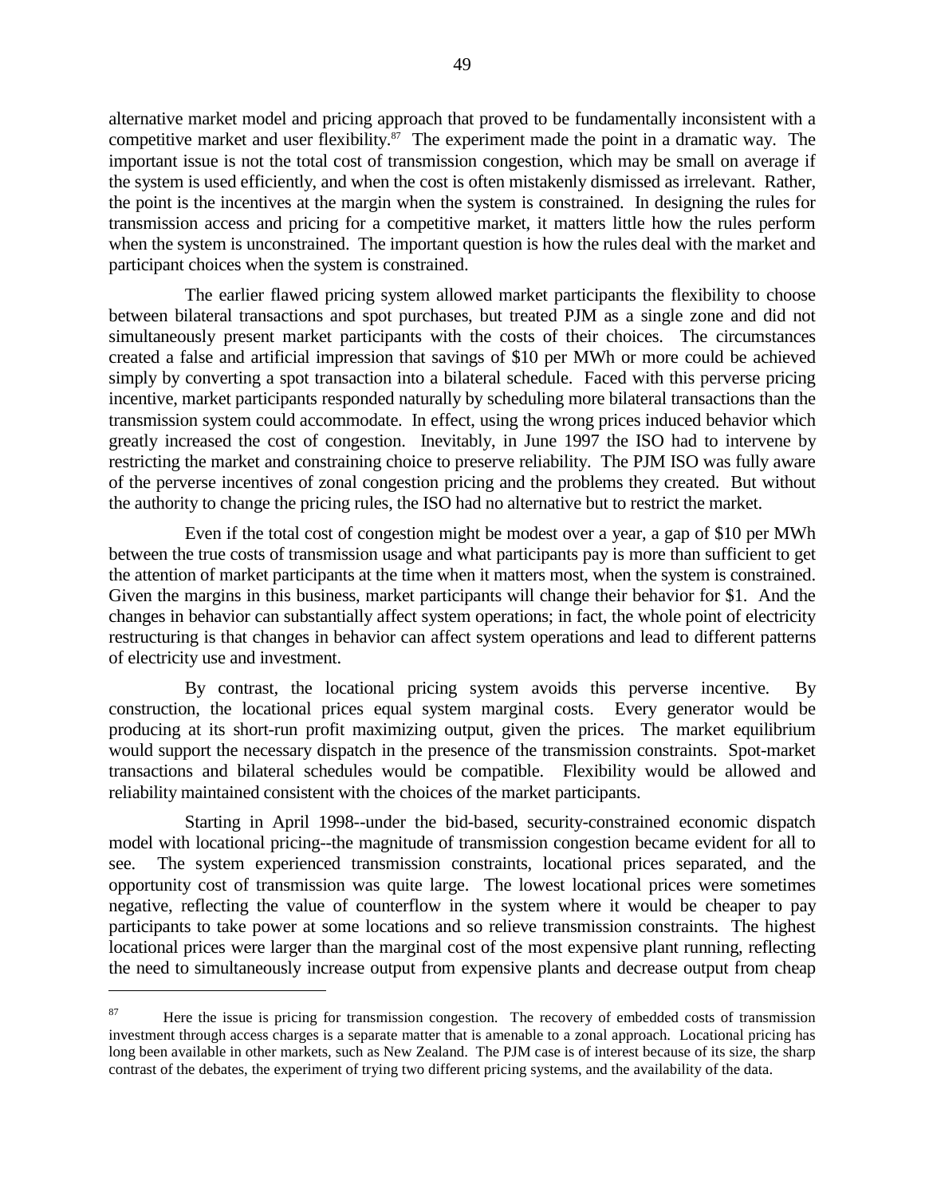alternative market model and pricing approach that proved to be fundamentally inconsistent with a competitive market and user flexibility.[87] The experiment made the point in a dramatic way. The important issue is not the total cost of transmission congestion, which may be small on average if the system is used efficiently, and when the cost is often mistakenly dismissed as irrelevant. Rather, the point is the incentives at the margin when the system is constrained. In designing the rules for transmission access and pricing for a competitive market, it matters little how the rules perform when the system is unconstrained. The important question is how the rules deal with the market and participant choices when the system is constrained.

The earlier flawed pricing system allowed market participants the flexibility to choose between bilateral transactions and spot purchases, but treated PJM as a single zone and did not simultaneously present market participants with the costs of their choices. The circumstances created a false and artificial impression that savings of $10 per MWh or more could be achieved simply by converting a spot transaction into a bilateral schedule. Faced with this perverse pricing incentive, market participants responded naturally by scheduling more bilateral transactions than the transmission system could accommodate. In effect, using the wrong prices induced behavior which greatly increased the cost of congestion. Inevitably, in June 1997 the ISO had to intervene by restricting the market and constraining choice to preserve reliability. The PJM ISO was fully aware of the perverse incentives of zonal congestion pricing and the problems they created. But without the authority to change the pricing rules, the ISO had no alternative but to restrict the market.

Even if the total cost of congestion might be modest over a year, a gap of $10 per MWh between the true costs of transmission usage and what participants pay is more than sufficient to get the attention of market participants at the time when it matters most, when the system is constrained. Given the margins in this business, market participants will change their behavior for $1. And the changes in behavior can substantially affect system operations; in fact, the whole point of electricity restructuring is that changes in behavior can affect system operations and lead to different patterns of electricity use and investment.

By contrast, the locational pricing system avoids this perverse incentive. By construction, the locational prices equal system marginal costs. Every generator would be producing at its short-run profit maximizing output, given the prices. The market equilibrium would support the necessary dispatch in the presence of the transmission constraints. Spot-market transactions and bilateral schedules would be compatible. Flexibility would be allowed and reliability maintained consistent with the choices of the market participants.

Starting in April 1998--under the bid-based, security-constrained economic dispatch model with locational pricing--the magnitude of transmission congestion became evident for all to see. The system experienced transmission constraints, locational prices separated, and the opportunity cost of transmission was quite large. The lowest locational prices were sometimes negative, reflecting the value of counterflow in the system where it would be cheaper to pay participants to take power at some locations and so relieve transmission constraints. The highest locational prices were larger than the marginal cost of the most expensive plant running, reflecting the need to simultaneously increase output from expensive plants and decrease output from cheap

---

[87] Here the issue is pricing for transmission congestion. The recovery of embedded costs of transmission investment through access charges is a separate matter that is amenable to a zonal approach. Locational pricing has long been available in other markets, such as New Zealand. The PJM case is of interest because of its size, the sharp contrast of the debates, the experiment of trying two different pricing systems, and the availability of the data.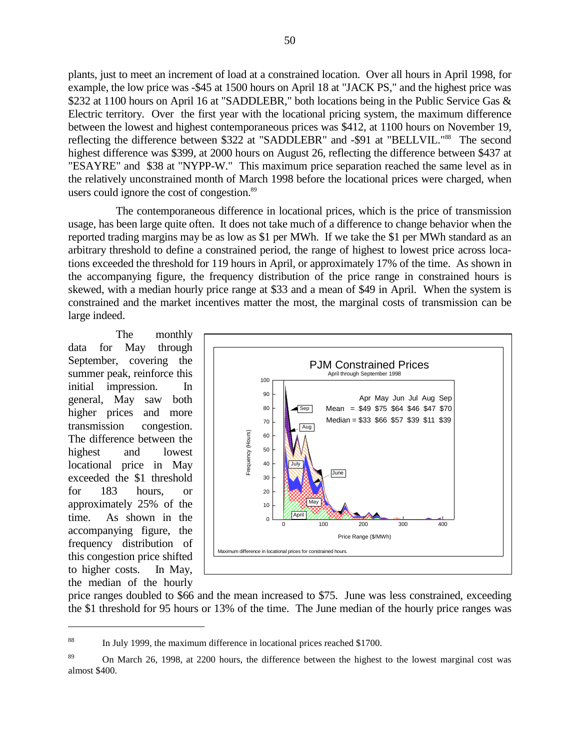plants, just to meet an increment of load at a constrained location. Over all hours in April 1998, for example, the low price was -$45 at 1500 hours on April 18 at "JACK PS," and the highest price was $232 at 1100 hours on April 16 at "SADDLEBR," both locations being in the Public Service Gas & Electric territory. Over the first year with the locational pricing system, the maximum difference between the lowest and highest contemporaneous prices was $412, at 1100 hours on November 19, reflecting the difference between $322 at "SADDLEBR" and -$91 at "BELLVIL."[88] The second highest difference was $399, at 2000 hours on August 26, reflecting the difference between $437 at "ESAYRE" and $38 at "NYPP-W." This maximum price separation reached the same level as in the relatively unconstrained month of March 1998 before the locational prices were charged, when users could ignore the cost of congestion.[89]

The contemporaneous difference in locational prices, which is the price of transmission usage, has been large quite often. It does not take much of a difference to change behavior when the reported trading margins may be as low as $1 per MWh. If we take the $1 per MWh standard as an arbitrary threshold to define a constrained period, the range of highest to lowest price across locations exceeded the threshold for 119 hours in April, or approximately 17% of the time. As shown in the accompanying figure, the frequency distribution of the price range in constrained hours is skewed, with a median hourly price range at $33 and a mean of $49 in April. When the system is constrained and the market incentives matter the most, the marginal costs of transmission can be large indeed.

The monthly data for May through September, covering the summer peak, reinforce this initial impression. In general, May saw both higher prices and more transmission congestion. The difference between the highest and lowest locational price in May exceeded the $1 threshold for 183 hours, or approximately 25% of the time. As shown in the accompanying figure, the frequency distribution of this congestion price shifted to higher costs. In May, the median of the hourly price ranges doubled to $66 and the mean increased to $75. June was less constrained, exceeding the $1 threshold for 95 hours or 13% of the time. The June median of the hourly price ranges was

**PJM Constrained Prices**
April through September 1998

| | Apr | May | Jun | Jul | Aug | Sep |
|---|---|---|---|---|---|---|
| Mean = | $49 | $75 | $64 | $46 | $47 | $70 |
| Median = | $33 | $66 | $57 | $39 | $11 | $39 |

Maximum difference in locational prices for constrained hours.

---

[88] In July 1999, the maximum difference in locational prices reached $1700.

[89] On March 26, 1998, at 2200 hours, the difference between the highest to the lowest marginal cost was almost $400.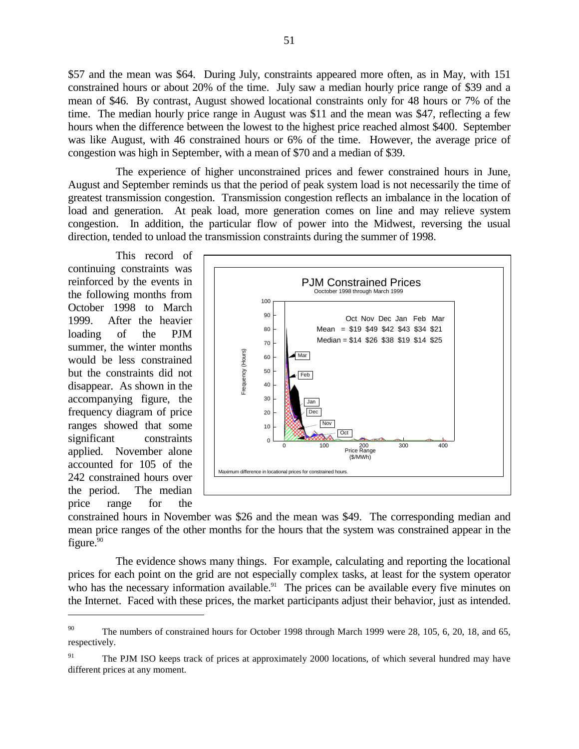$57 and the mean was $64. During July, constraints appeared more often, as in May, with 151 constrained hours or about 20% of the time. July saw a median hourly price range of $39 and a mean of $46. By contrast, August showed locational constraints only for 48 hours or 7% of the time. The median hourly price range in August was $11 and the mean was $47, reflecting a few hours when the difference between the lowest to the highest price reached almost $400. September was like August, with 46 constrained hours or 6% of the time. However, the average price of congestion was high in September, with a mean of $70 and a median of $39.

The experience of higher unconstrained prices and fewer constrained hours in June, August and September reminds us that the period of peak system load is not necessarily the time of greatest transmission congestion. Transmission congestion reflects an imbalance in the location of load and generation. At peak load, more generation comes on line and may relieve system congestion. In addition, the particular flow of power into the Midwest, reversing the usual direction, tended to unload the transmission constraints during the summer of 1998.

This record of continuing constraints was reinforced by the events in the following months from October 1998 to March 1999. After the heavier loading of the PJM summer, the winter months would be less constrained but the constraints did not disappear. As shown in the accompanying figure, the frequency diagram of price ranges showed that some significant constraints applied. November alone accounted for 105 of the 242 constrained hours over the period. The median price range for the constrained hours in November was $26 and the mean was $49. The corresponding median and mean price ranges of the other months for the hours that the system was constrained appear in the figure.[90]

PJM Constrained Prices
Ooctober 1998 through March 1999

| | Oct | Nov | Dec | Jan | Feb | Mar |
|---|---|---|---|---|---|---|
| Mean = | $19 | $49 | $42 | $43 | $34 | $21 |
| Median = | $14 | $26 | $38 | $19 | $14 | $25 |

Frequency (Hours) vs. Price Range ($/MWh)

Maximum difference in locational prices for constrained hours.

The evidence shows many things. For example, calculating and reporting the locational prices for each point on the grid are not especially complex tasks, at least for the system operator who has the necessary information available.[91] The prices can be available every five minutes on the Internet. Faced with these prices, the market participants adjust their behavior, just as intended.

---

[90] The numbers of constrained hours for October 1998 through March 1999 were 28, 105, 6, 20, 18, and 65, respectively.

[91] The PJM ISO keeps track of prices at approximately 2000 locations, of which several hundred may have different prices at any moment.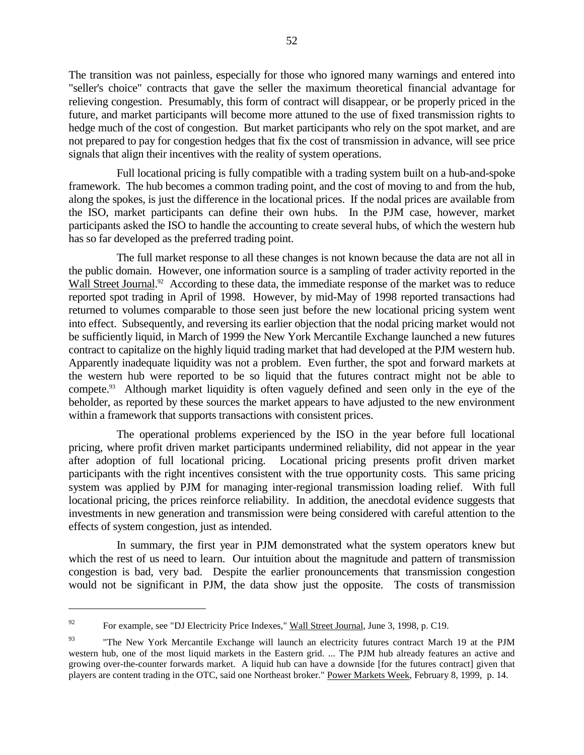The transition was not painless, especially for those who ignored many warnings and entered into "seller's choice" contracts that gave the seller the maximum theoretical financial advantage for relieving congestion. Presumably, this form of contract will disappear, or be properly priced in the future, and market participants will become more attuned to the use of fixed transmission rights to hedge much of the cost of congestion. But market participants who rely on the spot market, and are not prepared to pay for congestion hedges that fix the cost of transmission in advance, will see price signals that align their incentives with the reality of system operations.

Full locational pricing is fully compatible with a trading system built on a hub-and-spoke framework. The hub becomes a common trading point, and the cost of moving to and from the hub, along the spokes, is just the difference in the locational prices. If the nodal prices are available from the ISO, market participants can define their own hubs. In the PJM case, however, market participants asked the ISO to handle the accounting to create several hubs, of which the western hub has so far developed as the preferred trading point.

The full market response to all these changes is not known because the data are not all in the public domain. However, one information source is a sampling of trader activity reported in the Wall Street Journal.[92] According to these data, the immediate response of the market was to reduce reported spot trading in April of 1998. However, by mid-May of 1998 reported transactions had returned to volumes comparable to those seen just before the new locational pricing system went into effect. Subsequently, and reversing its earlier objection that the nodal pricing market would not be sufficiently liquid, in March of 1999 the New York Mercantile Exchange launched a new futures contract to capitalize on the highly liquid trading market that had developed at the PJM western hub. Apparently inadequate liquidity was not a problem. Even further, the spot and forward markets at the western hub were reported to be so liquid that the futures contract might not be able to compete.[93] Although market liquidity is often vaguely defined and seen only in the eye of the beholder, as reported by these sources the market appears to have adjusted to the new environment within a framework that supports transactions with consistent prices.

The operational problems experienced by the ISO in the year before full locational pricing, where profit driven market participants undermined reliability, did not appear in the year after adoption of full locational pricing. Locational pricing presents profit driven market participants with the right incentives consistent with the true opportunity costs. This same pricing system was applied by PJM for managing inter-regional transmission loading relief. With full locational pricing, the prices reinforce reliability. In addition, the anecdotal evidence suggests that investments in new generation and transmission were being considered with careful attention to the effects of system congestion, just as intended.

In summary, the first year in PJM demonstrated what the system operators knew but which the rest of us need to learn. Our intuition about the magnitude and pattern of transmission congestion is bad, very bad. Despite the earlier pronouncements that transmission congestion would not be significant in PJM, the data show just the opposite. The costs of transmission

---

[92] For example, see "DJ Electricity Price Indexes," Wall Street Journal, June 3, 1998, p. C19.

[93] "The New York Mercantile Exchange will launch an electricity futures contract March 19 at the PJM western hub, one of the most liquid markets in the Eastern grid. ... The PJM hub already features an active and growing over-the-counter forwards market. A liquid hub can have a downside [for the futures contract] given that players are content trading in the OTC, said one Northeast broker." Power Markets Week, February 8, 1999, p. 14.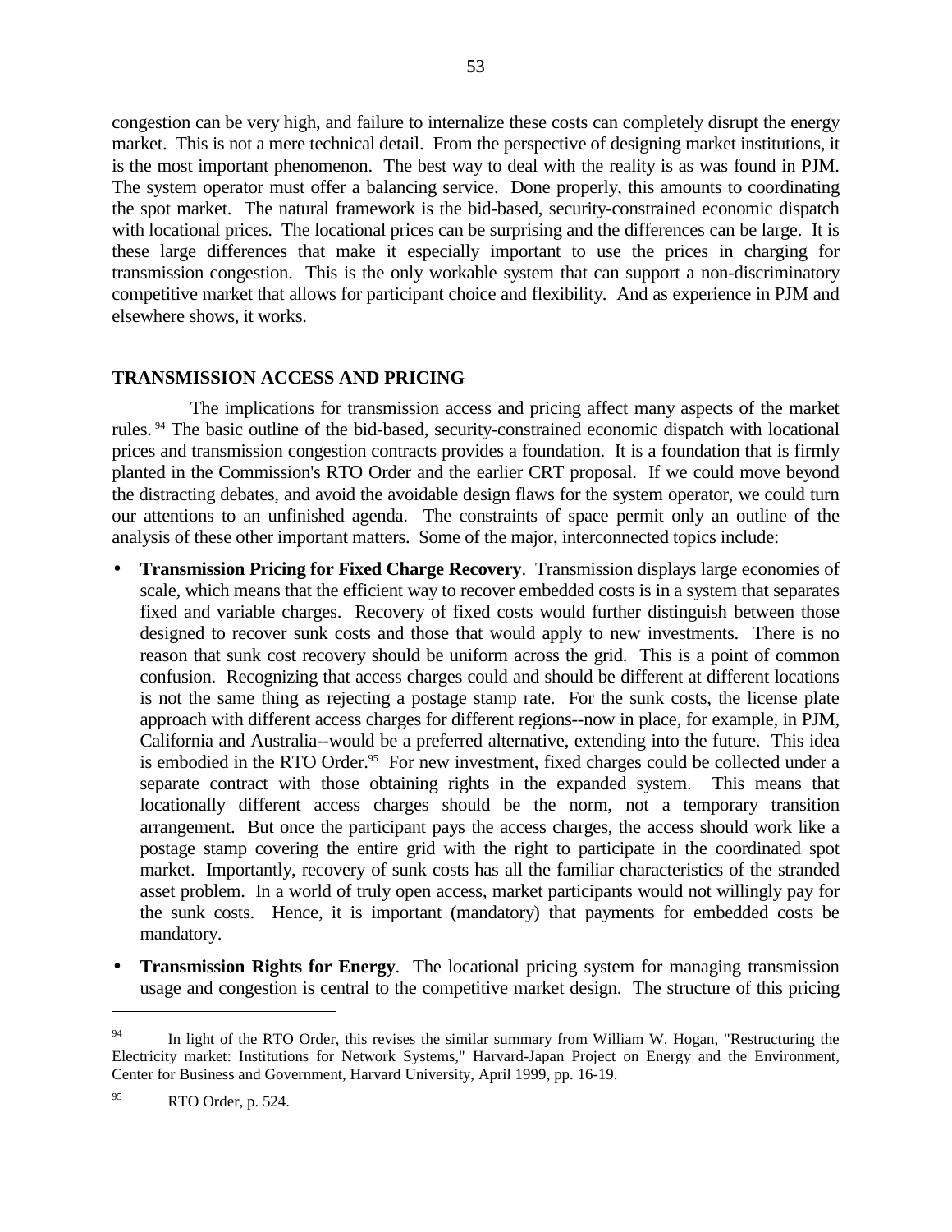congestion can be very high, and failure to internalize these costs can completely disrupt the energy market. This is not a mere technical detail. From the perspective of designing market institutions, it is the most important phenomenon. The best way to deal with the reality is as was found in PJM. The system operator must offer a balancing service. Done properly, this amounts to coordinating the spot market. The natural framework is the bid-based, security-constrained economic dispatch with locational prices. The locational prices can be surprising and the differences can be large. It is these large differences that make it especially important to use the prices in charging for transmission congestion. This is the only workable system that can support a non-discriminatory competitive market that allows for participant choice and flexibility. And as experience in PJM and elsewhere shows, it works.

## TRANSMISSION ACCESS AND PRICING

The implications for transmission access and pricing affect many aspects of the market rules.[94] The basic outline of the bid-based, security-constrained economic dispatch with locational prices and transmission congestion contracts provides a foundation. It is a foundation that is firmly planted in the Commission's RTO Order and the earlier CRT proposal. If we could move beyond the distracting debates, and avoid the avoidable design flaws for the system operator, we could turn our attentions to an unfinished agenda. The constraints of space permit only an outline of the analysis of these other important matters. Some of the major, interconnected topics include:

- **Transmission Pricing for Fixed Charge Recovery**. Transmission displays large economies of scale, which means that the efficient way to recover embedded costs is in a system that separates fixed and variable charges. Recovery of fixed costs would further distinguish between those designed to recover sunk costs and those that would apply to new investments. There is no reason that sunk cost recovery should be uniform across the grid. This is a point of common confusion. Recognizing that access charges could and should be different at different locations is not the same thing as rejecting a postage stamp rate. For the sunk costs, the license plate approach with different access charges for different regions--now in place, for example, in PJM, California and Australia--would be a preferred alternative, extending into the future. This idea is embodied in the RTO Order.[95] For new investment, fixed charges could be collected under a separate contract with those obtaining rights in the expanded system. This means that locationally different access charges should be the norm, not a temporary transition arrangement. But once the participant pays the access charges, the access should work like a postage stamp covering the entire grid with the right to participate in the coordinated spot market. Importantly, recovery of sunk costs has all the familiar characteristics of the stranded asset problem. In a world of truly open access, market participants would not willingly pay for the sunk costs. Hence, it is important (mandatory) that payments for embedded costs be mandatory.
- **Transmission Rights for Energy**. The locational pricing system for managing transmission usage and congestion is central to the competitive market design. The structure of this pricing

---

[94] In light of the RTO Order, this revises the similar summary from William W. Hogan, "Restructuring the Electricity market: Institutions for Network Systems," Harvard-Japan Project on Energy and the Environment, Center for Business and Government, Harvard University, April 1999, pp. 16-19.

[95] RTO Order, p. 524.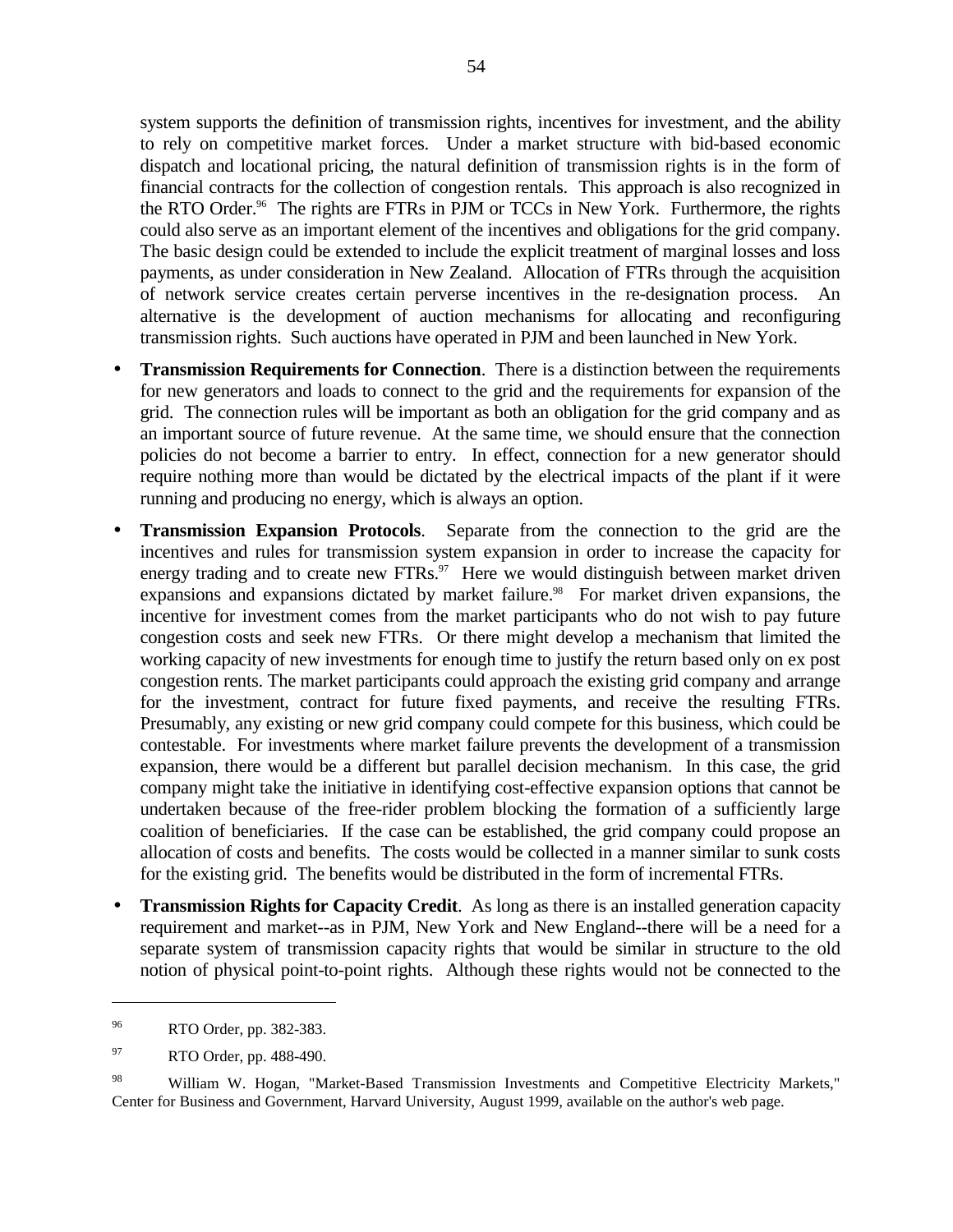system supports the definition of transmission rights, incentives for investment, and the ability to rely on competitive market forces. Under a market structure with bid-based economic dispatch and locational pricing, the natural definition of transmission rights is in the form of financial contracts for the collection of congestion rentals. This approach is also recognized in the RTO Order.[96] The rights are FTRs in PJM or TCCs in New York. Furthermore, the rights could also serve as an important element of the incentives and obligations for the grid company. The basic design could be extended to include the explicit treatment of marginal losses and loss payments, as under consideration in New Zealand. Allocation of FTRs through the acquisition of network service creates certain perverse incentives in the re-designation process. An alternative is the development of auction mechanisms for allocating and reconfiguring transmission rights. Such auctions have operated in PJM and been launched in New York.

- **Transmission Requirements for Connection**. There is a distinction between the requirements for new generators and loads to connect to the grid and the requirements for expansion of the grid. The connection rules will be important as both an obligation for the grid company and as an important source of future revenue. At the same time, we should ensure that the connection policies do not become a barrier to entry. In effect, connection for a new generator should require nothing more than would be dictated by the electrical impacts of the plant if it were running and producing no energy, which is always an option.

- **Transmission Expansion Protocols**. Separate from the connection to the grid are the incentives and rules for transmission system expansion in order to increase the capacity for energy trading and to create new FTRs.[97] Here we would distinguish between market driven expansions and expansions dictated by market failure.[98] For market driven expansions, the incentive for investment comes from the market participants who do not wish to pay future congestion costs and seek new FTRs. Or there might develop a mechanism that limited the working capacity of new investments for enough time to justify the return based only on ex post congestion rents. The market participants could approach the existing grid company and arrange for the investment, contract for future fixed payments, and receive the resulting FTRs. Presumably, any existing or new grid company could compete for this business, which could be contestable. For investments where market failure prevents the development of a transmission expansion, there would be a different but parallel decision mechanism. In this case, the grid company might take the initiative in identifying cost-effective expansion options that cannot be undertaken because of the free-rider problem blocking the formation of a sufficiently large coalition of beneficiaries. If the case can be established, the grid company could propose an allocation of costs and benefits. The costs would be collected in a manner similar to sunk costs for the existing grid. The benefits would be distributed in the form of incremental FTRs.

- **Transmission Rights for Capacity Credit**. As long as there is an installed generation capacity requirement and market--as in PJM, New York and New England--there will be a need for a separate system of transmission capacity rights that would be similar in structure to the old notion of physical point-to-point rights. Although these rights would not be connected to the

---

[96] RTO Order, pp. 382-383.

[97] RTO Order, pp. 488-490.

[98] William W. Hogan, "Market-Based Transmission Investments and Competitive Electricity Markets," Center for Business and Government, Harvard University, August 1999, available on the author's web page.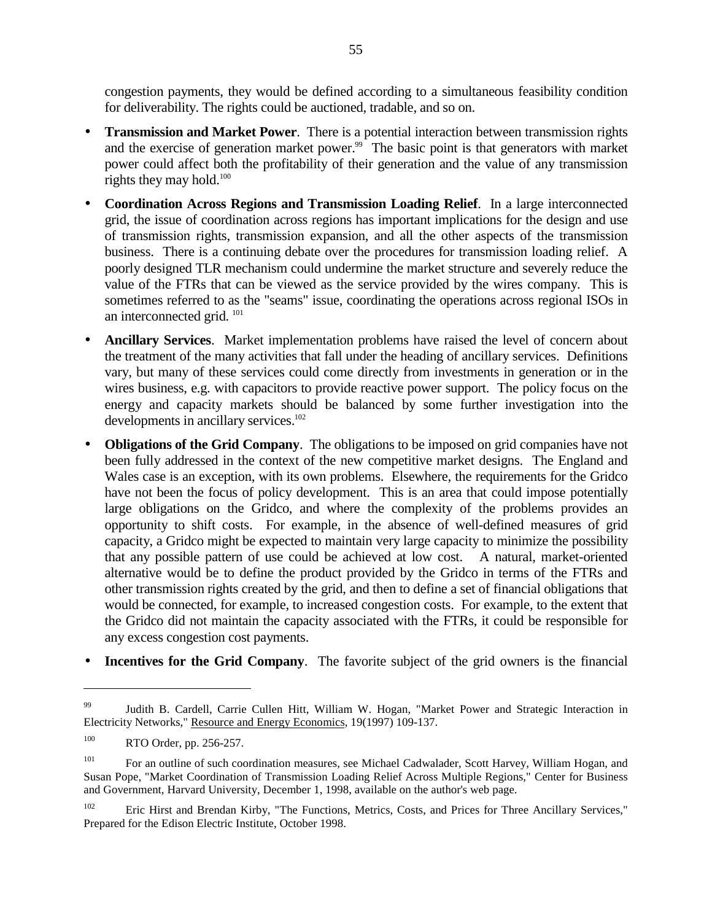congestion payments, they would be defined according to a simultaneous feasibility condition for deliverability. The rights could be auctioned, tradable, and so on.

- **Transmission and Market Power**. There is a potential interaction between transmission rights and the exercise of generation market power.[99] The basic point is that generators with market power could affect both the profitability of their generation and the value of any transmission rights they may hold.[100]

- **Coordination Across Regions and Transmission Loading Relief**. In a large interconnected grid, the issue of coordination across regions has important implications for the design and use of transmission rights, transmission expansion, and all the other aspects of the transmission business. There is a continuing debate over the procedures for transmission loading relief. A poorly designed TLR mechanism could undermine the market structure and severely reduce the value of the FTRs that can be viewed as the service provided by the wires company. This is sometimes referred to as the "seams" issue, coordinating the operations across regional ISOs in an interconnected grid.[101]

- **Ancillary Services**. Market implementation problems have raised the level of concern about the treatment of the many activities that fall under the heading of ancillary services. Definitions vary, but many of these services could come directly from investments in generation or in the wires business, e.g. with capacitors to provide reactive power support. The policy focus on the energy and capacity markets should be balanced by some further investigation into the developments in ancillary services.[102]

- **Obligations of the Grid Company**. The obligations to be imposed on grid companies have not been fully addressed in the context of the new competitive market designs. The England and Wales case is an exception, with its own problems. Elsewhere, the requirements for the Gridco have not been the focus of policy development. This is an area that could impose potentially large obligations on the Gridco, and where the complexity of the problems provides an opportunity to shift costs. For example, in the absence of well-defined measures of grid capacity, a Gridco might be expected to maintain very large capacity to minimize the possibility that any possible pattern of use could be achieved at low cost. A natural, market-oriented alternative would be to define the product provided by the Gridco in terms of the FTRs and other transmission rights created by the grid, and then to define a set of financial obligations that would be connected, for example, to increased congestion costs. For example, to the extent that the Gridco did not maintain the capacity associated with the FTRs, it could be responsible for any excess congestion cost payments.

- **Incentives for the Grid Company**. The favorite subject of the grid owners is the financial

---

[99] Judith B. Cardell, Carrie Cullen Hitt, William W. Hogan, "Market Power and Strategic Interaction in Electricity Networks," Resource and Energy Economics, 19(1997) 109-137.

[100] RTO Order, pp. 256-257.

[101] For an outline of such coordination measures, see Michael Cadwalader, Scott Harvey, William Hogan, and Susan Pope, "Market Coordination of Transmission Loading Relief Across Multiple Regions," Center for Business and Government, Harvard University, December 1, 1998, available on the author's web page.

[102] Eric Hirst and Brendan Kirby, "The Functions, Metrics, Costs, and Prices for Three Ancillary Services," Prepared for the Edison Electric Institute, October 1998.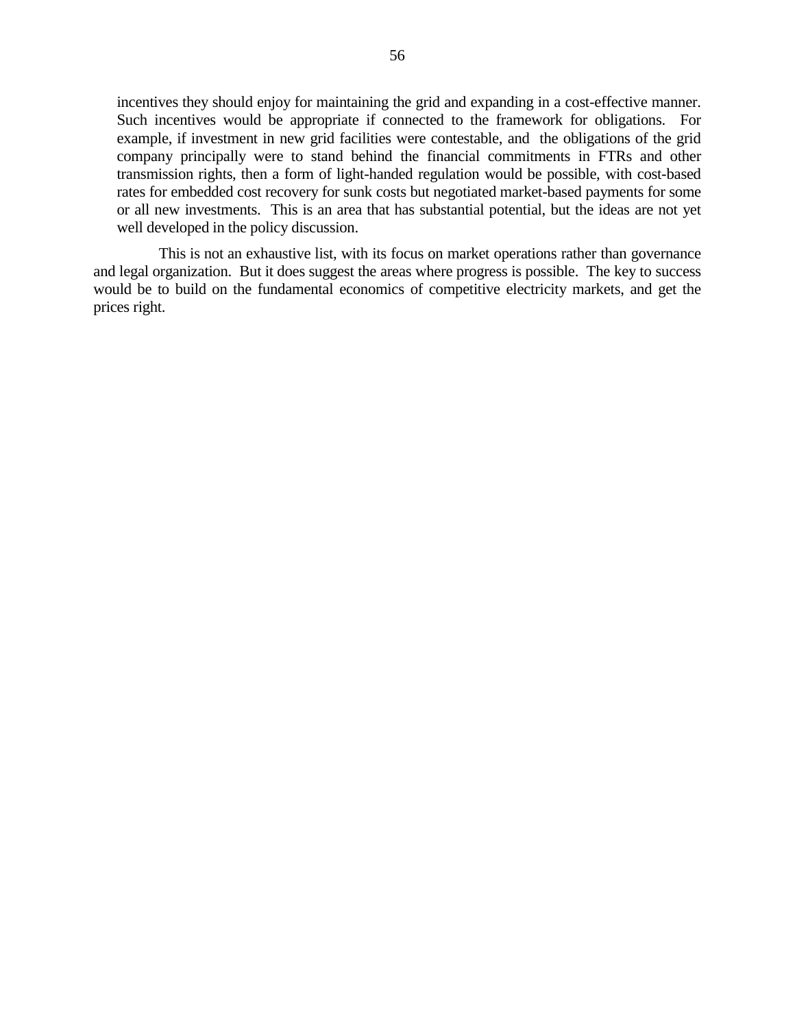incentives they should enjoy for maintaining the grid and expanding in a cost-effective manner. Such incentives would be appropriate if connected to the framework for obligations. For example, if investment in new grid facilities were contestable, and the obligations of the grid company principally were to stand behind the financial commitments in FTRs and other transmission rights, then a form of light-handed regulation would be possible, with cost-based rates for embedded cost recovery for sunk costs but negotiated market-based payments for some or all new investments. This is an area that has substantial potential, but the ideas are not yet well developed in the policy discussion.

This is not an exhaustive list, with its focus on market operations rather than governance and legal organization. But it does suggest the areas where progress is possible. The key to success would be to build on the fundamental economics of competitive electricity markets, and get the prices right.